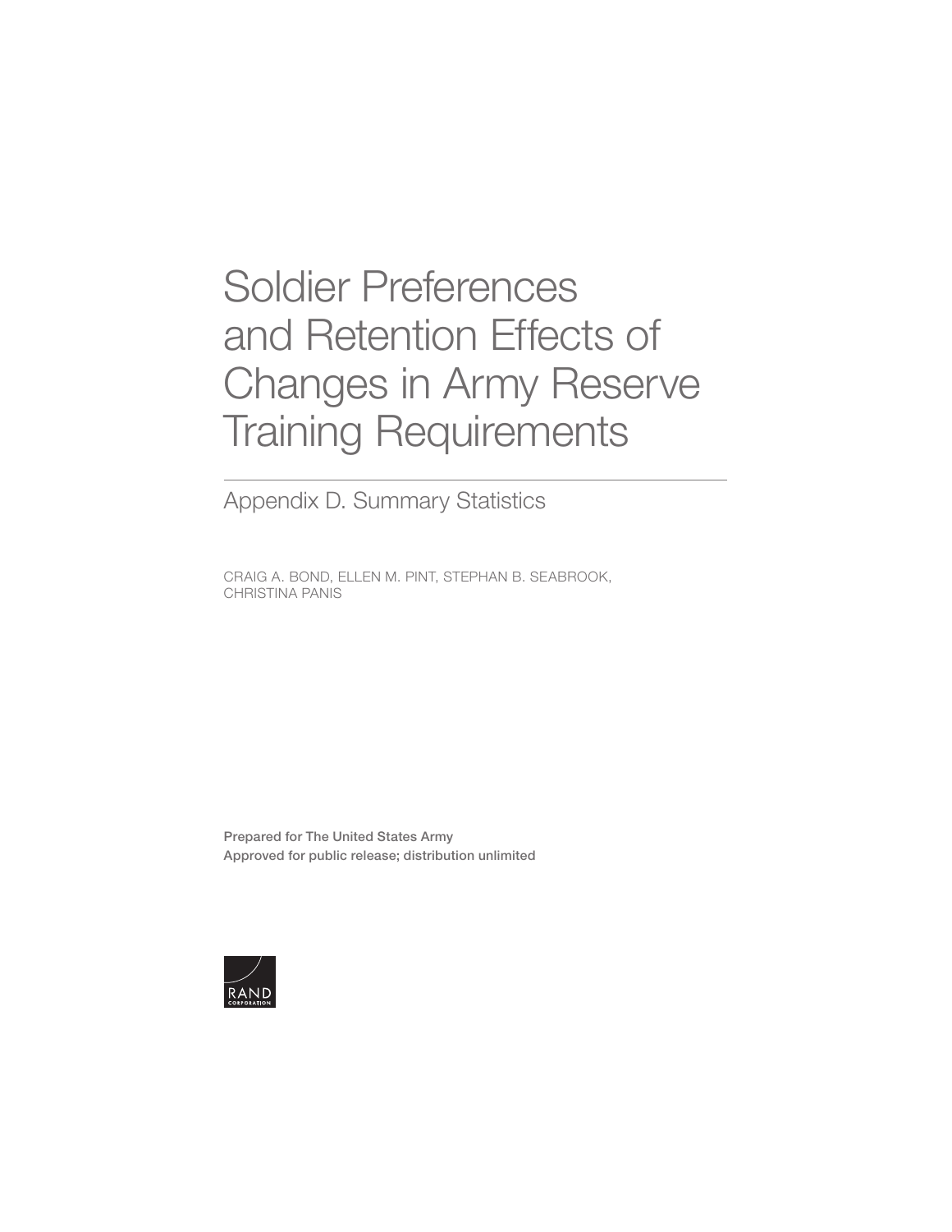# Soldier Preferences and Retention Effects of Changes in Army Reserve Training Requirements

## Appendix D. Summary Statistics

CRAIG A. BOND, ELLEN M. PINT, STEPHAN B. SEABROOK, CHRISTINA PANIS

**Prepared for The United States Army**
**Approved for public release; distribution unlimited**

RAND CORPORATION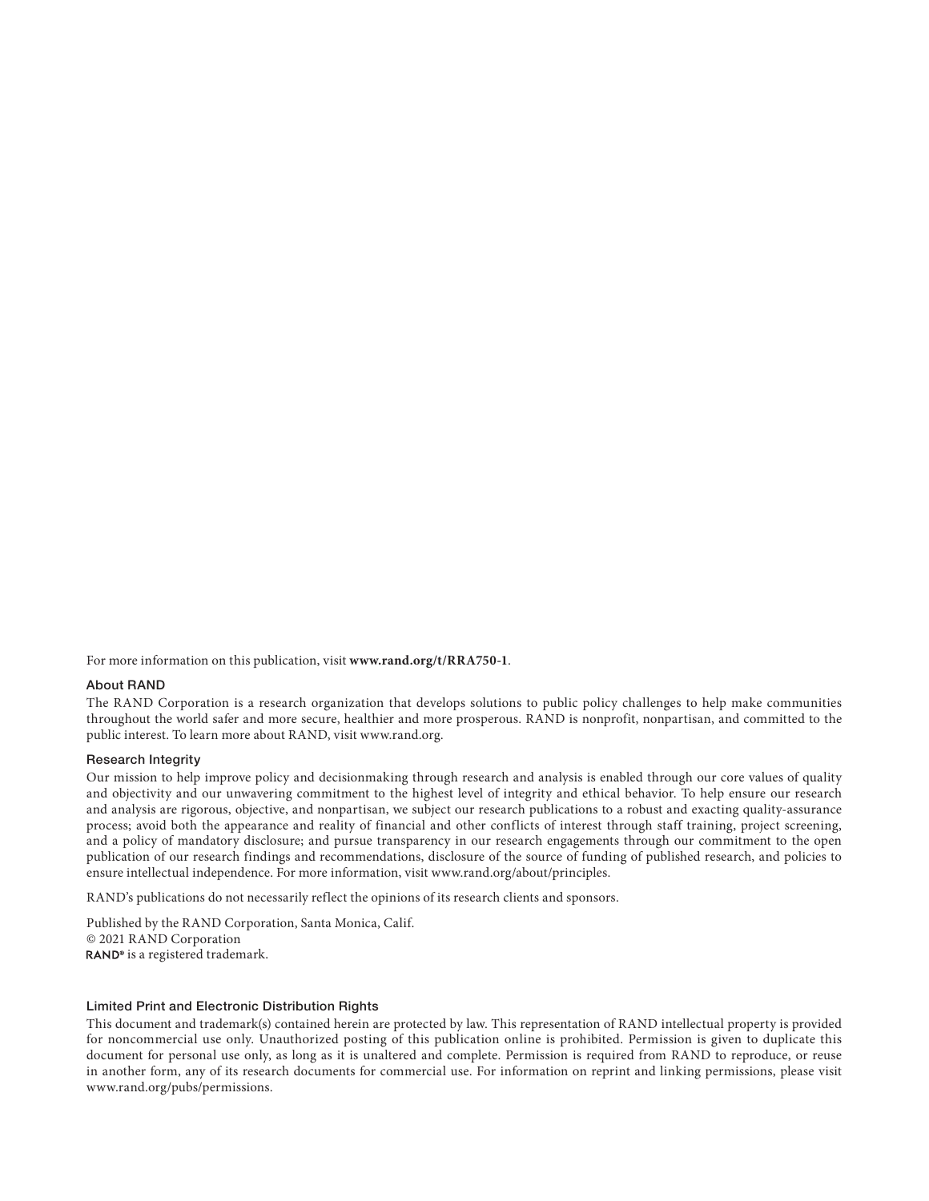For more information on this publication, visit **www.rand.org/t/RRA750-1**.

### About RAND

The RAND Corporation is a research organization that develops solutions to public policy challenges to help make communities throughout the world safer and more secure, healthier and more prosperous. RAND is nonprofit, nonpartisan, and committed to the public interest. To learn more about RAND, visit www.rand.org.

### Research Integrity

Our mission to help improve policy and decisionmaking through research and analysis is enabled through our core values of quality and objectivity and our unwavering commitment to the highest level of integrity and ethical behavior. To help ensure our research and analysis are rigorous, objective, and nonpartisan, we subject our research publications to a robust and exacting quality-assurance process; avoid both the appearance and reality of financial and other conflicts of interest through staff training, project screening, and a policy of mandatory disclosure; and pursue transparency in our research engagements through our commitment to the open publication of our research findings and recommendations, disclosure of the source of funding of published research, and policies to ensure intellectual independence. For more information, visit www.rand.org/about/principles.

RAND's publications do not necessarily reflect the opinions of its research clients and sponsors.

Published by the RAND Corporation, Santa Monica, Calif.
© 2021 RAND Corporation
RAND® is a registered trademark.

### Limited Print and Electronic Distribution Rights

This document and trademark(s) contained herein are protected by law. This representation of RAND intellectual property is provided for noncommercial use only. Unauthorized posting of this publication online is prohibited. Permission is given to duplicate this document for personal use only, as long as it is unaltered and complete. Permission is required from RAND to reproduce, or reuse in another form, any of its research documents for commercial use. For information on reprint and linking permissions, please visit www.rand.org/pubs/permissions.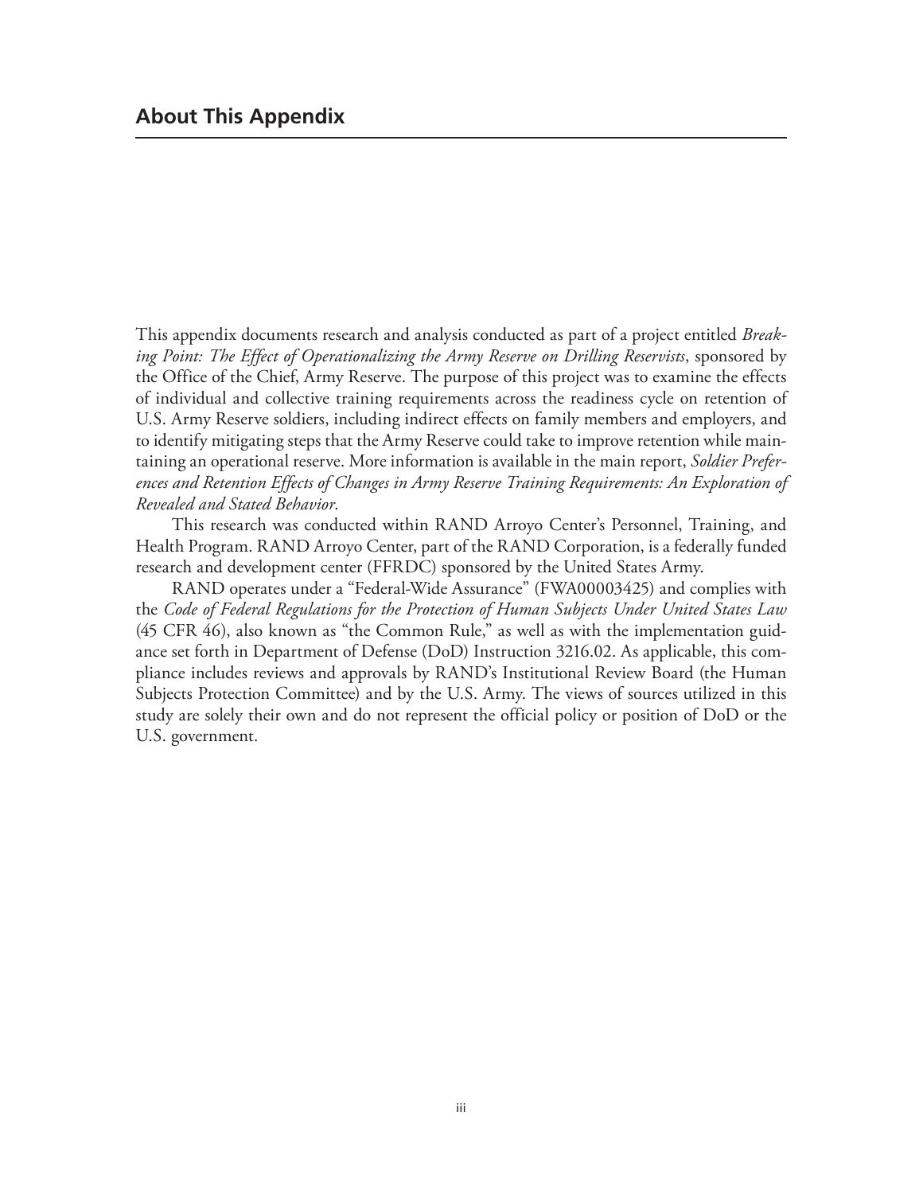## About This Appendix

This appendix documents research and analysis conducted as part of a project entitled *Breaking Point: The Effect of Operationalizing the Army Reserve on Drilling Reservists*, sponsored by the Office of the Chief, Army Reserve. The purpose of this project was to examine the effects of individual and collective training requirements across the readiness cycle on retention of U.S. Army Reserve soldiers, including indirect effects on family members and employers, and to identify mitigating steps that the Army Reserve could take to improve retention while maintaining an operational reserve. More information is available in the main report, *Soldier Preferences and Retention Effects of Changes in Army Reserve Training Requirements: An Exploration of Revealed and Stated Behavior*.

This research was conducted within RAND Arroyo Center's Personnel, Training, and Health Program. RAND Arroyo Center, part of the RAND Corporation, is a federally funded research and development center (FFRDC) sponsored by the United States Army.

RAND operates under a "Federal-Wide Assurance" (FWA00003425) and complies with the *Code of Federal Regulations for the Protection of Human Subjects Under United States Law* (45 CFR 46), also known as "the Common Rule," as well as with the implementation guidance set forth in Department of Defense (DoD) Instruction 3216.02. As applicable, this compliance includes reviews and approvals by RAND's Institutional Review Board (the Human Subjects Protection Committee) and by the U.S. Army. The views of sources utilized in this study are solely their own and do not represent the official policy or position of DoD or the U.S. government.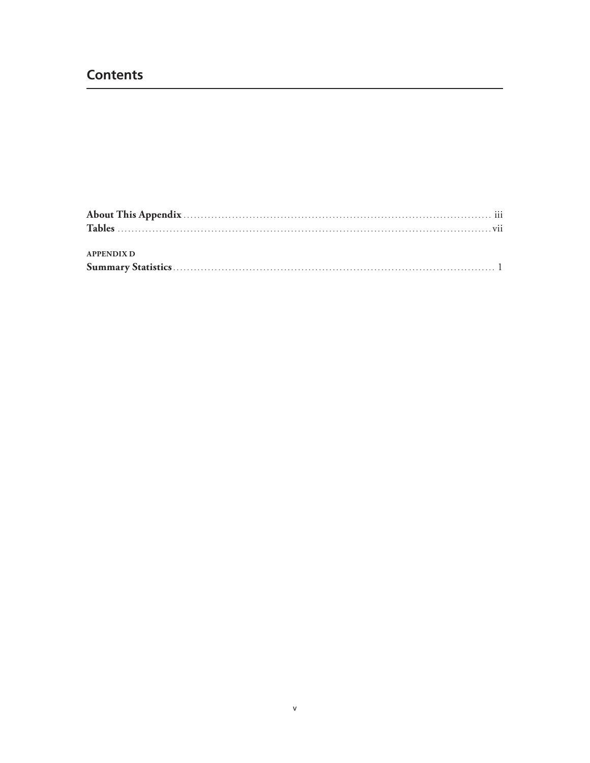# Contents

**About This Appendix** ........................................................................................ iii
**Tables** ........................................................................................................ vii

APPENDIX D
**Summary Statistics** ........................................................................................ 1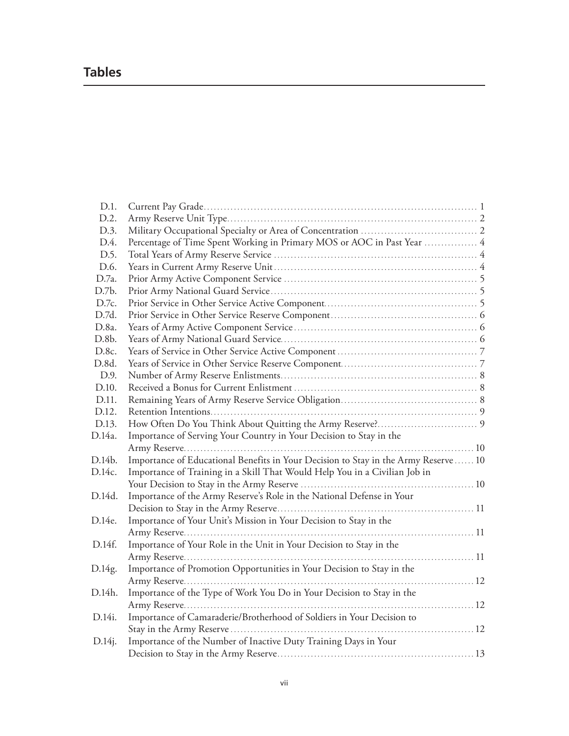# Tables

| | | |
|---|---|---|
| D.1. | Current Pay Grade | 1 |
| D.2. | Army Reserve Unit Type | 2 |
| D.3. | Military Occupational Specialty or Area of Concentration | 2 |
| D.4. | Percentage of Time Spent Working in Primary MOS or AOC in Past Year | 4 |
| D.5. | Total Years of Army Reserve Service | 4 |
| D.6. | Years in Current Army Reserve Unit | 4 |
| D.7a. | Prior Army Active Component Service | 5 |
| D.7b. | Prior Army National Guard Service | 5 |
| D.7c. | Prior Service in Other Service Active Component | 5 |
| D.7d. | Prior Service in Other Service Reserve Component | 6 |
| D.8a. | Years of Army Active Component Service | 6 |
| D.8b. | Years of Army National Guard Service | 6 |
| D.8c. | Years of Service in Other Service Active Component | 7 |
| D.8d. | Years of Service in Other Service Reserve Component | 7 |
| D.9. | Number of Army Reserve Enlistments | 8 |
| D.10. | Received a Bonus for Current Enlistment | 8 |
| D.11. | Remaining Years of Army Reserve Service Obligation | 8 |
| D.12. | Retention Intentions | 9 |
| D.13. | How Often Do You Think About Quitting the Army Reserve? | 9 |
| D.14a. | Importance of Serving Your Country in Your Decision to Stay in the Army Reserve | 10 |
| D.14b. | Importance of Educational Benefits in Your Decision to Stay in the Army Reserve | 10 |
| D.14c. | Importance of Training in a Skill That Would Help You in a Civilian Job in Your Decision to Stay in the Army Reserve | 10 |
| D.14d. | Importance of the Army Reserve's Role in the National Defense in Your Decision to Stay in the Army Reserve | 11 |
| D.14e. | Importance of Your Unit's Mission in Your Decision to Stay in the Army Reserve | 11 |
| D.14f. | Importance of Your Role in the Unit in Your Decision to Stay in the Army Reserve | 11 |
| D.14g. | Importance of Promotion Opportunities in Your Decision to Stay in the Army Reserve | 12 |
| D.14h. | Importance of the Type of Work You Do in Your Decision to Stay in the Army Reserve | 12 |
| D.14i. | Importance of Camaraderie/Brotherhood of Soldiers in Your Decision to Stay in the Army Reserve | 12 |
| D.14j. | Importance of the Number of Inactive Duty Training Days in Your Decision to Stay in the Army Reserve | 13 |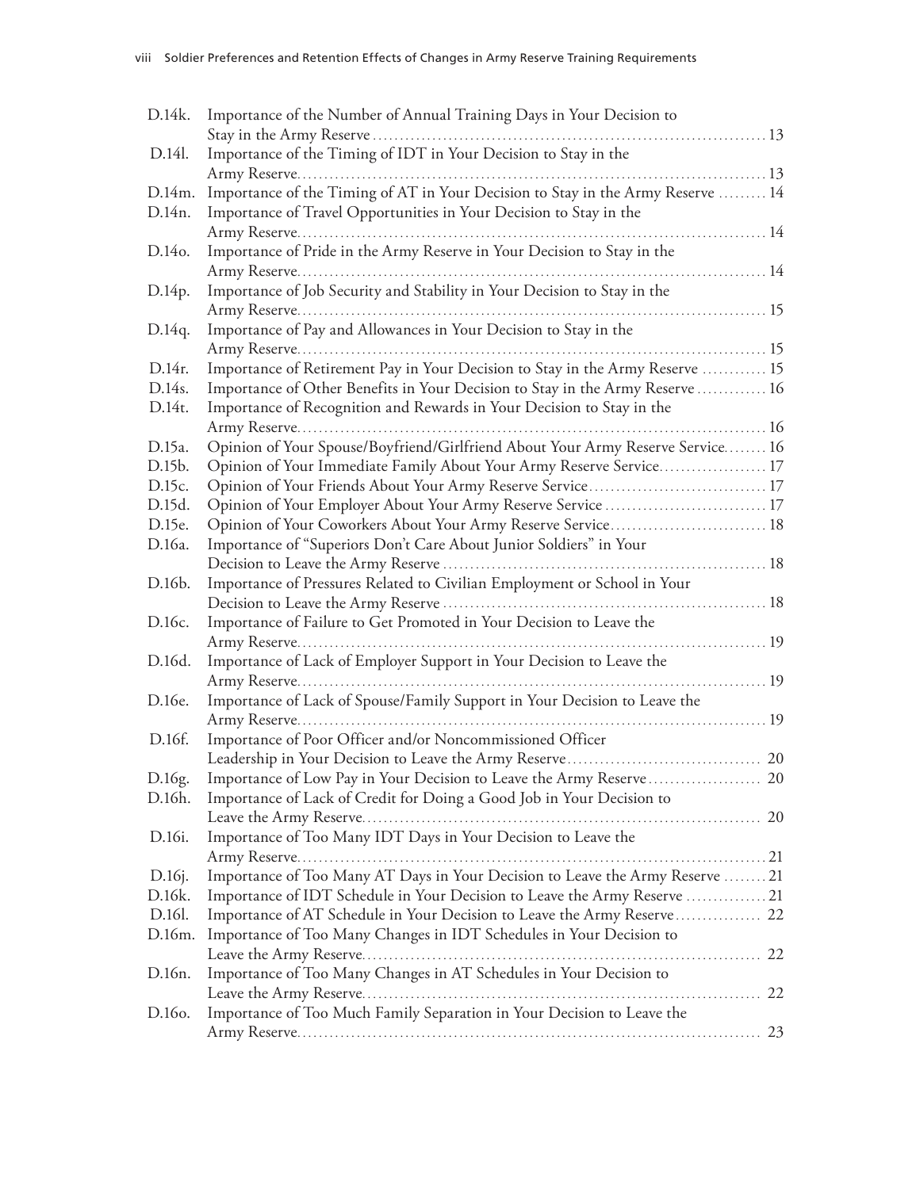| | | |
|---|---|---|
| D.14k. | Importance of the Number of Annual Training Days in Your Decision to Stay in the Army Reserve | 13 |
| D.14l. | Importance of the Timing of IDT in Your Decision to Stay in the Army Reserve | 13 |
| D.14m. | Importance of the Timing of AT in Your Decision to Stay in the Army Reserve | 14 |
| D.14n. | Importance of Travel Opportunities in Your Decision to Stay in the Army Reserve | 14 |
| D.14o. | Importance of Pride in the Army Reserve in Your Decision to Stay in the Army Reserve | 14 |
| D.14p. | Importance of Job Security and Stability in Your Decision to Stay in the Army Reserve | 15 |
| D.14q. | Importance of Pay and Allowances in Your Decision to Stay in the Army Reserve | 15 |
| D.14r. | Importance of Retirement Pay in Your Decision to Stay in the Army Reserve | 15 |
| D.14s. | Importance of Other Benefits in Your Decision to Stay in the Army Reserve | 16 |
| D.14t. | Importance of Recognition and Rewards in Your Decision to Stay in the Army Reserve | 16 |
| D.15a. | Opinion of Your Spouse/Boyfriend/Girlfriend About Your Army Reserve Service | 16 |
| D.15b. | Opinion of Your Immediate Family About Your Army Reserve Service | 17 |
| D.15c. | Opinion of Your Friends About Your Army Reserve Service | 17 |
| D.15d. | Opinion of Your Employer About Your Army Reserve Service | 17 |
| D.15e. | Opinion of Your Coworkers About Your Army Reserve Service | 18 |
| D.16a. | Importance of "Superiors Don't Care About Junior Soldiers" in Your Decision to Leave the Army Reserve | 18 |
| D.16b. | Importance of Pressures Related to Civilian Employment or School in Your Decision to Leave the Army Reserve | 18 |
| D.16c. | Importance of Failure to Get Promoted in Your Decision to Leave the Army Reserve | 19 |
| D.16d. | Importance of Lack of Employer Support in Your Decision to Leave the Army Reserve | 19 |
| D.16e. | Importance of Lack of Spouse/Family Support in Your Decision to Leave the Army Reserve | 19 |
| D.16f. | Importance of Poor Officer and/or Noncommissioned Officer Leadership in Your Decision to Leave the Army Reserve | 20 |
| D.16g. | Importance of Low Pay in Your Decision to Leave the Army Reserve | 20 |
| D.16h. | Importance of Lack of Credit for Doing a Good Job in Your Decision to Leave the Army Reserve | 20 |
| D.16i. | Importance of Too Many IDT Days in Your Decision to Leave the Army Reserve | 21 |
| D.16j. | Importance of Too Many AT Days in Your Decision to Leave the Army Reserve | 21 |
| D.16k. | Importance of IDT Schedule in Your Decision to Leave the Army Reserve | 21 |
| D.16l. | Importance of AT Schedule in Your Decision to Leave the Army Reserve | 22 |
| D.16m. | Importance of Too Many Changes in IDT Schedules in Your Decision to Leave the Army Reserve | 22 |
| D.16n. | Importance of Too Many Changes in AT Schedules in Your Decision to Leave the Army Reserve | 22 |
| D.16o. | Importance of Too Much Family Separation in Your Decision to Leave the Army Reserve | 23 |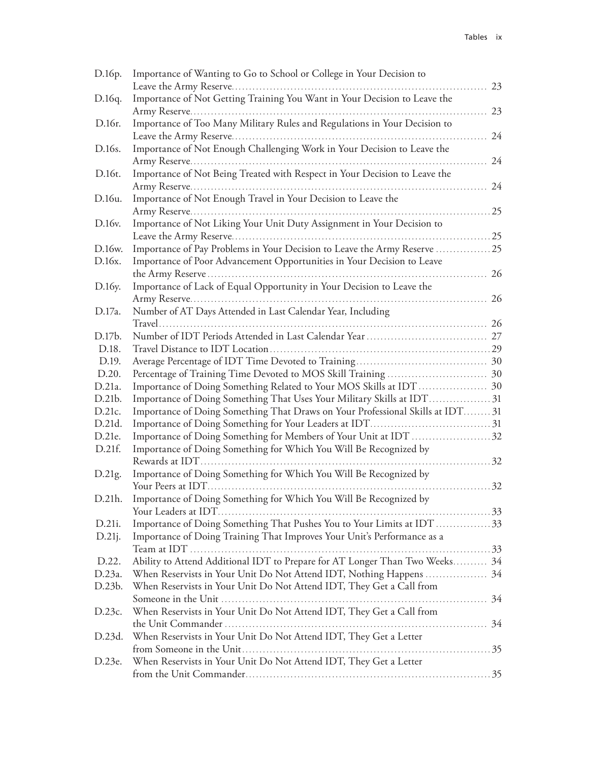| | | |
|---|---|---|
| D.16p. | Importance of Wanting to Go to School or College in Your Decision to Leave the Army Reserve | 23 |
| D.16q. | Importance of Not Getting Training You Want in Your Decision to Leave the Army Reserve | 23 |
| D.16r. | Importance of Too Many Military Rules and Regulations in Your Decision to Leave the Army Reserve | 24 |
| D.16s. | Importance of Not Enough Challenging Work in Your Decision to Leave the Army Reserve | 24 |
| D.16t. | Importance of Not Being Treated with Respect in Your Decision to Leave the Army Reserve | 24 |
| D.16u. | Importance of Not Enough Travel in Your Decision to Leave the Army Reserve | 25 |
| D.16v. | Importance of Not Liking Your Unit Duty Assignment in Your Decision to Leave the Army Reserve | 25 |
| D.16w. | Importance of Pay Problems in Your Decision to Leave the Army Reserve | 25 |
| D.16x. | Importance of Poor Advancement Opportunities in Your Decision to Leave the Army Reserve | 26 |
| D.16y. | Importance of Lack of Equal Opportunity in Your Decision to Leave the Army Reserve | 26 |
| D.17a. | Number of AT Days Attended in Last Calendar Year, Including Travel | 26 |
| D.17b. | Number of IDT Periods Attended in Last Calendar Year | 27 |
| D.18. | Travel Distance to IDT Location | 29 |
| D.19. | Average Percentage of IDT Time Devoted to Training | 30 |
| D.20. | Percentage of Training Time Devoted to MOS Skill Training | 30 |
| D.21a. | Importance of Doing Something Related to Your MOS Skills at IDT | 30 |
| D.21b. | Importance of Doing Something That Uses Your Military Skills at IDT | 31 |
| D.21c. | Importance of Doing Something That Draws on Your Professional Skills at IDT | 31 |
| D.21d. | Importance of Doing Something for Your Leaders at IDT | 31 |
| D.21e. | Importance of Doing Something for Members of Your Unit at IDT | 32 |
| D.21f. | Importance of Doing Something for Which You Will Be Recognized by Rewards at IDT | 32 |
| D.21g. | Importance of Doing Something for Which You Will Be Recognized by Your Peers at IDT | 32 |
| D.21h. | Importance of Doing Something for Which You Will Be Recognized by Your Leaders at IDT | 33 |
| D.21i. | Importance of Doing Something That Pushes You to Your Limits at IDT | 33 |
| D.21j. | Importance of Doing Training That Improves Your Unit's Performance as a Team at IDT | 33 |
| D.22. | Ability to Attend Additional IDT to Prepare for AT Longer Than Two Weeks | 34 |
| D.23a. | When Reservists in Your Unit Do Not Attend IDT, Nothing Happens | 34 |
| D.23b. | When Reservists in Your Unit Do Not Attend IDT, They Get a Call from Someone in the Unit | 34 |
| D.23c. | When Reservists in Your Unit Do Not Attend IDT, They Get a Call from the Unit Commander | 34 |
| D.23d. | When Reservists in Your Unit Do Not Attend IDT, They Get a Letter from Someone in the Unit | 35 |
| D.23e. | When Reservists in Your Unit Do Not Attend IDT, They Get a Letter from the Unit Commander | 35 |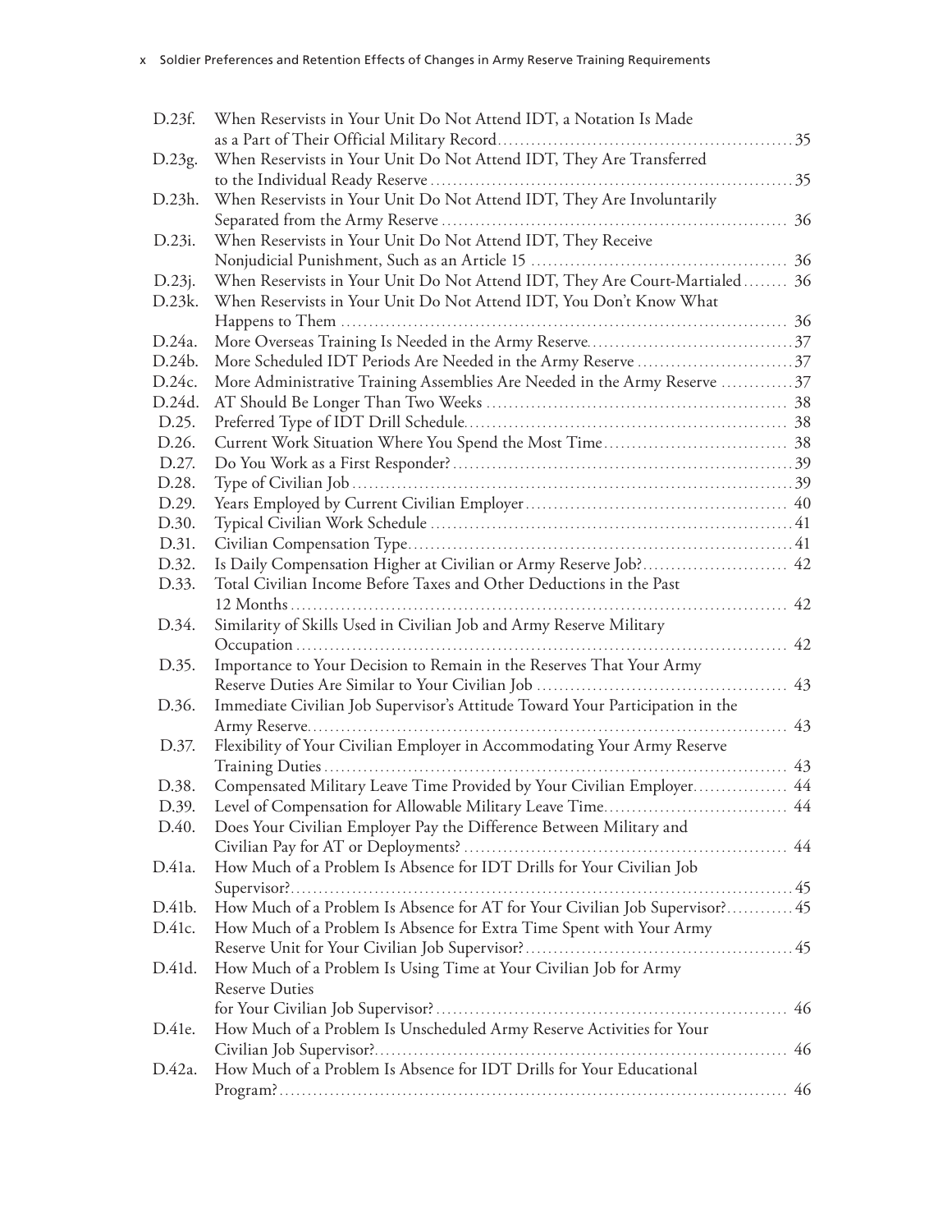| | | |
|---|---|---|
| D.23f. | When Reservists in Your Unit Do Not Attend IDT, a Notation Is Made as a Part of Their Official Military Record | 35 |
| D.23g. | When Reservists in Your Unit Do Not Attend IDT, They Are Transferred to the Individual Ready Reserve | 35 |
| D.23h. | When Reservists in Your Unit Do Not Attend IDT, They Are Involuntarily Separated from the Army Reserve | 36 |
| D.23i. | When Reservists in Your Unit Do Not Attend IDT, They Receive Nonjudicial Punishment, Such as an Article 15 | 36 |
| D.23j. | When Reservists in Your Unit Do Not Attend IDT, They Are Court-Martialed | 36 |
| D.23k. | When Reservists in Your Unit Do Not Attend IDT, You Don't Know What Happens to Them | 36 |
| D.24a. | More Overseas Training Is Needed in the Army Reserve | 37 |
| D.24b. | More Scheduled IDT Periods Are Needed in the Army Reserve | 37 |
| D.24c. | More Administrative Training Assemblies Are Needed in the Army Reserve | 37 |
| D.24d. | AT Should Be Longer Than Two Weeks | 38 |
| D.25. | Preferred Type of IDT Drill Schedule | 38 |
| D.26. | Current Work Situation Where You Spend the Most Time | 38 |
| D.27. | Do You Work as a First Responder? | 39 |
| D.28. | Type of Civilian Job | 39 |
| D.29. | Years Employed by Current Civilian Employer | 40 |
| D.30. | Typical Civilian Work Schedule | 41 |
| D.31. | Civilian Compensation Type | 41 |
| D.32. | Is Daily Compensation Higher at Civilian or Army Reserve Job? | 42 |
| D.33. | Total Civilian Income Before Taxes and Other Deductions in the Past 12 Months | 42 |
| D.34. | Similarity of Skills Used in Civilian Job and Army Reserve Military Occupation | 42 |
| D.35. | Importance to Your Decision to Remain in the Reserves That Your Army Reserve Duties Are Similar to Your Civilian Job | 43 |
| D.36. | Immediate Civilian Job Supervisor's Attitude Toward Your Participation in the Army Reserve | 43 |
| D.37. | Flexibility of Your Civilian Employer in Accommodating Your Army Reserve Training Duties | 43 |
| D.38. | Compensated Military Leave Time Provided by Your Civilian Employer | 44 |
| D.39. | Level of Compensation for Allowable Military Leave Time | 44 |
| D.40. | Does Your Civilian Employer Pay the Difference Between Military and Civilian Pay for AT or Deployments? | 44 |
| D.41a. | How Much of a Problem Is Absence for IDT Drills for Your Civilian Job Supervisor? | 45 |
| D.41b. | How Much of a Problem Is Absence for AT for Your Civilian Job Supervisor? | 45 |
| D.41c. | How Much of a Problem Is Absence for Extra Time Spent with Your Army Reserve Unit for Your Civilian Job Supervisor? | 45 |
| D.41d. | How Much of a Problem Is Using Time at Your Civilian Job for Army Reserve Duties for Your Civilian Job Supervisor? | 46 |
| D.41e. | How Much of a Problem Is Unscheduled Army Reserve Activities for Your Civilian Job Supervisor? | 46 |
| D.42a. | How Much of a Problem Is Absence for IDT Drills for Your Educational Program? | 46 |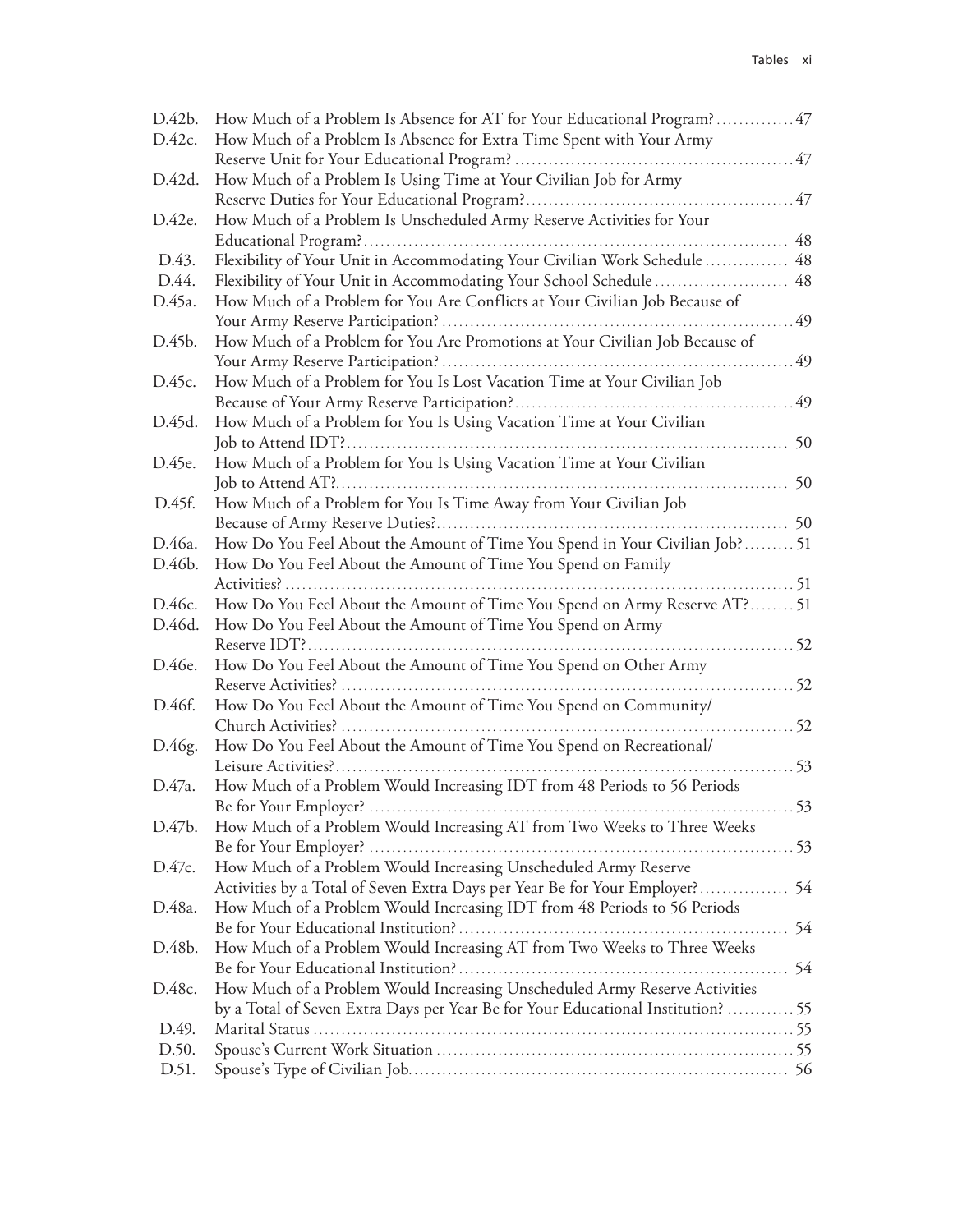| | | |
|---|---|---|
| D.42b. | How Much of a Problem Is Absence for AT for Your Educational Program? | 47 |
| D.42c. | How Much of a Problem Is Absence for Extra Time Spent with Your Army Reserve Unit for Your Educational Program? | 47 |
| D.42d. | How Much of a Problem Is Using Time at Your Civilian Job for Army Reserve Duties for Your Educational Program? | 47 |
| D.42e. | How Much of a Problem Is Unscheduled Army Reserve Activities for Your Educational Program? | 48 |
| D.43. | Flexibility of Your Unit in Accommodating Your Civilian Work Schedule | 48 |
| D.44. | Flexibility of Your Unit in Accommodating Your School Schedule | 48 |
| D.45a. | How Much of a Problem for You Are Conflicts at Your Civilian Job Because of Your Army Reserve Participation? | 49 |
| D.45b. | How Much of a Problem for You Are Promotions at Your Civilian Job Because of Your Army Reserve Participation? | 49 |
| D.45c. | How Much of a Problem for You Is Lost Vacation Time at Your Civilian Job Because of Your Army Reserve Participation? | 49 |
| D.45d. | How Much of a Problem for You Is Using Vacation Time at Your Civilian Job to Attend IDT? | 50 |
| D.45e. | How Much of a Problem for You Is Using Vacation Time at Your Civilian Job to Attend AT? | 50 |
| D.45f. | How Much of a Problem for You Is Time Away from Your Civilian Job Because of Army Reserve Duties? | 50 |
| D.46a. | How Do You Feel About the Amount of Time You Spend in Your Civilian Job? | 51 |
| D.46b. | How Do You Feel About the Amount of Time You Spend on Family Activities? | 51 |
| D.46c. | How Do You Feel About the Amount of Time You Spend on Army Reserve AT? | 51 |
| D.46d. | How Do You Feel About the Amount of Time You Spend on Army Reserve IDT? | 52 |
| D.46e. | How Do You Feel About the Amount of Time You Spend on Other Army Reserve Activities? | 52 |
| D.46f. | How Do You Feel About the Amount of Time You Spend on Community/Church Activities? | 52 |
| D.46g. | How Do You Feel About the Amount of Time You Spend on Recreational/Leisure Activities? | 53 |
| D.47a. | How Much of a Problem Would Increasing IDT from 48 Periods to 56 Periods Be for Your Employer? | 53 |
| D.47b. | How Much of a Problem Would Increasing AT from Two Weeks to Three Weeks Be for Your Employer? | 53 |
| D.47c. | How Much of a Problem Would Increasing Unscheduled Army Reserve Activities by a Total of Seven Extra Days per Year Be for Your Employer? | 54 |
| D.48a. | How Much of a Problem Would Increasing IDT from 48 Periods to 56 Periods Be for Your Educational Institution? | 54 |
| D.48b. | How Much of a Problem Would Increasing AT from Two Weeks to Three Weeks Be for Your Educational Institution? | 54 |
| D.48c. | How Much of a Problem Would Increasing Unscheduled Army Reserve Activities by a Total of Seven Extra Days per Year Be for Your Educational Institution? | 55 |
| D.49. | Marital Status | 55 |
| D.50. | Spouse's Current Work Situation | 55 |
| D.51. | Spouse's Type of Civilian Job | 56 |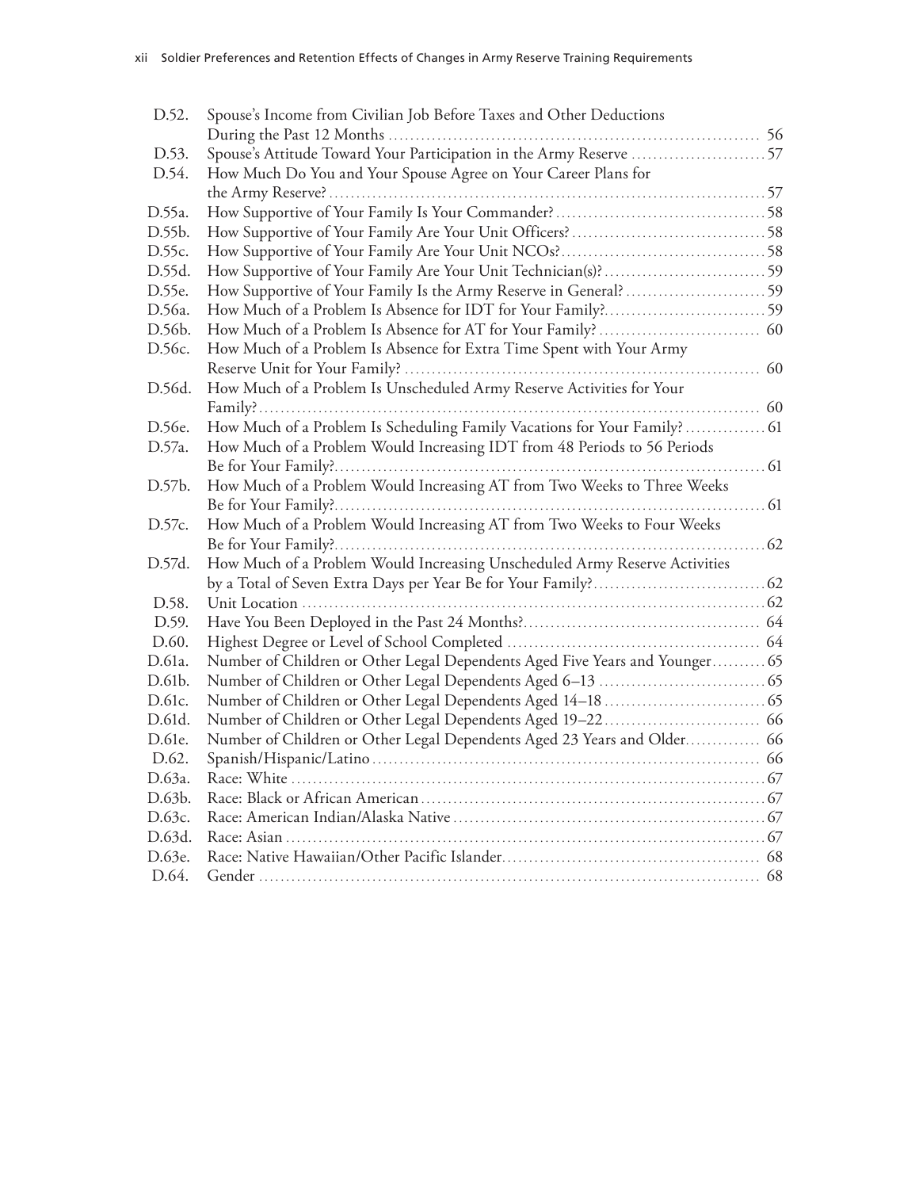| | | |
|---|---|---|
| D.52. | Spouse's Income from Civilian Job Before Taxes and Other Deductions During the Past 12 Months | 56 |
| D.53. | Spouse's Attitude Toward Your Participation in the Army Reserve | 57 |
| D.54. | How Much Do You and Your Spouse Agree on Your Career Plans for the Army Reserve? | 57 |
| D.55a. | How Supportive of Your Family Is Your Commander? | 58 |
| D.55b. | How Supportive of Your Family Are Your Unit Officers? | 58 |
| D.55c. | How Supportive of Your Family Are Your Unit NCOs? | 58 |
| D.55d. | How Supportive of Your Family Are Your Unit Technician(s)? | 59 |
| D.55e. | How Supportive of Your Family Is the Army Reserve in General? | 59 |
| D.56a. | How Much of a Problem Is Absence for IDT for Your Family? | 59 |
| D.56b. | How Much of a Problem Is Absence for AT for Your Family? | 60 |
| D.56c. | How Much of a Problem Is Absence for Extra Time Spent with Your Army Reserve Unit for Your Family? | 60 |
| D.56d. | How Much of a Problem Is Unscheduled Army Reserve Activities for Your Family? | 60 |
| D.56e. | How Much of a Problem Is Scheduling Family Vacations for Your Family? | 61 |
| D.57a. | How Much of a Problem Would Increasing IDT from 48 Periods to 56 Periods Be for Your Family? | 61 |
| D.57b. | How Much of a Problem Would Increasing AT from Two Weeks to Three Weeks Be for Your Family? | 61 |
| D.57c. | How Much of a Problem Would Increasing AT from Two Weeks to Four Weeks Be for Your Family? | 62 |
| D.57d. | How Much of a Problem Would Increasing Unscheduled Army Reserve Activities by a Total of Seven Extra Days per Year Be for Your Family? | 62 |
| D.58. | Unit Location | 62 |
| D.59. | Have You Been Deployed in the Past 24 Months? | 64 |
| D.60. | Highest Degree or Level of School Completed | 64 |
| D.61a. | Number of Children or Other Legal Dependents Aged Five Years and Younger | 65 |
| D.61b. | Number of Children or Other Legal Dependents Aged 6–13 | 65 |
| D.61c. | Number of Children or Other Legal Dependents Aged 14–18 | 65 |
| D.61d. | Number of Children or Other Legal Dependents Aged 19–22 | 66 |
| D.61e. | Number of Children or Other Legal Dependents Aged 23 Years and Older | 66 |
| D.62. | Spanish/Hispanic/Latino | 66 |
| D.63a. | Race: White | 67 |
| D.63b. | Race: Black or African American | 67 |
| D.63c. | Race: American Indian/Alaska Native | 67 |
| D.63d. | Race: Asian | 67 |
| D.63e. | Race: Native Hawaiian/Other Pacific Islander | 68 |
| D.64. | Gender | 68 |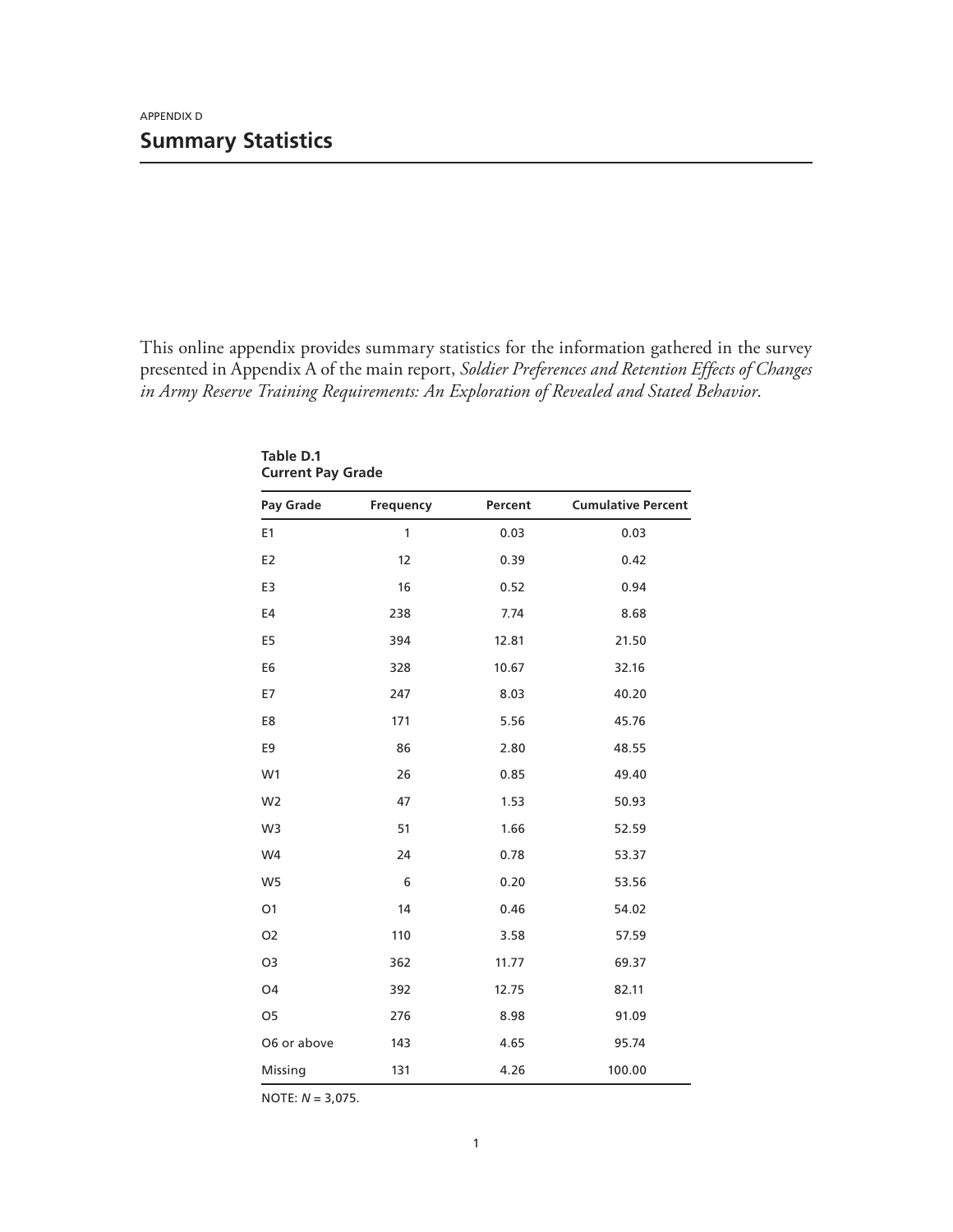APPENDIX D

# Summary Statistics

This online appendix provides summary statistics for the information gathered in the survey presented in Appendix A of the main report, *Soldier Preferences and Retention Effects of Changes in Army Reserve Training Requirements: An Exploration of Revealed and Stated Behavior*.

**Table D.1**
**Current Pay Grade**

| Pay Grade | Frequency | Percent | Cumulative Percent |
|---|---|---|---|
| E1 | 1 | 0.03 | 0.03 |
| E2 | 12 | 0.39 | 0.42 |
| E3 | 16 | 0.52 | 0.94 |
| E4 | 238 | 7.74 | 8.68 |
| E5 | 394 | 12.81 | 21.50 |
| E6 | 328 | 10.67 | 32.16 |
| E7 | 247 | 8.03 | 40.20 |
| E8 | 171 | 5.56 | 45.76 |
| E9 | 86 | 2.80 | 48.55 |
| W1 | 26 | 0.85 | 49.40 |
| W2 | 47 | 1.53 | 50.93 |
| W3 | 51 | 1.66 | 52.59 |
| W4 | 24 | 0.78 | 53.37 |
| W5 | 6 | 0.20 | 53.56 |
| O1 | 14 | 0.46 | 54.02 |
| O2 | 110 | 3.58 | 57.59 |
| O3 | 362 | 11.77 | 69.37 |
| O4 | 392 | 12.75 | 82.11 |
| O5 | 276 | 8.98 | 91.09 |
| O6 or above | 143 | 4.65 | 95.74 |
| Missing | 131 | 4.26 | 100.00 |

NOTE: *N* = 3,075.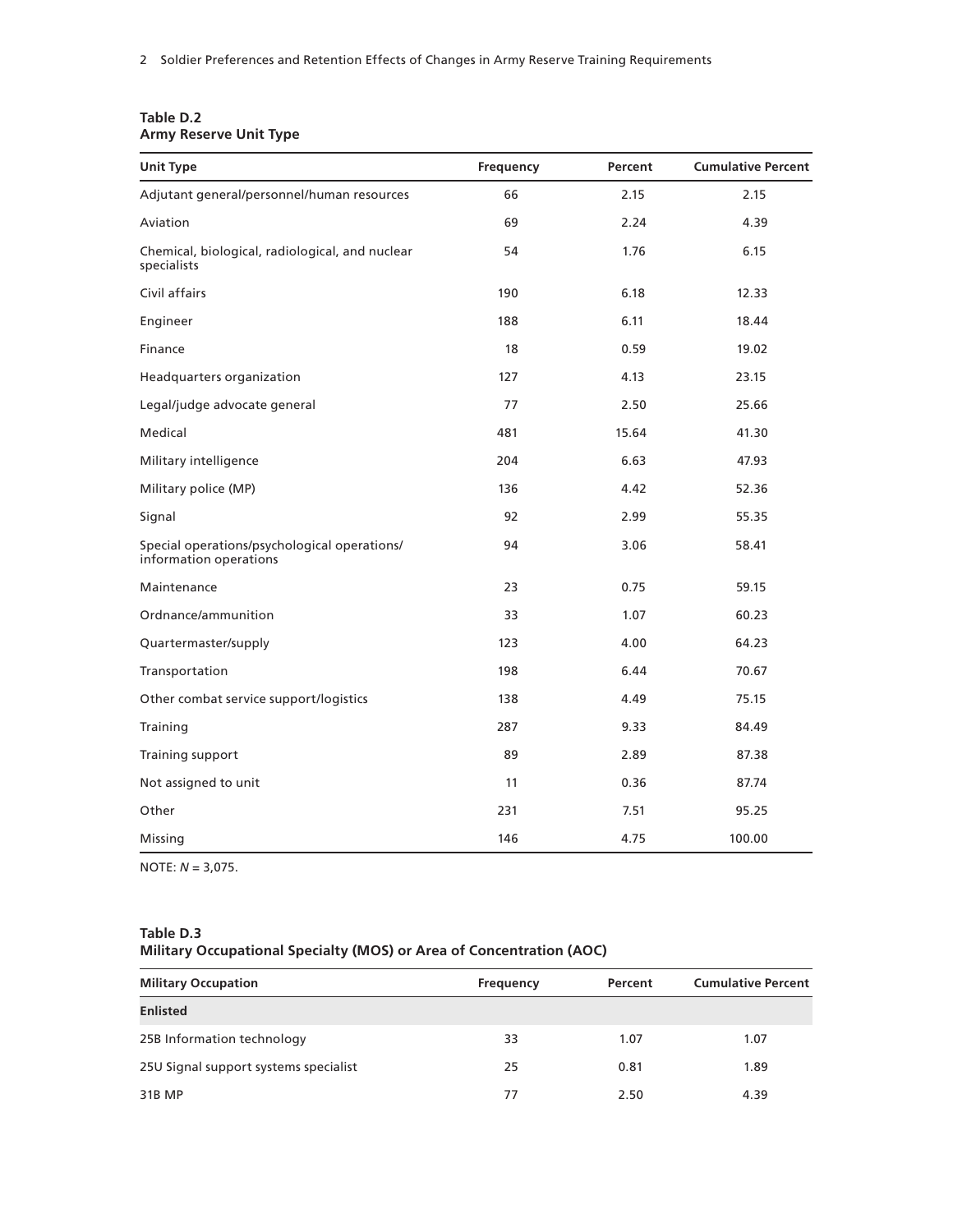**Table D.2**
**Army Reserve Unit Type**

| Unit Type | Frequency | Percent | Cumulative Percent |
|---|---|---|---|
| Adjutant general/personnel/human resources | 66 | 2.15 | 2.15 |
| Aviation | 69 | 2.24 | 4.39 |
| Chemical, biological, radiological, and nuclear specialists | 54 | 1.76 | 6.15 |
| Civil affairs | 190 | 6.18 | 12.33 |
| Engineer | 188 | 6.11 | 18.44 |
| Finance | 18 | 0.59 | 19.02 |
| Headquarters organization | 127 | 4.13 | 23.15 |
| Legal/judge advocate general | 77 | 2.50 | 25.66 |
| Medical | 481 | 15.64 | 41.30 |
| Military intelligence | 204 | 6.63 | 47.93 |
| Military police (MP) | 136 | 4.42 | 52.36 |
| Signal | 92 | 2.99 | 55.35 |
| Special operations/psychological operations/ information operations | 94 | 3.06 | 58.41 |
| Maintenance | 23 | 0.75 | 59.15 |
| Ordnance/ammunition | 33 | 1.07 | 60.23 |
| Quartermaster/supply | 123 | 4.00 | 64.23 |
| Transportation | 198 | 6.44 | 70.67 |
| Other combat service support/logistics | 138 | 4.49 | 75.15 |
| Training | 287 | 9.33 | 84.49 |
| Training support | 89 | 2.89 | 87.38 |
| Not assigned to unit | 11 | 0.36 | 87.74 |
| Other | 231 | 7.51 | 95.25 |
| Missing | 146 | 4.75 | 100.00 |

NOTE: *N* = 3,075.

**Table D.3**
**Military Occupational Specialty (MOS) or Area of Concentration (AOC)**

| Military Occupation | Frequency | Percent | Cumulative Percent |
|---|---|---|---|
| **Enlisted** | | | |
| 25B Information technology | 33 | 1.07 | 1.07 |
| 25U Signal support systems specialist | 25 | 0.81 | 1.89 |
| 31B MP | 77 | 2.50 | 4.39 |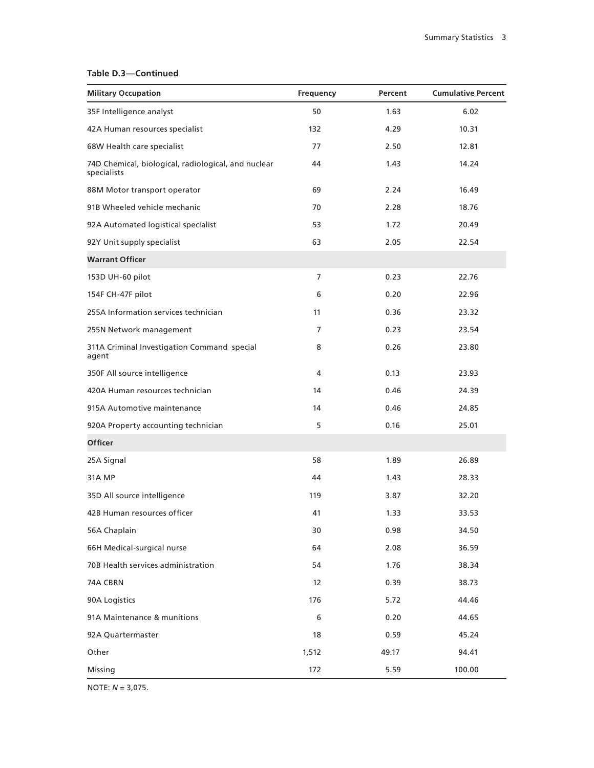**Table D.3—Continued**

| Military Occupation | Frequency | Percent | Cumulative Percent |
|---|---|---|---|
| 35F Intelligence analyst | 50 | 1.63 | 6.02 |
| 42A Human resources specialist | 132 | 4.29 | 10.31 |
| 68W Health care specialist | 77 | 2.50 | 12.81 |
| 74D Chemical, biological, radiological, and nuclear specialists | 44 | 1.43 | 14.24 |
| 88M Motor transport operator | 69 | 2.24 | 16.49 |
| 91B Wheeled vehicle mechanic | 70 | 2.28 | 18.76 |
| 92A Automated logistical specialist | 53 | 1.72 | 20.49 |
| 92Y Unit supply specialist | 63 | 2.05 | 22.54 |
| **Warrant Officer** | | | |
| 153D UH-60 pilot | 7 | 0.23 | 22.76 |
| 154F CH-47F pilot | 6 | 0.20 | 22.96 |
| 255A Information services technician | 11 | 0.36 | 23.32 |
| 255N Network management | 7 | 0.23 | 23.54 |
| 311A Criminal Investigation Command special agent | 8 | 0.26 | 23.80 |
| 350F All source intelligence | 4 | 0.13 | 23.93 |
| 420A Human resources technician | 14 | 0.46 | 24.39 |
| 915A Automotive maintenance | 14 | 0.46 | 24.85 |
| 920A Property accounting technician | 5 | 0.16 | 25.01 |
| **Officer** | | | |
| 25A Signal | 58 | 1.89 | 26.89 |
| 31A MP | 44 | 1.43 | 28.33 |
| 35D All source intelligence | 119 | 3.87 | 32.20 |
| 42B Human resources officer | 41 | 1.33 | 33.53 |
| 56A Chaplain | 30 | 0.98 | 34.50 |
| 66H Medical-surgical nurse | 64 | 2.08 | 36.59 |
| 70B Health services administration | 54 | 1.76 | 38.34 |
| 74A CBRN | 12 | 0.39 | 38.73 |
| 90A Logistics | 176 | 5.72 | 44.46 |
| 91A Maintenance & munitions | 6 | 0.20 | 44.65 |
| 92A Quartermaster | 18 | 0.59 | 45.24 |
| Other | 1,512 | 49.17 | 94.41 |
| Missing | 172 | 5.59 | 100.00 |

NOTE: *N* = 3,075.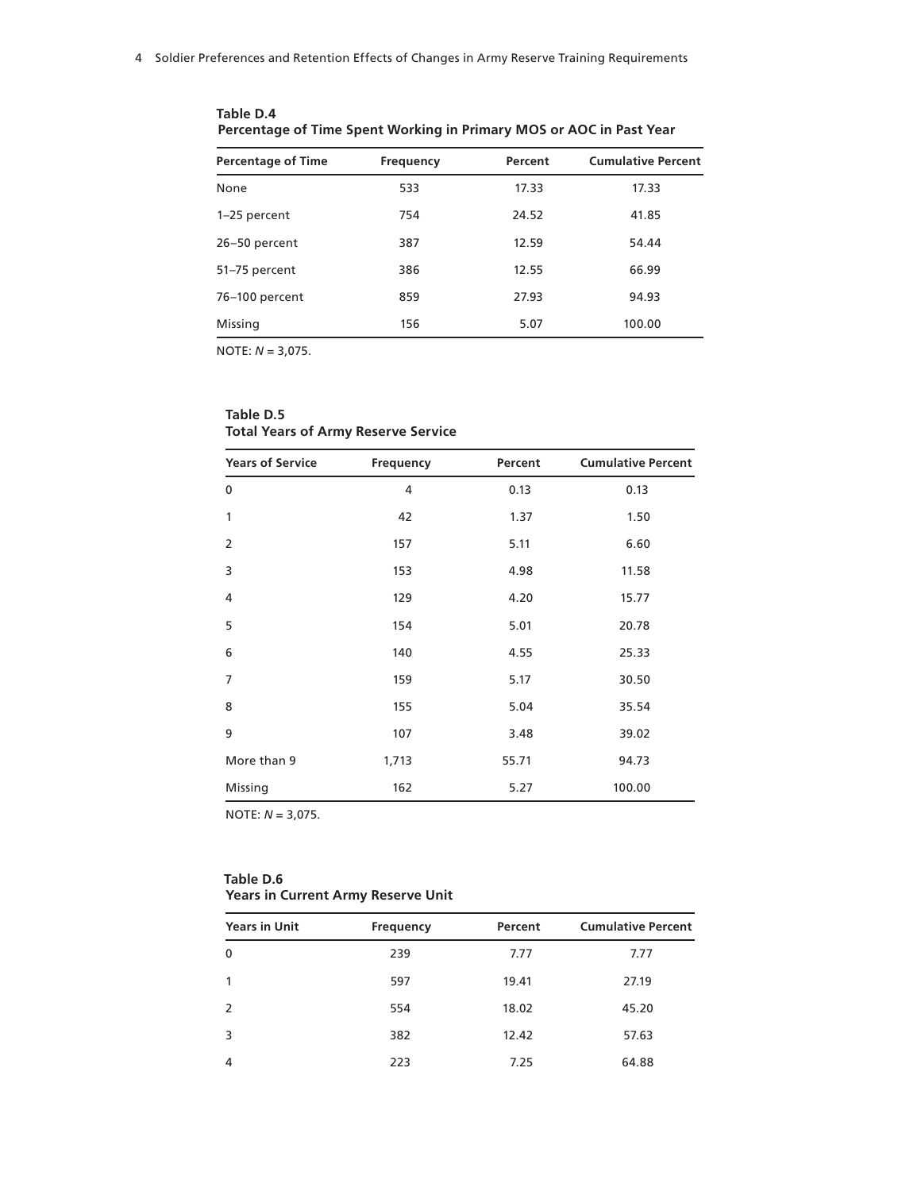**Table D.4**
**Percentage of Time Spent Working in Primary MOS or AOC in Past Year**

| Percentage of Time | Frequency | Percent | Cumulative Percent |
|---|---|---|---|
| None | 533 | 17.33 | 17.33 |
| 1–25 percent | 754 | 24.52 | 41.85 |
| 26–50 percent | 387 | 12.59 | 54.44 |
| 51–75 percent | 386 | 12.55 | 66.99 |
| 76–100 percent | 859 | 27.93 | 94.93 |
| Missing | 156 | 5.07 | 100.00 |

NOTE: *N* = 3,075.

**Table D.5**
**Total Years of Army Reserve Service**

| Years of Service | Frequency | Percent | Cumulative Percent |
|---|---|---|---|
| 0 | 4 | 0.13 | 0.13 |
| 1 | 42 | 1.37 | 1.50 |
| 2 | 157 | 5.11 | 6.60 |
| 3 | 153 | 4.98 | 11.58 |
| 4 | 129 | 4.20 | 15.77 |
| 5 | 154 | 5.01 | 20.78 |
| 6 | 140 | 4.55 | 25.33 |
| 7 | 159 | 5.17 | 30.50 |
| 8 | 155 | 5.04 | 35.54 |
| 9 | 107 | 3.48 | 39.02 |
| More than 9 | 1,713 | 55.71 | 94.73 |
| Missing | 162 | 5.27 | 100.00 |

NOTE: *N* = 3,075.

**Table D.6**
**Years in Current Army Reserve Unit**

| Years in Unit | Frequency | Percent | Cumulative Percent |
|---|---|---|---|
| 0 | 239 | 7.77 | 7.77 |
| 1 | 597 | 19.41 | 27.19 |
| 2 | 554 | 18.02 | 45.20 |
| 3 | 382 | 12.42 | 57.63 |
| 4 | 223 | 7.25 | 64.88 |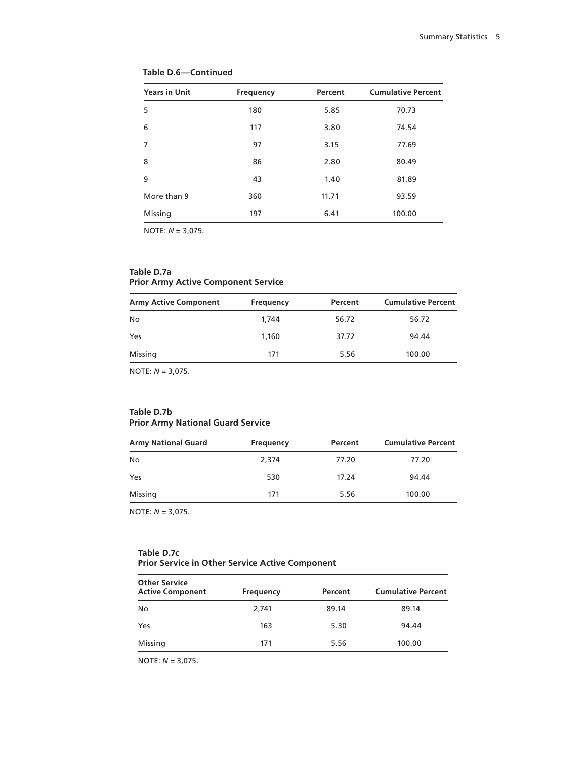**Table D.6—Continued**

| Years in Unit | Frequency | Percent | Cumulative Percent |
|---|---|---|---|
| 5 | 180 | 5.85 | 70.73 |
| 6 | 117 | 3.80 | 74.54 |
| 7 | 97 | 3.15 | 77.69 |
| 8 | 86 | 2.80 | 80.49 |
| 9 | 43 | 1.40 | 81.89 |
| More than 9 | 360 | 11.71 | 93.59 |
| Missing | 197 | 6.41 | 100.00 |

NOTE: *N* = 3,075.

**Table D.7a**
**Prior Army Active Component Service**

| Army Active Component | Frequency | Percent | Cumulative Percent |
|---|---|---|---|
| No | 1,744 | 56.72 | 56.72 |
| Yes | 1,160 | 37.72 | 94.44 |
| Missing | 171 | 5.56 | 100.00 |

NOTE: *N* = 3,075.

**Table D.7b**
**Prior Army National Guard Service**

| Army National Guard | Frequency | Percent | Cumulative Percent |
|---|---|---|---|
| No | 2,374 | 77.20 | 77.20 |
| Yes | 530 | 17.24 | 94.44 |
| Missing | 171 | 5.56 | 100.00 |

NOTE: *N* = 3,075.

**Table D.7c**
**Prior Service in Other Service Active Component**

| Other Service Active Component | Frequency | Percent | Cumulative Percent |
|---|---|---|---|
| No | 2,741 | 89.14 | 89.14 |
| Yes | 163 | 5.30 | 94.44 |
| Missing | 171 | 5.56 | 100.00 |

NOTE: *N* = 3,075.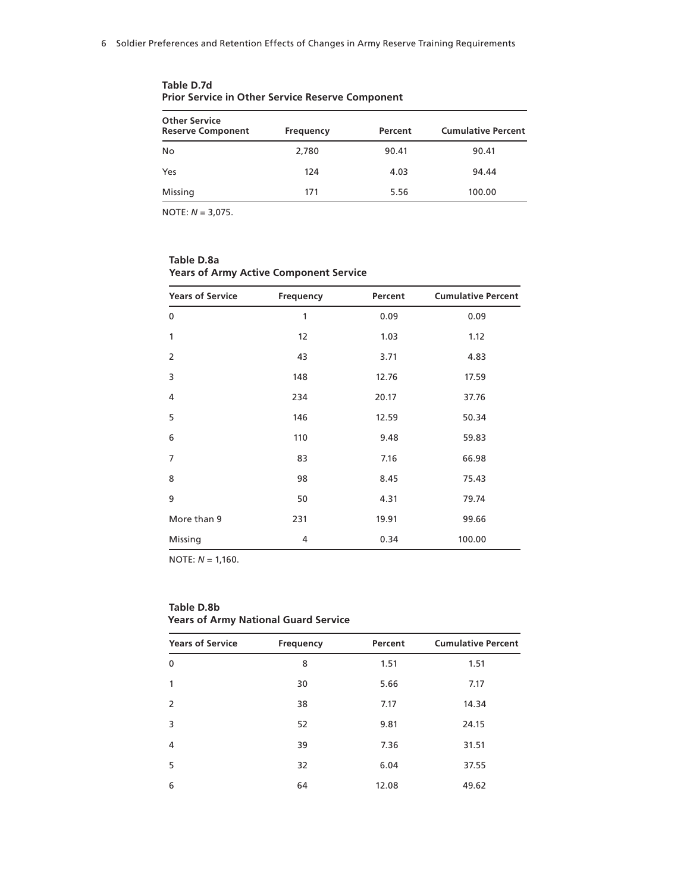**Table D.7d**
**Prior Service in Other Service Reserve Component**

| Other Service Reserve Component | Frequency | Percent | Cumulative Percent |
|---|---|---|---|
| No | 2,780 | 90.41 | 90.41 |
| Yes | 124 | 4.03 | 94.44 |
| Missing | 171 | 5.56 | 100.00 |

NOTE: *N* = 3,075.

**Table D.8a**
**Years of Army Active Component Service**

| Years of Service | Frequency | Percent | Cumulative Percent |
|---|---|---|---|
| 0 | 1 | 0.09 | 0.09 |
| 1 | 12 | 1.03 | 1.12 |
| 2 | 43 | 3.71 | 4.83 |
| 3 | 148 | 12.76 | 17.59 |
| 4 | 234 | 20.17 | 37.76 |
| 5 | 146 | 12.59 | 50.34 |
| 6 | 110 | 9.48 | 59.83 |
| 7 | 83 | 7.16 | 66.98 |
| 8 | 98 | 8.45 | 75.43 |
| 9 | 50 | 4.31 | 79.74 |
| More than 9 | 231 | 19.91 | 99.66 |
| Missing | 4 | 0.34 | 100.00 |

NOTE: *N* = 1,160.

**Table D.8b**
**Years of Army National Guard Service**

| Years of Service | Frequency | Percent | Cumulative Percent |
|---|---|---|---|
| 0 | 8 | 1.51 | 1.51 |
| 1 | 30 | 5.66 | 7.17 |
| 2 | 38 | 7.17 | 14.34 |
| 3 | 52 | 9.81 | 24.15 |
| 4 | 39 | 7.36 | 31.51 |
| 5 | 32 | 6.04 | 37.55 |
| 6 | 64 | 12.08 | 49.62 |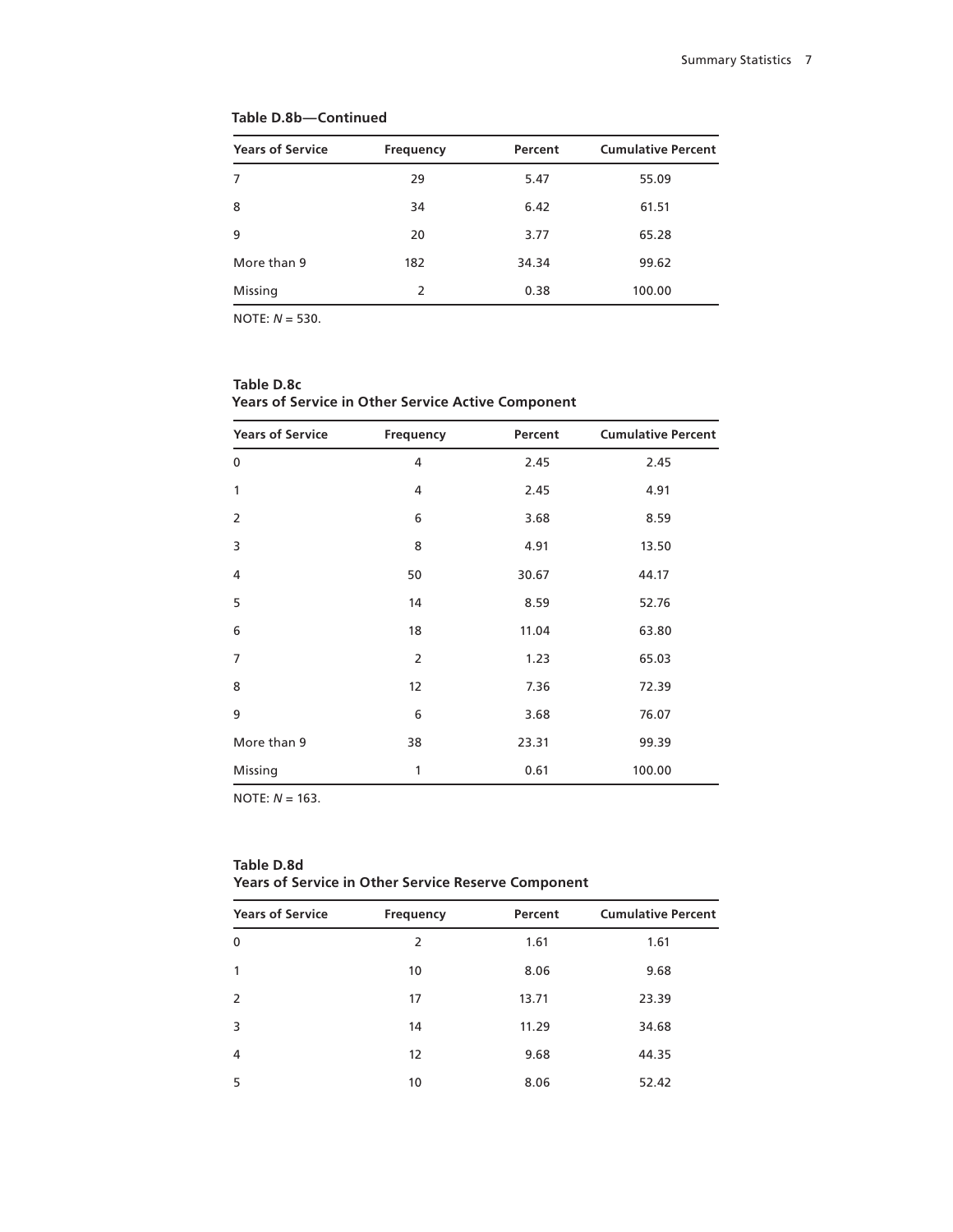**Table D.8b—Continued**

| Years of Service | Frequency | Percent | Cumulative Percent |
|---|---|---|---|
| 7 | 29 | 5.47 | 55.09 |
| 8 | 34 | 6.42 | 61.51 |
| 9 | 20 | 3.77 | 65.28 |
| More than 9 | 182 | 34.34 | 99.62 |
| Missing | 2 | 0.38 | 100.00 |

NOTE: *N* = 530.

**Table D.8c**
**Years of Service in Other Service Active Component**

| Years of Service | Frequency | Percent | Cumulative Percent |
|---|---|---|---|
| 0 | 4 | 2.45 | 2.45 |
| 1 | 4 | 2.45 | 4.91 |
| 2 | 6 | 3.68 | 8.59 |
| 3 | 8 | 4.91 | 13.50 |
| 4 | 50 | 30.67 | 44.17 |
| 5 | 14 | 8.59 | 52.76 |
| 6 | 18 | 11.04 | 63.80 |
| 7 | 2 | 1.23 | 65.03 |
| 8 | 12 | 7.36 | 72.39 |
| 9 | 6 | 3.68 | 76.07 |
| More than 9 | 38 | 23.31 | 99.39 |
| Missing | 1 | 0.61 | 100.00 |

NOTE: *N* = 163.

**Table D.8d**
**Years of Service in Other Service Reserve Component**

| Years of Service | Frequency | Percent | Cumulative Percent |
|---|---|---|---|
| 0 | 2 | 1.61 | 1.61 |
| 1 | 10 | 8.06 | 9.68 |
| 2 | 17 | 13.71 | 23.39 |
| 3 | 14 | 11.29 | 34.68 |
| 4 | 12 | 9.68 | 44.35 |
| 5 | 10 | 8.06 | 52.42 |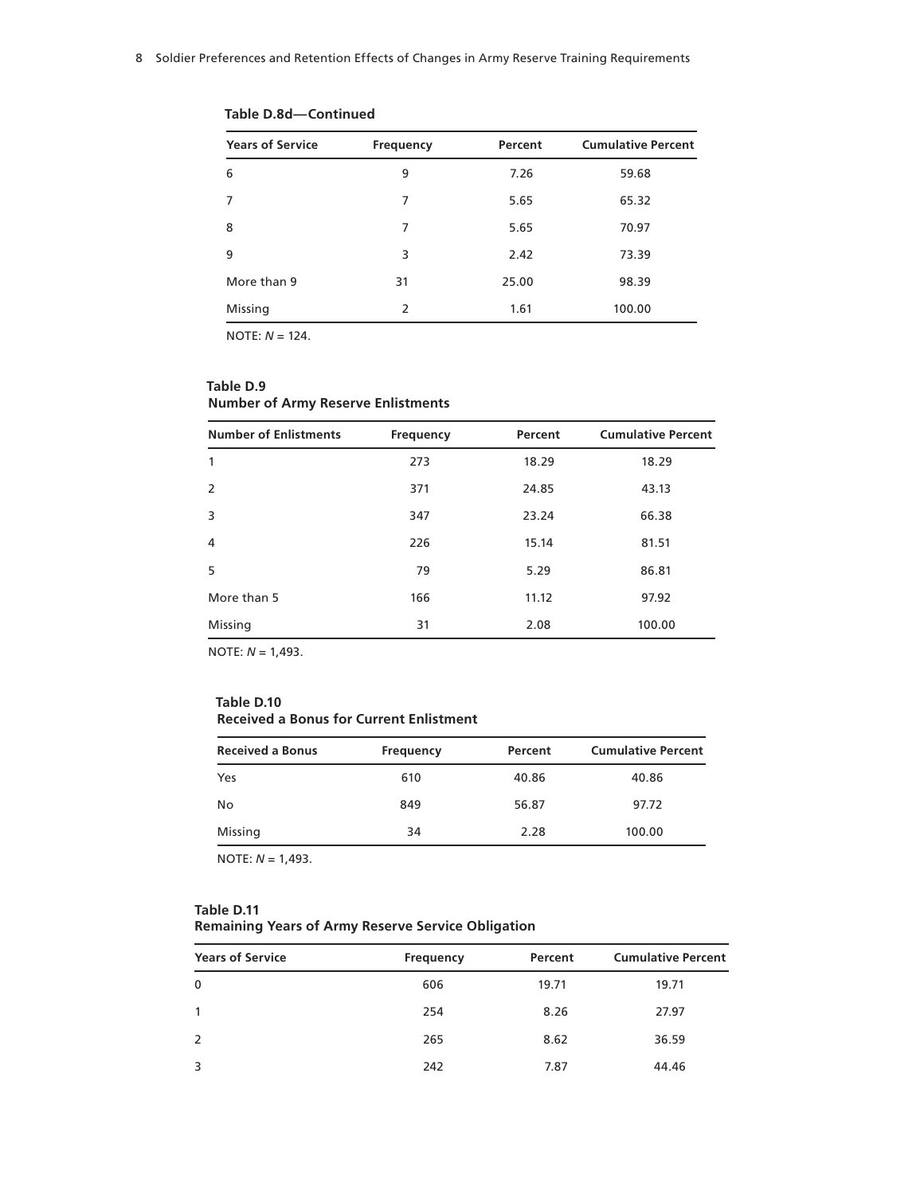**Table D.8d—Continued**

| Years of Service | Frequency | Percent | Cumulative Percent |
|---|---|---|---|
| 6 | 9 | 7.26 | 59.68 |
| 7 | 7 | 5.65 | 65.32 |
| 8 | 7 | 5.65 | 70.97 |
| 9 | 3 | 2.42 | 73.39 |
| More than 9 | 31 | 25.00 | 98.39 |
| Missing | 2 | 1.61 | 100.00 |

NOTE: *N* = 124.

**Table D.9**
**Number of Army Reserve Enlistments**

| Number of Enlistments | Frequency | Percent | Cumulative Percent |
|---|---|---|---|
| 1 | 273 | 18.29 | 18.29 |
| 2 | 371 | 24.85 | 43.13 |
| 3 | 347 | 23.24 | 66.38 |
| 4 | 226 | 15.14 | 81.51 |
| 5 | 79 | 5.29 | 86.81 |
| More than 5 | 166 | 11.12 | 97.92 |
| Missing | 31 | 2.08 | 100.00 |

NOTE: *N* = 1,493.

**Table D.10**
**Received a Bonus for Current Enlistment**

| Received a Bonus | Frequency | Percent | Cumulative Percent |
|---|---|---|---|
| Yes | 610 | 40.86 | 40.86 |
| No | 849 | 56.87 | 97.72 |
| Missing | 34 | 2.28 | 100.00 |

NOTE: *N* = 1,493.

**Table D.11**
**Remaining Years of Army Reserve Service Obligation**

| Years of Service | Frequency | Percent | Cumulative Percent |
|---|---|---|---|
| 0 | 606 | 19.71 | 19.71 |
| 1 | 254 | 8.26 | 27.97 |
| 2 | 265 | 8.62 | 36.59 |
| 3 | 242 | 7.87 | 44.46 |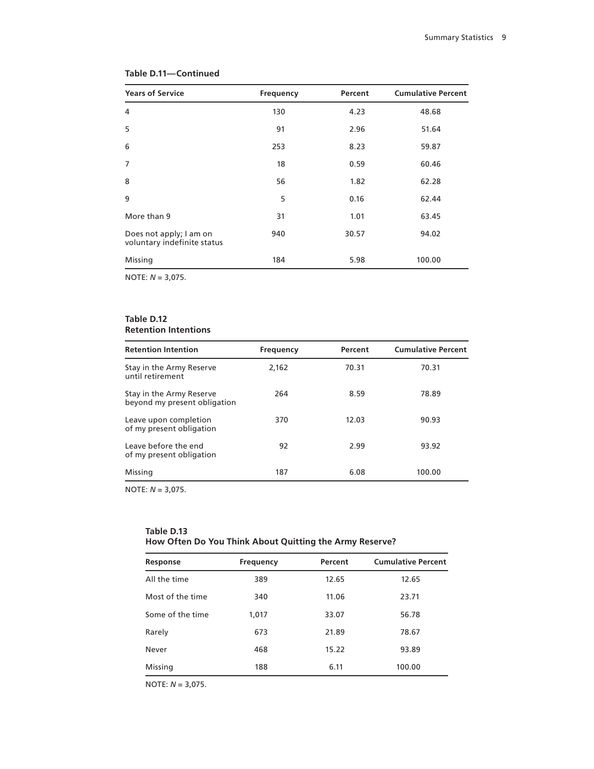**Table D.11—Continued**

| Years of Service | Frequency | Percent | Cumulative Percent |
|---|---|---|---|
| 4 | 130 | 4.23 | 48.68 |
| 5 | 91 | 2.96 | 51.64 |
| 6 | 253 | 8.23 | 59.87 |
| 7 | 18 | 0.59 | 60.46 |
| 8 | 56 | 1.82 | 62.28 |
| 9 | 5 | 0.16 | 62.44 |
| More than 9 | 31 | 1.01 | 63.45 |
| Does not apply; I am on voluntary indefinite status | 940 | 30.57 | 94.02 |
| Missing | 184 | 5.98 | 100.00 |

NOTE: *N* = 3,075.

**Table D.12**
**Retention Intentions**

| Retention Intention | Frequency | Percent | Cumulative Percent |
|---|---|---|---|
| Stay in the Army Reserve until retirement | 2,162 | 70.31 | 70.31 |
| Stay in the Army Reserve beyond my present obligation | 264 | 8.59 | 78.89 |
| Leave upon completion of my present obligation | 370 | 12.03 | 90.93 |
| Leave before the end of my present obligation | 92 | 2.99 | 93.92 |
| Missing | 187 | 6.08 | 100.00 |

NOTE: *N* = 3,075.

**Table D.13**
**How Often Do You Think About Quitting the Army Reserve?**

| Response | Frequency | Percent | Cumulative Percent |
|---|---|---|---|
| All the time | 389 | 12.65 | 12.65 |
| Most of the time | 340 | 11.06 | 23.71 |
| Some of the time | 1,017 | 33.07 | 56.78 |
| Rarely | 673 | 21.89 | 78.67 |
| Never | 468 | 15.22 | 93.89 |
| Missing | 188 | 6.11 | 100.00 |

NOTE: *N* = 3,075.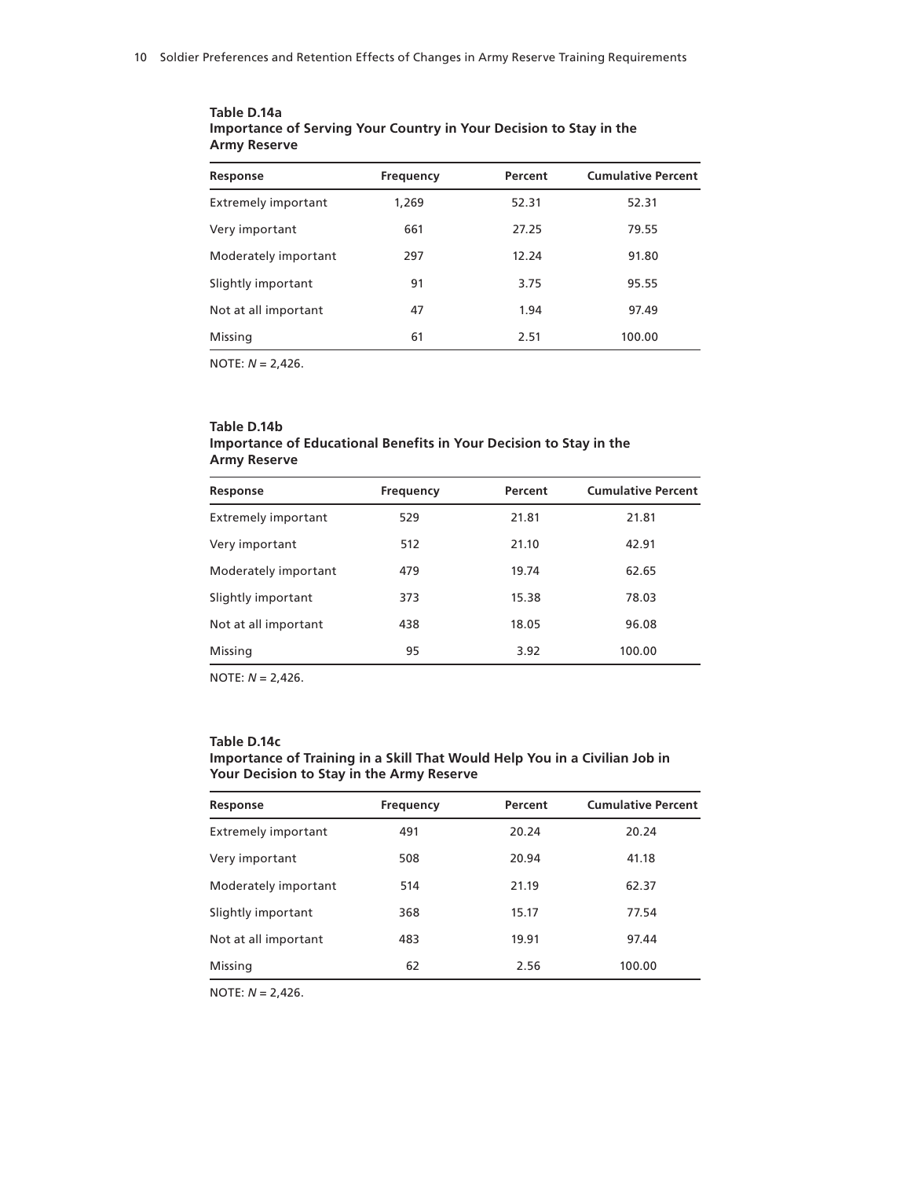**Table D.14a**
**Importance of Serving Your Country in Your Decision to Stay in the Army Reserve**

| Response | Frequency | Percent | Cumulative Percent |
|---|---|---|---|
| Extremely important | 1,269 | 52.31 | 52.31 |
| Very important | 661 | 27.25 | 79.55 |
| Moderately important | 297 | 12.24 | 91.80 |
| Slightly important | 91 | 3.75 | 95.55 |
| Not at all important | 47 | 1.94 | 97.49 |
| Missing | 61 | 2.51 | 100.00 |

NOTE: *N* = 2,426.

**Table D.14b**
**Importance of Educational Benefits in Your Decision to Stay in the Army Reserve**

| Response | Frequency | Percent | Cumulative Percent |
|---|---|---|---|
| Extremely important | 529 | 21.81 | 21.81 |
| Very important | 512 | 21.10 | 42.91 |
| Moderately important | 479 | 19.74 | 62.65 |
| Slightly important | 373 | 15.38 | 78.03 |
| Not at all important | 438 | 18.05 | 96.08 |
| Missing | 95 | 3.92 | 100.00 |

NOTE: *N* = 2,426.

**Table D.14c**
**Importance of Training in a Skill That Would Help You in a Civilian Job in Your Decision to Stay in the Army Reserve**

| Response | Frequency | Percent | Cumulative Percent |
|---|---|---|---|
| Extremely important | 491 | 20.24 | 20.24 |
| Very important | 508 | 20.94 | 41.18 |
| Moderately important | 514 | 21.19 | 62.37 |
| Slightly important | 368 | 15.17 | 77.54 |
| Not at all important | 483 | 19.91 | 97.44 |
| Missing | 62 | 2.56 | 100.00 |

NOTE: *N* = 2,426.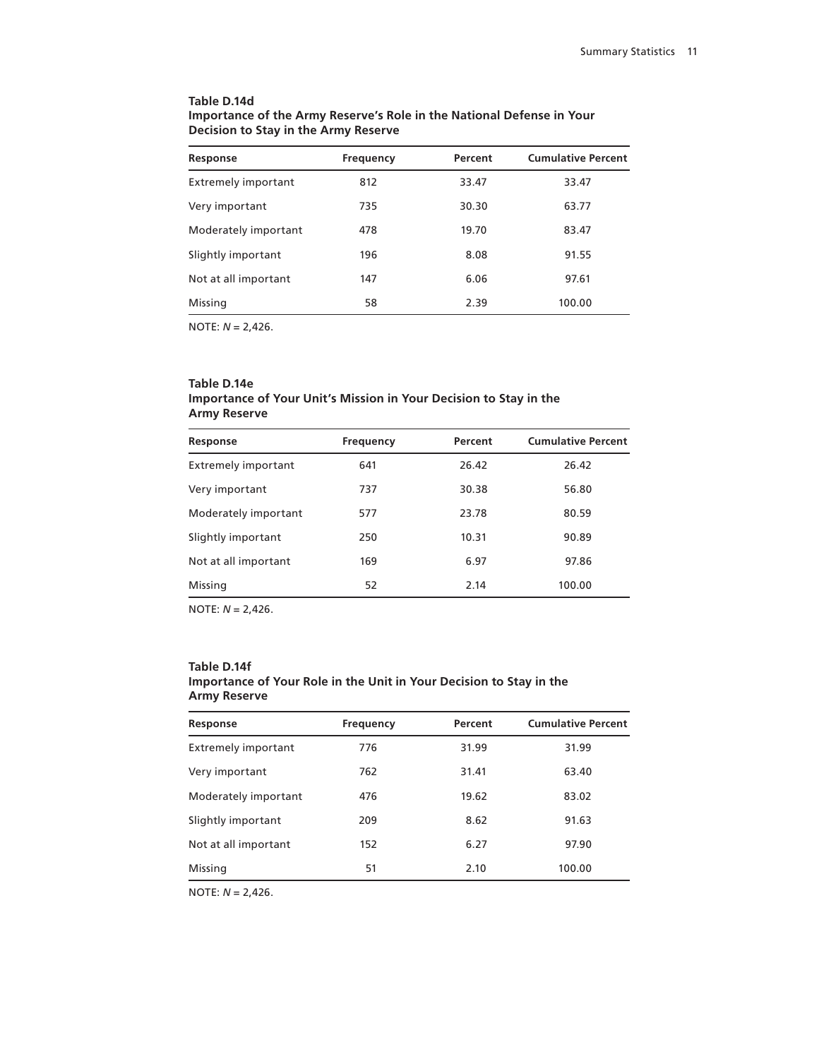**Table D.14d**
**Importance of the Army Reserve's Role in the National Defense in Your Decision to Stay in the Army Reserve**

| Response | Frequency | Percent | Cumulative Percent |
|---|---|---|---|
| Extremely important | 812 | 33.47 | 33.47 |
| Very important | 735 | 30.30 | 63.77 |
| Moderately important | 478 | 19.70 | 83.47 |
| Slightly important | 196 | 8.08 | 91.55 |
| Not at all important | 147 | 6.06 | 97.61 |
| Missing | 58 | 2.39 | 100.00 |

NOTE: *N* = 2,426.

**Table D.14e**
**Importance of Your Unit's Mission in Your Decision to Stay in the Army Reserve**

| Response | Frequency | Percent | Cumulative Percent |
|---|---|---|---|
| Extremely important | 641 | 26.42 | 26.42 |
| Very important | 737 | 30.38 | 56.80 |
| Moderately important | 577 | 23.78 | 80.59 |
| Slightly important | 250 | 10.31 | 90.89 |
| Not at all important | 169 | 6.97 | 97.86 |
| Missing | 52 | 2.14 | 100.00 |

NOTE: *N* = 2,426.

**Table D.14f**
**Importance of Your Role in the Unit in Your Decision to Stay in the Army Reserve**

| Response | Frequency | Percent | Cumulative Percent |
|---|---|---|---|
| Extremely important | 776 | 31.99 | 31.99 |
| Very important | 762 | 31.41 | 63.40 |
| Moderately important | 476 | 19.62 | 83.02 |
| Slightly important | 209 | 8.62 | 91.63 |
| Not at all important | 152 | 6.27 | 97.90 |
| Missing | 51 | 2.10 | 100.00 |

NOTE: *N* = 2,426.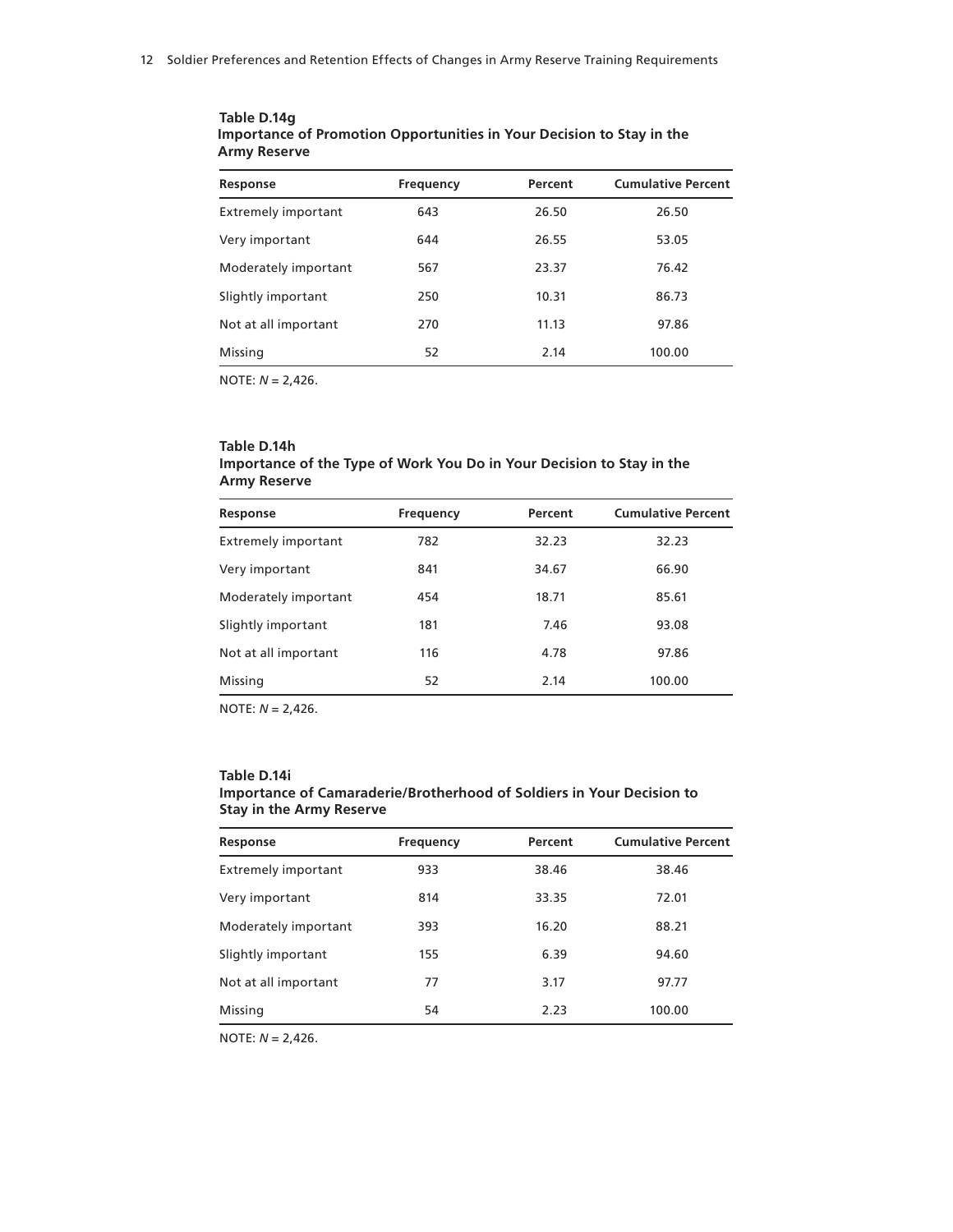**Table D.14g**
**Importance of Promotion Opportunities in Your Decision to Stay in the Army Reserve**

| Response | Frequency | Percent | Cumulative Percent |
|---|---|---|---|
| Extremely important | 643 | 26.50 | 26.50 |
| Very important | 644 | 26.55 | 53.05 |
| Moderately important | 567 | 23.37 | 76.42 |
| Slightly important | 250 | 10.31 | 86.73 |
| Not at all important | 270 | 11.13 | 97.86 |
| Missing | 52 | 2.14 | 100.00 |

NOTE: *N* = 2,426.

**Table D.14h**
**Importance of the Type of Work You Do in Your Decision to Stay in the Army Reserve**

| Response | Frequency | Percent | Cumulative Percent |
|---|---|---|---|
| Extremely important | 782 | 32.23 | 32.23 |
| Very important | 841 | 34.67 | 66.90 |
| Moderately important | 454 | 18.71 | 85.61 |
| Slightly important | 181 | 7.46 | 93.08 |
| Not at all important | 116 | 4.78 | 97.86 |
| Missing | 52 | 2.14 | 100.00 |

NOTE: *N* = 2,426.

**Table D.14i**
**Importance of Camaraderie/Brotherhood of Soldiers in Your Decision to Stay in the Army Reserve**

| Response | Frequency | Percent | Cumulative Percent |
|---|---|---|---|
| Extremely important | 933 | 38.46 | 38.46 |
| Very important | 814 | 33.35 | 72.01 |
| Moderately important | 393 | 16.20 | 88.21 |
| Slightly important | 155 | 6.39 | 94.60 |
| Not at all important | 77 | 3.17 | 97.77 |
| Missing | 54 | 2.23 | 100.00 |

NOTE: *N* = 2,426.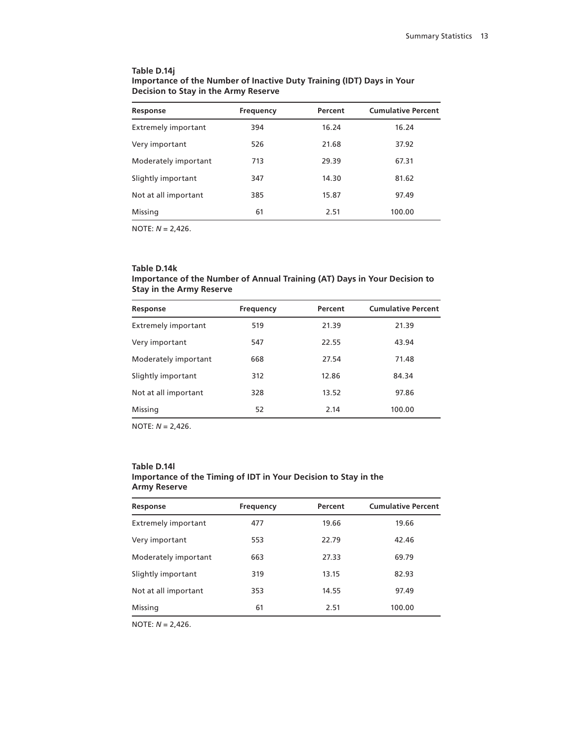**Table D.14j**
**Importance of the Number of Inactive Duty Training (IDT) Days in Your Decision to Stay in the Army Reserve**

| Response | Frequency | Percent | Cumulative Percent |
|---|---|---|---|
| Extremely important | 394 | 16.24 | 16.24 |
| Very important | 526 | 21.68 | 37.92 |
| Moderately important | 713 | 29.39 | 67.31 |
| Slightly important | 347 | 14.30 | 81.62 |
| Not at all important | 385 | 15.87 | 97.49 |
| Missing | 61 | 2.51 | 100.00 |

NOTE: *N* = 2,426.

**Table D.14k**
**Importance of the Number of Annual Training (AT) Days in Your Decision to Stay in the Army Reserve**

| Response | Frequency | Percent | Cumulative Percent |
|---|---|---|---|
| Extremely important | 519 | 21.39 | 21.39 |
| Very important | 547 | 22.55 | 43.94 |
| Moderately important | 668 | 27.54 | 71.48 |
| Slightly important | 312 | 12.86 | 84.34 |
| Not at all important | 328 | 13.52 | 97.86 |
| Missing | 52 | 2.14 | 100.00 |

NOTE: *N* = 2,426.

**Table D.14l**
**Importance of the Timing of IDT in Your Decision to Stay in the Army Reserve**

| Response | Frequency | Percent | Cumulative Percent |
|---|---|---|---|
| Extremely important | 477 | 19.66 | 19.66 |
| Very important | 553 | 22.79 | 42.46 |
| Moderately important | 663 | 27.33 | 69.79 |
| Slightly important | 319 | 13.15 | 82.93 |
| Not at all important | 353 | 14.55 | 97.49 |
| Missing | 61 | 2.51 | 100.00 |

NOTE: *N* = 2,426.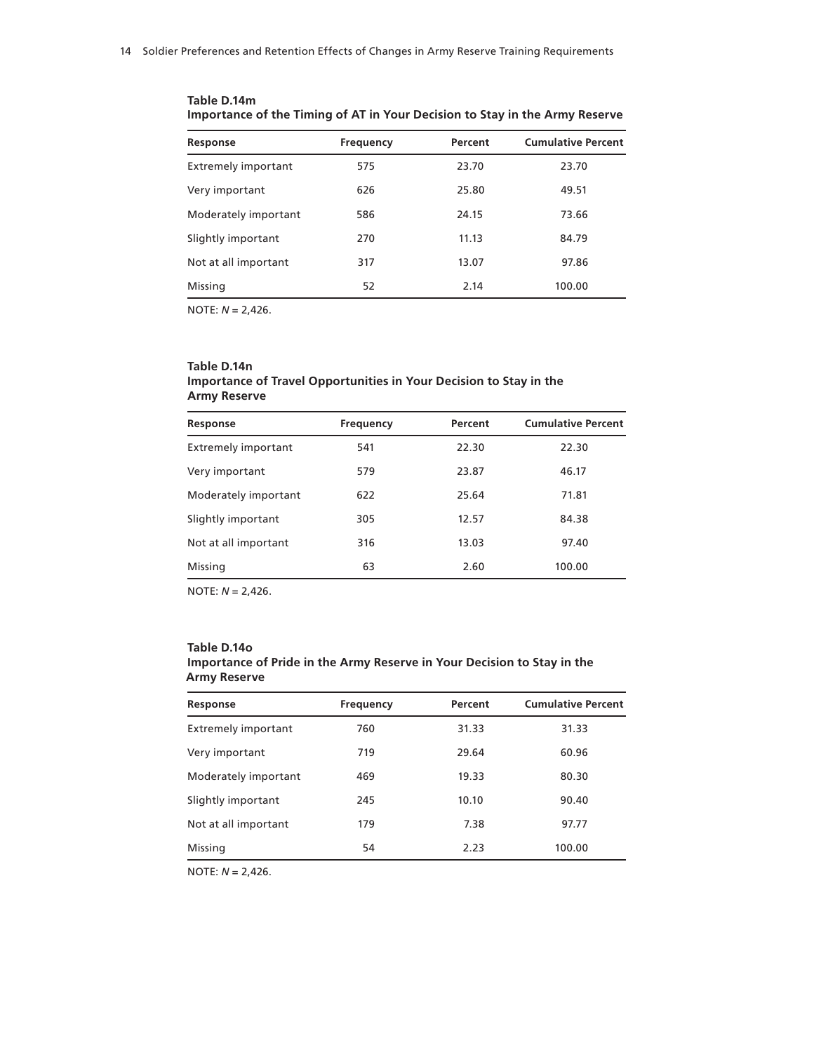**Table D.14m**
**Importance of the Timing of AT in Your Decision to Stay in the Army Reserve**

| Response | Frequency | Percent | Cumulative Percent |
|---|---|---|---|
| Extremely important | 575 | 23.70 | 23.70 |
| Very important | 626 | 25.80 | 49.51 |
| Moderately important | 586 | 24.15 | 73.66 |
| Slightly important | 270 | 11.13 | 84.79 |
| Not at all important | 317 | 13.07 | 97.86 |
| Missing | 52 | 2.14 | 100.00 |

NOTE: *N* = 2,426.

**Table D.14n**
**Importance of Travel Opportunities in Your Decision to Stay in the Army Reserve**

| Response | Frequency | Percent | Cumulative Percent |
|---|---|---|---|
| Extremely important | 541 | 22.30 | 22.30 |
| Very important | 579 | 23.87 | 46.17 |
| Moderately important | 622 | 25.64 | 71.81 |
| Slightly important | 305 | 12.57 | 84.38 |
| Not at all important | 316 | 13.03 | 97.40 |
| Missing | 63 | 2.60 | 100.00 |

NOTE: *N* = 2,426.

**Table D.14o**
**Importance of Pride in the Army Reserve in Your Decision to Stay in the Army Reserve**

| Response | Frequency | Percent | Cumulative Percent |
|---|---|---|---|
| Extremely important | 760 | 31.33 | 31.33 |
| Very important | 719 | 29.64 | 60.96 |
| Moderately important | 469 | 19.33 | 80.30 |
| Slightly important | 245 | 10.10 | 90.40 |
| Not at all important | 179 | 7.38 | 97.77 |
| Missing | 54 | 2.23 | 100.00 |

NOTE: *N* = 2,426.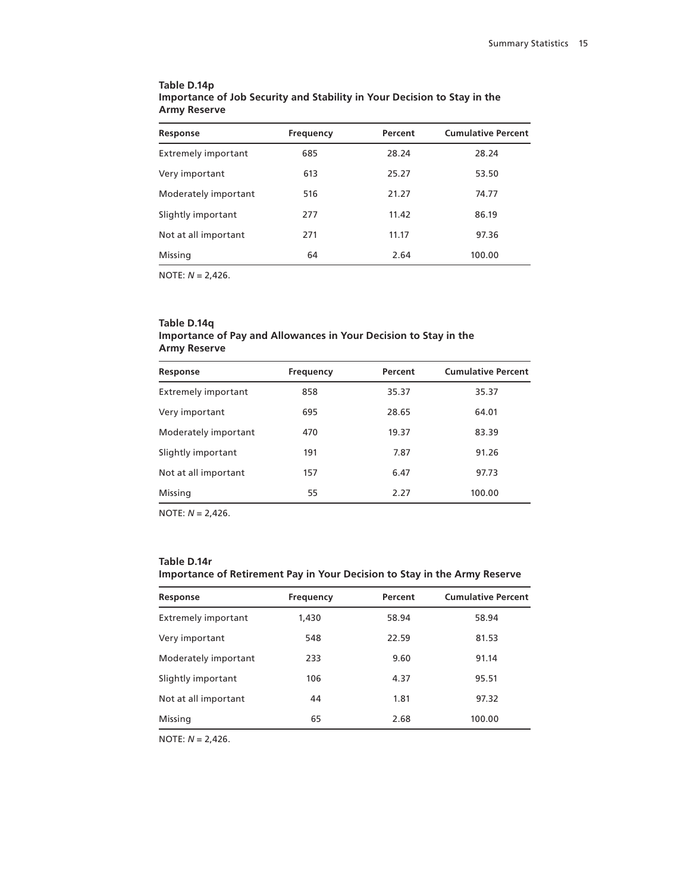**Table D.14p**
**Importance of Job Security and Stability in Your Decision to Stay in the Army Reserve**

| Response | Frequency | Percent | Cumulative Percent |
|---|---|---|---|
| Extremely important | 685 | 28.24 | 28.24 |
| Very important | 613 | 25.27 | 53.50 |
| Moderately important | 516 | 21.27 | 74.77 |
| Slightly important | 277 | 11.42 | 86.19 |
| Not at all important | 271 | 11.17 | 97.36 |
| Missing | 64 | 2.64 | 100.00 |

NOTE: *N* = 2,426.

**Table D.14q**
**Importance of Pay and Allowances in Your Decision to Stay in the Army Reserve**

| Response | Frequency | Percent | Cumulative Percent |
|---|---|---|---|
| Extremely important | 858 | 35.37 | 35.37 |
| Very important | 695 | 28.65 | 64.01 |
| Moderately important | 470 | 19.37 | 83.39 |
| Slightly important | 191 | 7.87 | 91.26 |
| Not at all important | 157 | 6.47 | 97.73 |
| Missing | 55 | 2.27 | 100.00 |

NOTE: *N* = 2,426.

**Table D.14r**
**Importance of Retirement Pay in Your Decision to Stay in the Army Reserve**

| Response | Frequency | Percent | Cumulative Percent |
|---|---|---|---|
| Extremely important | 1,430 | 58.94 | 58.94 |
| Very important | 548 | 22.59 | 81.53 |
| Moderately important | 233 | 9.60 | 91.14 |
| Slightly important | 106 | 4.37 | 95.51 |
| Not at all important | 44 | 1.81 | 97.32 |
| Missing | 65 | 2.68 | 100.00 |

NOTE: *N* = 2,426.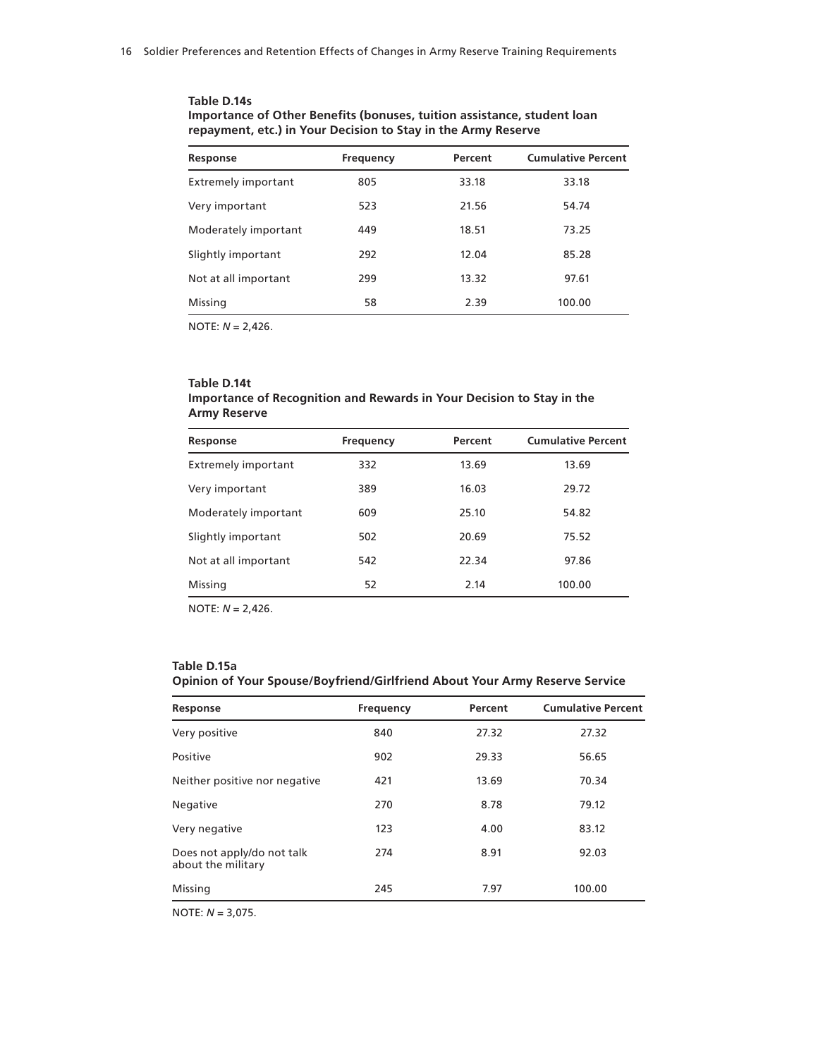**Table D.14s**
**Importance of Other Benefits (bonuses, tuition assistance, student loan repayment, etc.) in Your Decision to Stay in the Army Reserve**

| Response | Frequency | Percent | Cumulative Percent |
|---|---|---|---|
| Extremely important | 805 | 33.18 | 33.18 |
| Very important | 523 | 21.56 | 54.74 |
| Moderately important | 449 | 18.51 | 73.25 |
| Slightly important | 292 | 12.04 | 85.28 |
| Not at all important | 299 | 13.32 | 97.61 |
| Missing | 58 | 2.39 | 100.00 |

NOTE: *N* = 2,426.

**Table D.14t**
**Importance of Recognition and Rewards in Your Decision to Stay in the Army Reserve**

| Response | Frequency | Percent | Cumulative Percent |
|---|---|---|---|
| Extremely important | 332 | 13.69 | 13.69 |
| Very important | 389 | 16.03 | 29.72 |
| Moderately important | 609 | 25.10 | 54.82 |
| Slightly important | 502 | 20.69 | 75.52 |
| Not at all important | 542 | 22.34 | 97.86 |
| Missing | 52 | 2.14 | 100.00 |

NOTE: *N* = 2,426.

**Table D.15a**
**Opinion of Your Spouse/Boyfriend/Girlfriend About Your Army Reserve Service**

| Response | Frequency | Percent | Cumulative Percent |
|---|---|---|---|
| Very positive | 840 | 27.32 | 27.32 |
| Positive | 902 | 29.33 | 56.65 |
| Neither positive nor negative | 421 | 13.69 | 70.34 |
| Negative | 270 | 8.78 | 79.12 |
| Very negative | 123 | 4.00 | 83.12 |
| Does not apply/do not talk about the military | 274 | 8.91 | 92.03 |
| Missing | 245 | 7.97 | 100.00 |

NOTE: *N* = 3,075.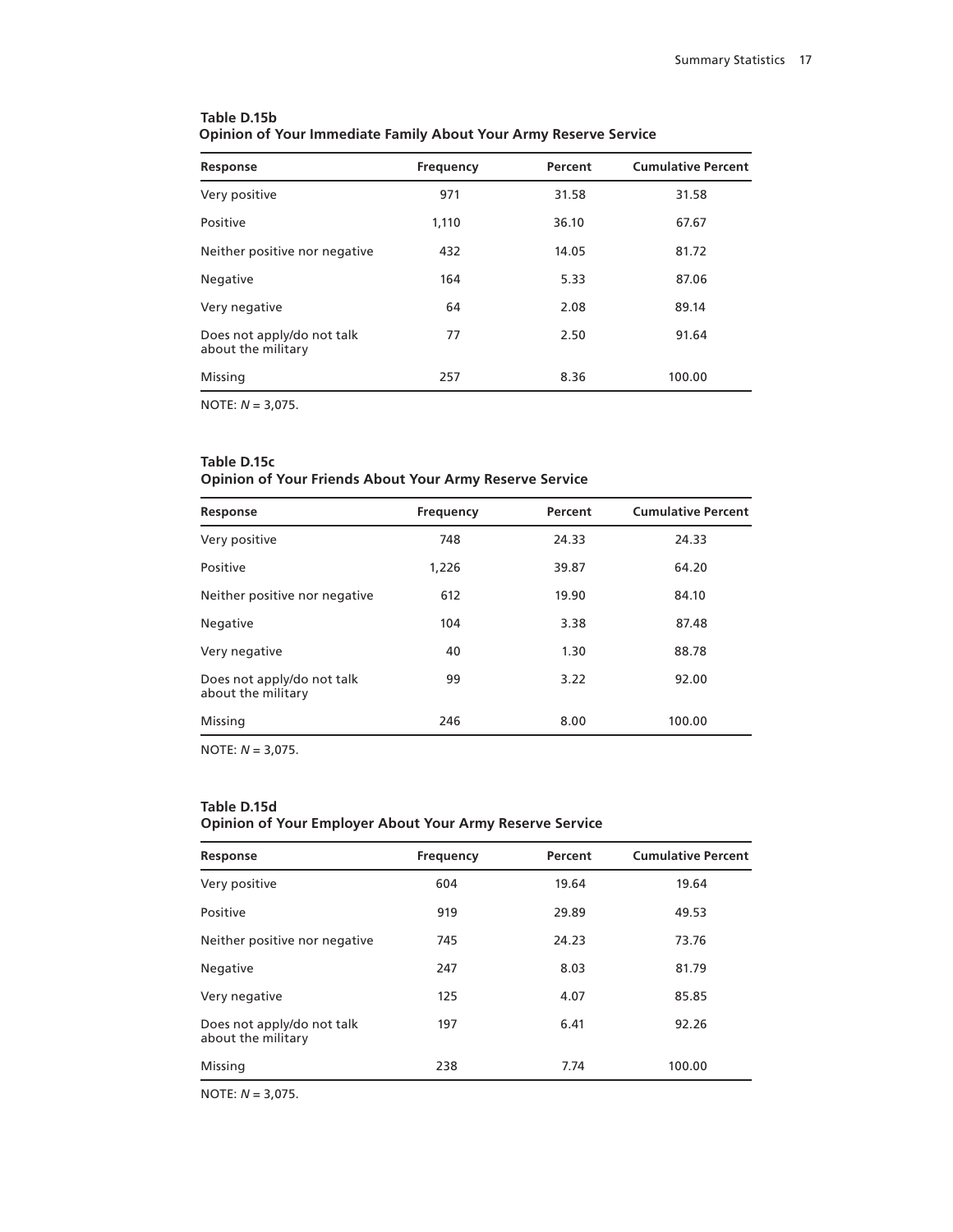**Table D.15b**
**Opinion of Your Immediate Family About Your Army Reserve Service**

| Response | Frequency | Percent | Cumulative Percent |
|---|---|---|---|
| Very positive | 971 | 31.58 | 31.58 |
| Positive | 1,110 | 36.10 | 67.67 |
| Neither positive nor negative | 432 | 14.05 | 81.72 |
| Negative | 164 | 5.33 | 87.06 |
| Very negative | 64 | 2.08 | 89.14 |
| Does not apply/do not talk about the military | 77 | 2.50 | 91.64 |
| Missing | 257 | 8.36 | 100.00 |

NOTE: *N* = 3,075.

**Table D.15c**
**Opinion of Your Friends About Your Army Reserve Service**

| Response | Frequency | Percent | Cumulative Percent |
|---|---|---|---|
| Very positive | 748 | 24.33 | 24.33 |
| Positive | 1,226 | 39.87 | 64.20 |
| Neither positive nor negative | 612 | 19.90 | 84.10 |
| Negative | 104 | 3.38 | 87.48 |
| Very negative | 40 | 1.30 | 88.78 |
| Does not apply/do not talk about the military | 99 | 3.22 | 92.00 |
| Missing | 246 | 8.00 | 100.00 |

NOTE: *N* = 3,075.

**Table D.15d**
**Opinion of Your Employer About Your Army Reserve Service**

| Response | Frequency | Percent | Cumulative Percent |
|---|---|---|---|
| Very positive | 604 | 19.64 | 19.64 |
| Positive | 919 | 29.89 | 49.53 |
| Neither positive nor negative | 745 | 24.23 | 73.76 |
| Negative | 247 | 8.03 | 81.79 |
| Very negative | 125 | 4.07 | 85.85 |
| Does not apply/do not talk about the military | 197 | 6.41 | 92.26 |
| Missing | 238 | 7.74 | 100.00 |

NOTE: *N* = 3,075.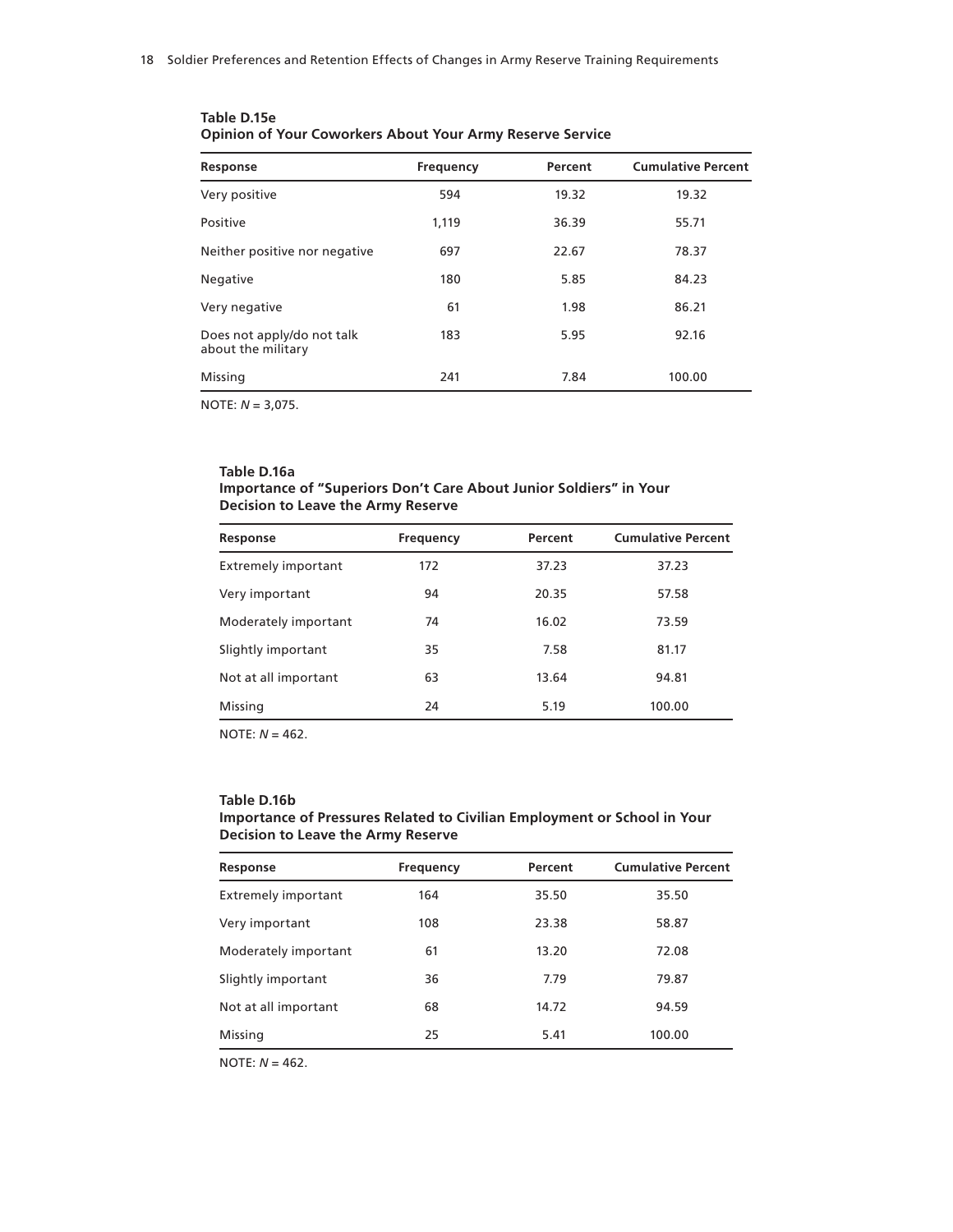**Table D.15e**
**Opinion of Your Coworkers About Your Army Reserve Service**

| Response | Frequency | Percent | Cumulative Percent |
|---|---|---|---|
| Very positive | 594 | 19.32 | 19.32 |
| Positive | 1,119 | 36.39 | 55.71 |
| Neither positive nor negative | 697 | 22.67 | 78.37 |
| Negative | 180 | 5.85 | 84.23 |
| Very negative | 61 | 1.98 | 86.21 |
| Does not apply/do not talk about the military | 183 | 5.95 | 92.16 |
| Missing | 241 | 7.84 | 100.00 |

NOTE: *N* = 3,075.

**Table D.16a**
**Importance of "Superiors Don't Care About Junior Soldiers" in Your Decision to Leave the Army Reserve**

| Response | Frequency | Percent | Cumulative Percent |
|---|---|---|---|
| Extremely important | 172 | 37.23 | 37.23 |
| Very important | 94 | 20.35 | 57.58 |
| Moderately important | 74 | 16.02 | 73.59 |
| Slightly important | 35 | 7.58 | 81.17 |
| Not at all important | 63 | 13.64 | 94.81 |
| Missing | 24 | 5.19 | 100.00 |

NOTE: *N* = 462.

**Table D.16b**
**Importance of Pressures Related to Civilian Employment or School in Your Decision to Leave the Army Reserve**

| Response | Frequency | Percent | Cumulative Percent |
|---|---|---|---|
| Extremely important | 164 | 35.50 | 35.50 |
| Very important | 108 | 23.38 | 58.87 |
| Moderately important | 61 | 13.20 | 72.08 |
| Slightly important | 36 | 7.79 | 79.87 |
| Not at all important | 68 | 14.72 | 94.59 |
| Missing | 25 | 5.41 | 100.00 |

NOTE: *N* = 462.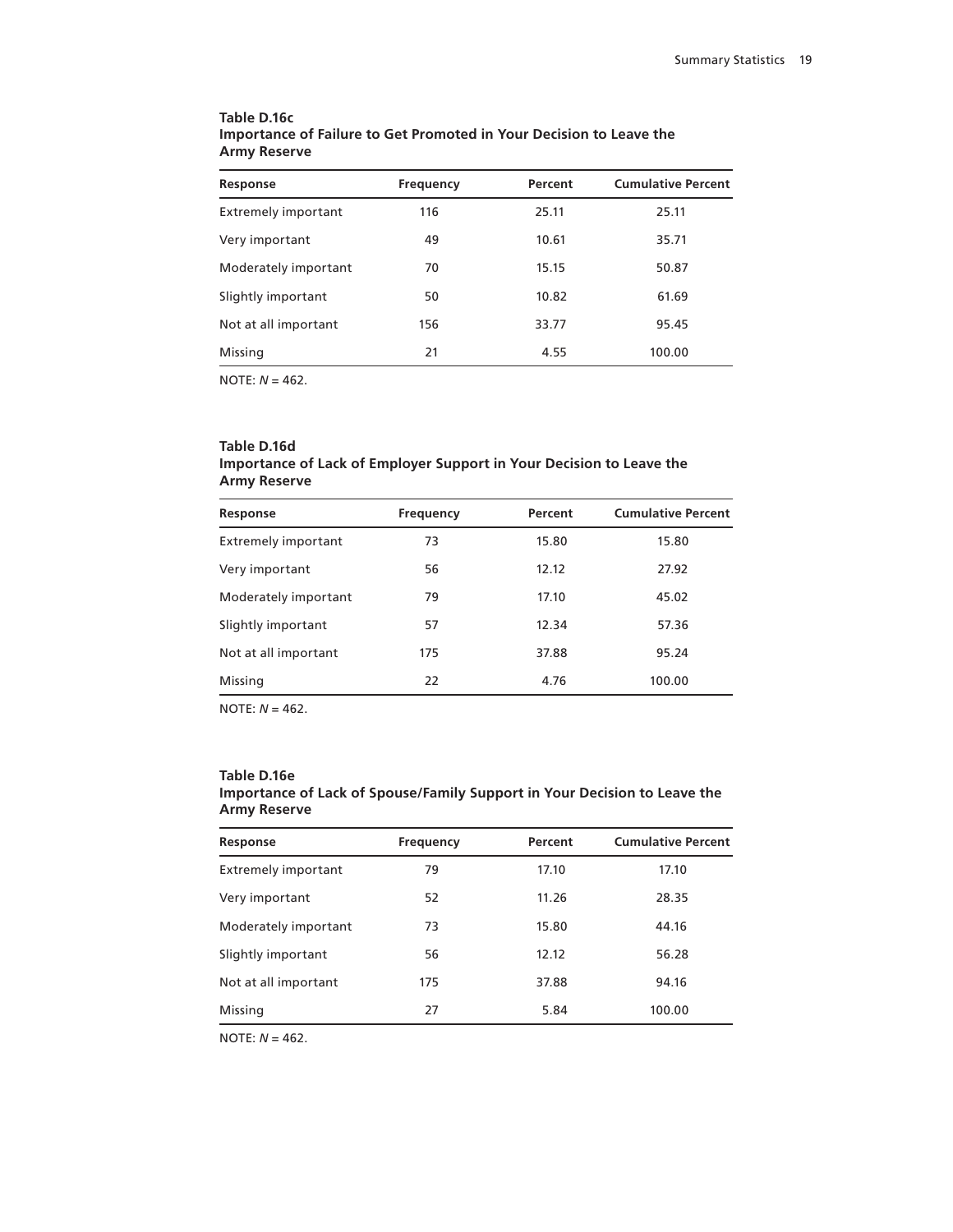**Table D.16c**
**Importance of Failure to Get Promoted in Your Decision to Leave the Army Reserve**

| Response | Frequency | Percent | Cumulative Percent |
|---|---|---|---|
| Extremely important | 116 | 25.11 | 25.11 |
| Very important | 49 | 10.61 | 35.71 |
| Moderately important | 70 | 15.15 | 50.87 |
| Slightly important | 50 | 10.82 | 61.69 |
| Not at all important | 156 | 33.77 | 95.45 |
| Missing | 21 | 4.55 | 100.00 |

NOTE: *N* = 462.

**Table D.16d**
**Importance of Lack of Employer Support in Your Decision to Leave the Army Reserve**

| Response | Frequency | Percent | Cumulative Percent |
|---|---|---|---|
| Extremely important | 73 | 15.80 | 15.80 |
| Very important | 56 | 12.12 | 27.92 |
| Moderately important | 79 | 17.10 | 45.02 |
| Slightly important | 57 | 12.34 | 57.36 |
| Not at all important | 175 | 37.88 | 95.24 |
| Missing | 22 | 4.76 | 100.00 |

NOTE: *N* = 462.

**Table D.16e**
**Importance of Lack of Spouse/Family Support in Your Decision to Leave the Army Reserve**

| Response | Frequency | Percent | Cumulative Percent |
|---|---|---|---|
| Extremely important | 79 | 17.10 | 17.10 |
| Very important | 52 | 11.26 | 28.35 |
| Moderately important | 73 | 15.80 | 44.16 |
| Slightly important | 56 | 12.12 | 56.28 |
| Not at all important | 175 | 37.88 | 94.16 |
| Missing | 27 | 5.84 | 100.00 |

NOTE: *N* = 462.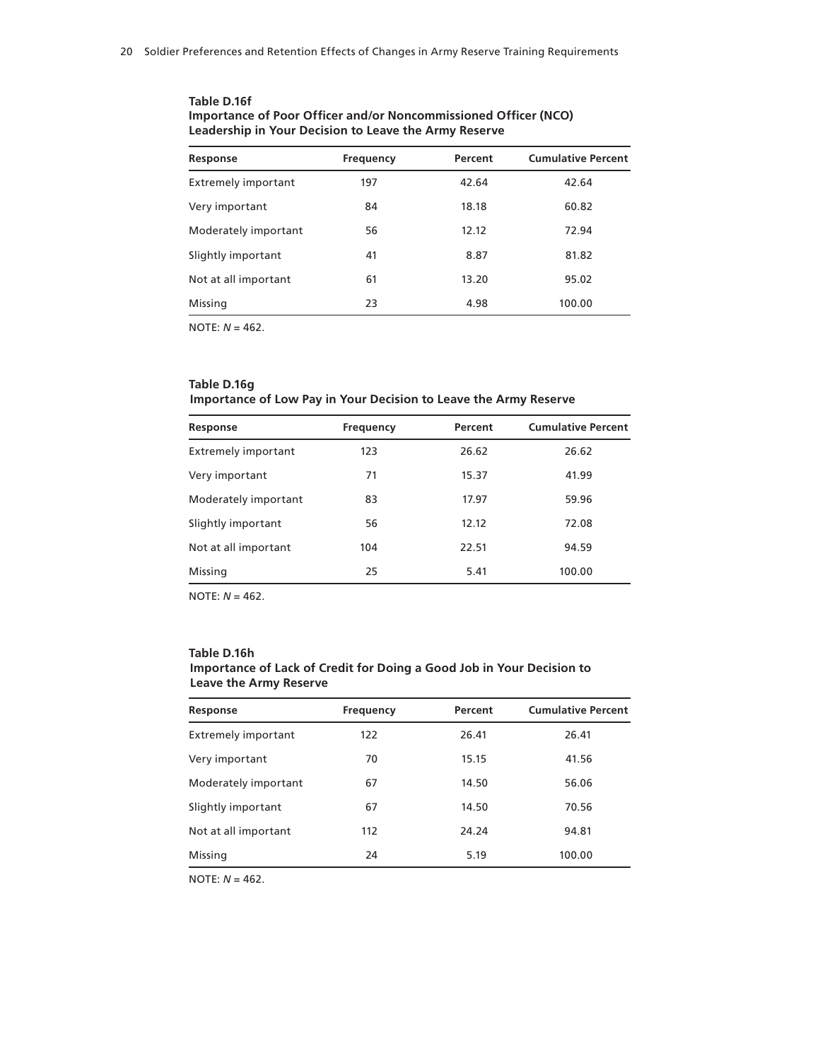**Table D.16f**
**Importance of Poor Officer and/or Noncommissioned Officer (NCO) Leadership in Your Decision to Leave the Army Reserve**

| Response | Frequency | Percent | Cumulative Percent |
|---|---|---|---|
| Extremely important | 197 | 42.64 | 42.64 |
| Very important | 84 | 18.18 | 60.82 |
| Moderately important | 56 | 12.12 | 72.94 |
| Slightly important | 41 | 8.87 | 81.82 |
| Not at all important | 61 | 13.20 | 95.02 |
| Missing | 23 | 4.98 | 100.00 |

NOTE: *N* = 462.

**Table D.16g**
**Importance of Low Pay in Your Decision to Leave the Army Reserve**

| Response | Frequency | Percent | Cumulative Percent |
|---|---|---|---|
| Extremely important | 123 | 26.62 | 26.62 |
| Very important | 71 | 15.37 | 41.99 |
| Moderately important | 83 | 17.97 | 59.96 |
| Slightly important | 56 | 12.12 | 72.08 |
| Not at all important | 104 | 22.51 | 94.59 |
| Missing | 25 | 5.41 | 100.00 |

NOTE: *N* = 462.

**Table D.16h**
**Importance of Lack of Credit for Doing a Good Job in Your Decision to Leave the Army Reserve**

| Response | Frequency | Percent | Cumulative Percent |
|---|---|---|---|
| Extremely important | 122 | 26.41 | 26.41 |
| Very important | 70 | 15.15 | 41.56 |
| Moderately important | 67 | 14.50 | 56.06 |
| Slightly important | 67 | 14.50 | 70.56 |
| Not at all important | 112 | 24.24 | 94.81 |
| Missing | 24 | 5.19 | 100.00 |

NOTE: *N* = 462.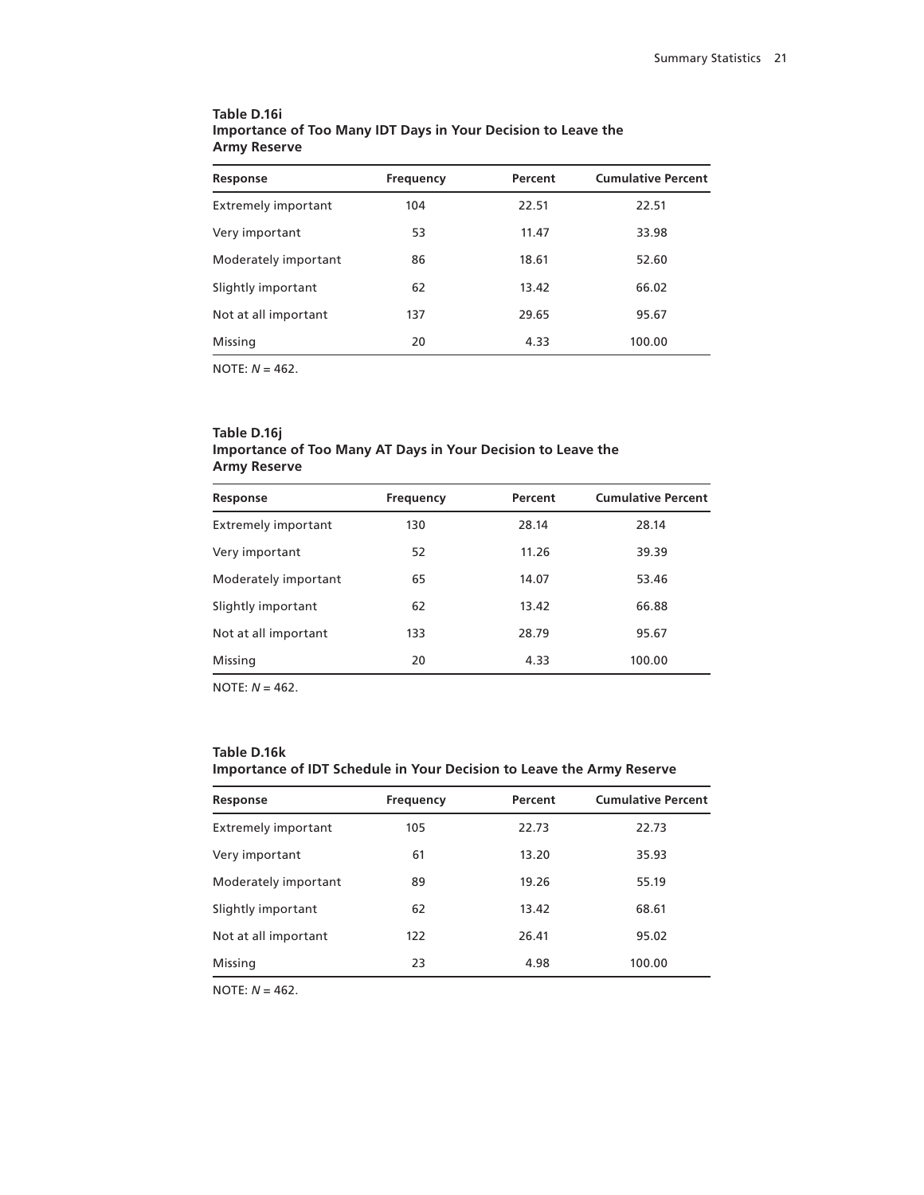**Table D.16i**
**Importance of Too Many IDT Days in Your Decision to Leave the Army Reserve**

| Response | Frequency | Percent | Cumulative Percent |
|---|---|---|---|
| Extremely important | 104 | 22.51 | 22.51 |
| Very important | 53 | 11.47 | 33.98 |
| Moderately important | 86 | 18.61 | 52.60 |
| Slightly important | 62 | 13.42 | 66.02 |
| Not at all important | 137 | 29.65 | 95.67 |
| Missing | 20 | 4.33 | 100.00 |

NOTE: *N* = 462.

**Table D.16j**
**Importance of Too Many AT Days in Your Decision to Leave the Army Reserve**

| Response | Frequency | Percent | Cumulative Percent |
|---|---|---|---|
| Extremely important | 130 | 28.14 | 28.14 |
| Very important | 52 | 11.26 | 39.39 |
| Moderately important | 65 | 14.07 | 53.46 |
| Slightly important | 62 | 13.42 | 66.88 |
| Not at all important | 133 | 28.79 | 95.67 |
| Missing | 20 | 4.33 | 100.00 |

NOTE: *N* = 462.

**Table D.16k**
**Importance of IDT Schedule in Your Decision to Leave the Army Reserve**

| Response | Frequency | Percent | Cumulative Percent |
|---|---|---|---|
| Extremely important | 105 | 22.73 | 22.73 |
| Very important | 61 | 13.20 | 35.93 |
| Moderately important | 89 | 19.26 | 55.19 |
| Slightly important | 62 | 13.42 | 68.61 |
| Not at all important | 122 | 26.41 | 95.02 |
| Missing | 23 | 4.98 | 100.00 |

NOTE: *N* = 462.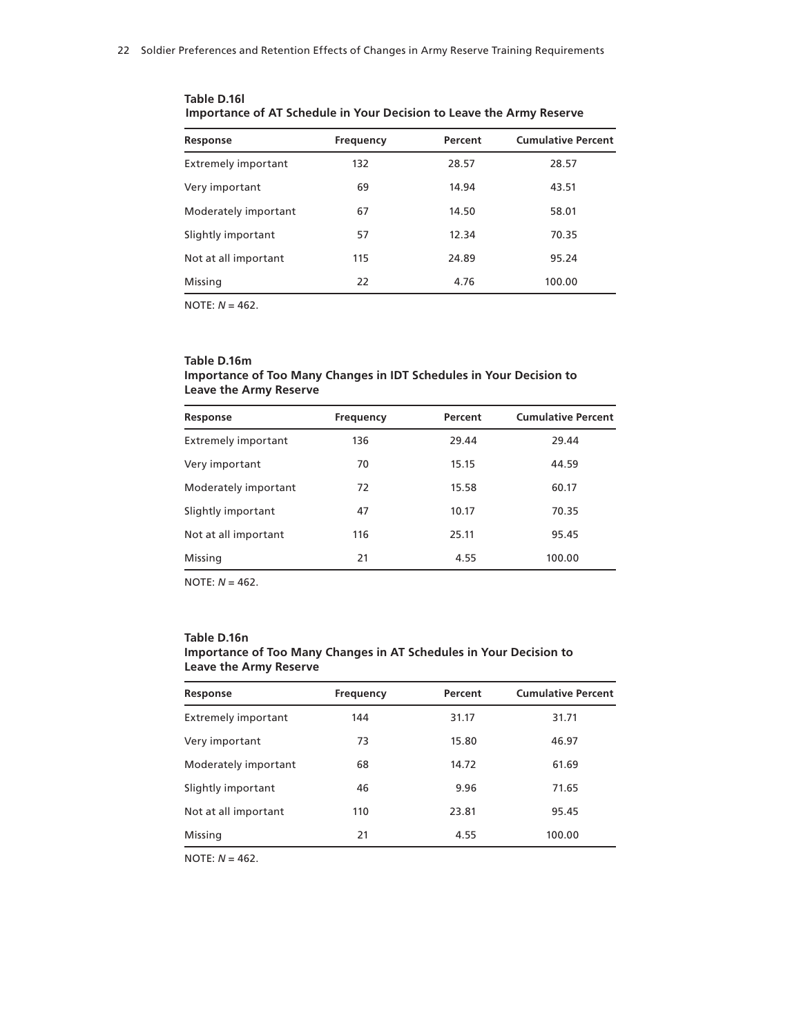**Table D.16l**
**Importance of AT Schedule in Your Decision to Leave the Army Reserve**

| Response | Frequency | Percent | Cumulative Percent |
|---|---|---|---|
| Extremely important | 132 | 28.57 | 28.57 |
| Very important | 69 | 14.94 | 43.51 |
| Moderately important | 67 | 14.50 | 58.01 |
| Slightly important | 57 | 12.34 | 70.35 |
| Not at all important | 115 | 24.89 | 95.24 |
| Missing | 22 | 4.76 | 100.00 |

NOTE: *N* = 462.

**Table D.16m**
**Importance of Too Many Changes in IDT Schedules in Your Decision to Leave the Army Reserve**

| Response | Frequency | Percent | Cumulative Percent |
|---|---|---|---|
| Extremely important | 136 | 29.44 | 29.44 |
| Very important | 70 | 15.15 | 44.59 |
| Moderately important | 72 | 15.58 | 60.17 |
| Slightly important | 47 | 10.17 | 70.35 |
| Not at all important | 116 | 25.11 | 95.45 |
| Missing | 21 | 4.55 | 100.00 |

NOTE: *N* = 462.

**Table D.16n**
**Importance of Too Many Changes in AT Schedules in Your Decision to Leave the Army Reserve**

| Response | Frequency | Percent | Cumulative Percent |
|---|---|---|---|
| Extremely important | 144 | 31.17 | 31.71 |
| Very important | 73 | 15.80 | 46.97 |
| Moderately important | 68 | 14.72 | 61.69 |
| Slightly important | 46 | 9.96 | 71.65 |
| Not at all important | 110 | 23.81 | 95.45 |
| Missing | 21 | 4.55 | 100.00 |

NOTE: *N* = 462.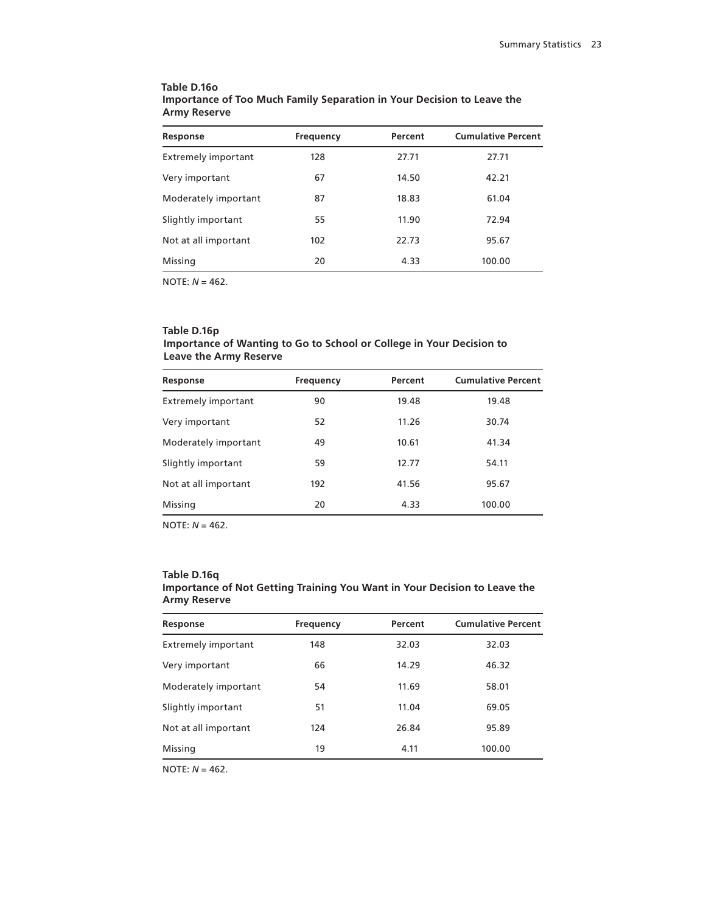**Table D.16o**
**Importance of Too Much Family Separation in Your Decision to Leave the Army Reserve**

| Response | Frequency | Percent | Cumulative Percent |
|---|---|---|---|
| Extremely important | 128 | 27.71 | 27.71 |
| Very important | 67 | 14.50 | 42.21 |
| Moderately important | 87 | 18.83 | 61.04 |
| Slightly important | 55 | 11.90 | 72.94 |
| Not at all important | 102 | 22.73 | 95.67 |
| Missing | 20 | 4.33 | 100.00 |

NOTE: *N* = 462.

**Table D.16p**
**Importance of Wanting to Go to School or College in Your Decision to Leave the Army Reserve**

| Response | Frequency | Percent | Cumulative Percent |
|---|---|---|---|
| Extremely important | 90 | 19.48 | 19.48 |
| Very important | 52 | 11.26 | 30.74 |
| Moderately important | 49 | 10.61 | 41.34 |
| Slightly important | 59 | 12.77 | 54.11 |
| Not at all important | 192 | 41.56 | 95.67 |
| Missing | 20 | 4.33 | 100.00 |

NOTE: *N* = 462.

**Table D.16q**
**Importance of Not Getting Training You Want in Your Decision to Leave the Army Reserve**

| Response | Frequency | Percent | Cumulative Percent |
|---|---|---|---|
| Extremely important | 148 | 32.03 | 32.03 |
| Very important | 66 | 14.29 | 46.32 |
| Moderately important | 54 | 11.69 | 58.01 |
| Slightly important | 51 | 11.04 | 69.05 |
| Not at all important | 124 | 26.84 | 95.89 |
| Missing | 19 | 4.11 | 100.00 |

NOTE: *N* = 462.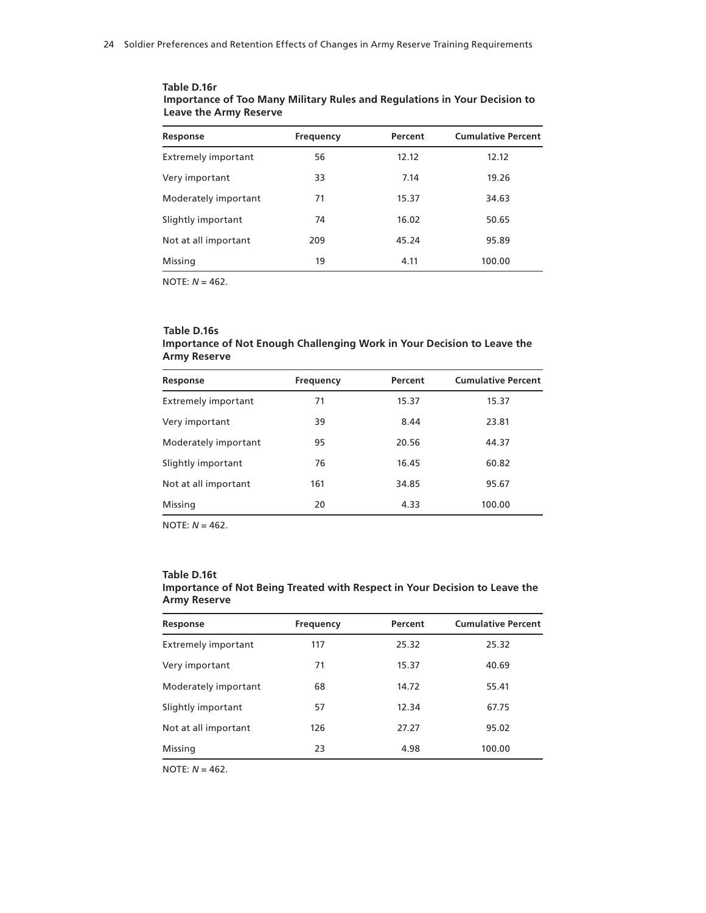**Table D.16r**
**Importance of Too Many Military Rules and Regulations in Your Decision to Leave the Army Reserve**

| Response | Frequency | Percent | Cumulative Percent |
|---|---|---|---|
| Extremely important | 56 | 12.12 | 12.12 |
| Very important | 33 | 7.14 | 19.26 |
| Moderately important | 71 | 15.37 | 34.63 |
| Slightly important | 74 | 16.02 | 50.65 |
| Not at all important | 209 | 45.24 | 95.89 |
| Missing | 19 | 4.11 | 100.00 |

NOTE: *N* = 462.

**Table D.16s**
**Importance of Not Enough Challenging Work in Your Decision to Leave the Army Reserve**

| Response | Frequency | Percent | Cumulative Percent |
|---|---|---|---|
| Extremely important | 71 | 15.37 | 15.37 |
| Very important | 39 | 8.44 | 23.81 |
| Moderately important | 95 | 20.56 | 44.37 |
| Slightly important | 76 | 16.45 | 60.82 |
| Not at all important | 161 | 34.85 | 95.67 |
| Missing | 20 | 4.33 | 100.00 |

NOTE: *N* = 462.

**Table D.16t**
**Importance of Not Being Treated with Respect in Your Decision to Leave the Army Reserve**

| Response | Frequency | Percent | Cumulative Percent |
|---|---|---|---|
| Extremely important | 117 | 25.32 | 25.32 |
| Very important | 71 | 15.37 | 40.69 |
| Moderately important | 68 | 14.72 | 55.41 |
| Slightly important | 57 | 12.34 | 67.75 |
| Not at all important | 126 | 27.27 | 95.02 |
| Missing | 23 | 4.98 | 100.00 |

NOTE: *N* = 462.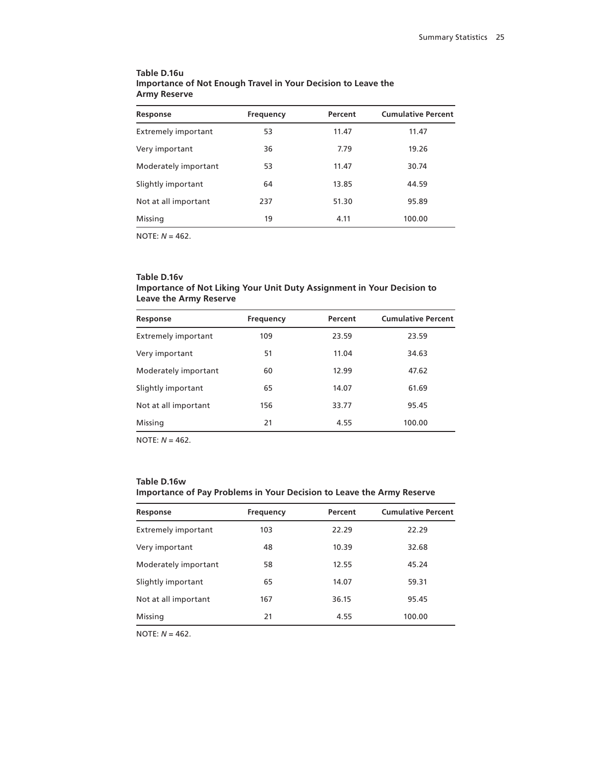**Table D.16u**
**Importance of Not Enough Travel in Your Decision to Leave the Army Reserve**

| Response | Frequency | Percent | Cumulative Percent |
|---|---|---|---|
| Extremely important | 53 | 11.47 | 11.47 |
| Very important | 36 | 7.79 | 19.26 |
| Moderately important | 53 | 11.47 | 30.74 |
| Slightly important | 64 | 13.85 | 44.59 |
| Not at all important | 237 | 51.30 | 95.89 |
| Missing | 19 | 4.11 | 100.00 |

NOTE: *N* = 462.

**Table D.16v**
**Importance of Not Liking Your Unit Duty Assignment in Your Decision to Leave the Army Reserve**

| Response | Frequency | Percent | Cumulative Percent |
|---|---|---|---|
| Extremely important | 109 | 23.59 | 23.59 |
| Very important | 51 | 11.04 | 34.63 |
| Moderately important | 60 | 12.99 | 47.62 |
| Slightly important | 65 | 14.07 | 61.69 |
| Not at all important | 156 | 33.77 | 95.45 |
| Missing | 21 | 4.55 | 100.00 |

NOTE: *N* = 462.

**Table D.16w**
**Importance of Pay Problems in Your Decision to Leave the Army Reserve**

| Response | Frequency | Percent | Cumulative Percent |
|---|---|---|---|
| Extremely important | 103 | 22.29 | 22.29 |
| Very important | 48 | 10.39 | 32.68 |
| Moderately important | 58 | 12.55 | 45.24 |
| Slightly important | 65 | 14.07 | 59.31 |
| Not at all important | 167 | 36.15 | 95.45 |
| Missing | 21 | 4.55 | 100.00 |

NOTE: *N* = 462.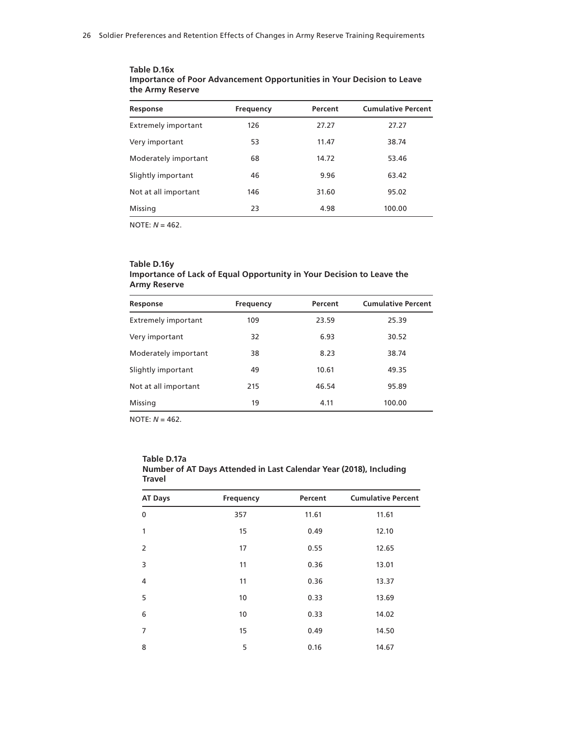**Table D.16x**
**Importance of Poor Advancement Opportunities in Your Decision to Leave the Army Reserve**

| Response | Frequency | Percent | Cumulative Percent |
|---|---|---|---|
| Extremely important | 126 | 27.27 | 27.27 |
| Very important | 53 | 11.47 | 38.74 |
| Moderately important | 68 | 14.72 | 53.46 |
| Slightly important | 46 | 9.96 | 63.42 |
| Not at all important | 146 | 31.60 | 95.02 |
| Missing | 23 | 4.98 | 100.00 |

NOTE: $N = 462$.

**Table D.16y**
**Importance of Lack of Equal Opportunity in Your Decision to Leave the Army Reserve**

| Response | Frequency | Percent | Cumulative Percent |
|---|---|---|---|
| Extremely important | 109 | 23.59 | 25.39 |
| Very important | 32 | 6.93 | 30.52 |
| Moderately important | 38 | 8.23 | 38.74 |
| Slightly important | 49 | 10.61 | 49.35 |
| Not at all important | 215 | 46.54 | 95.89 |
| Missing | 19 | 4.11 | 100.00 |

NOTE: $N = 462$.

**Table D.17a**
**Number of AT Days Attended in Last Calendar Year (2018), Including Travel**

| AT Days | Frequency | Percent | Cumulative Percent |
|---|---|---|---|
| 0 | 357 | 11.61 | 11.61 |
| 1 | 15 | 0.49 | 12.10 |
| 2 | 17 | 0.55 | 12.65 |
| 3 | 11 | 0.36 | 13.01 |
| 4 | 11 | 0.36 | 13.37 |
| 5 | 10 | 0.33 | 13.69 |
| 6 | 10 | 0.33 | 14.02 |
| 7 | 15 | 0.49 | 14.50 |
| 8 | 5 | 0.16 | 14.67 |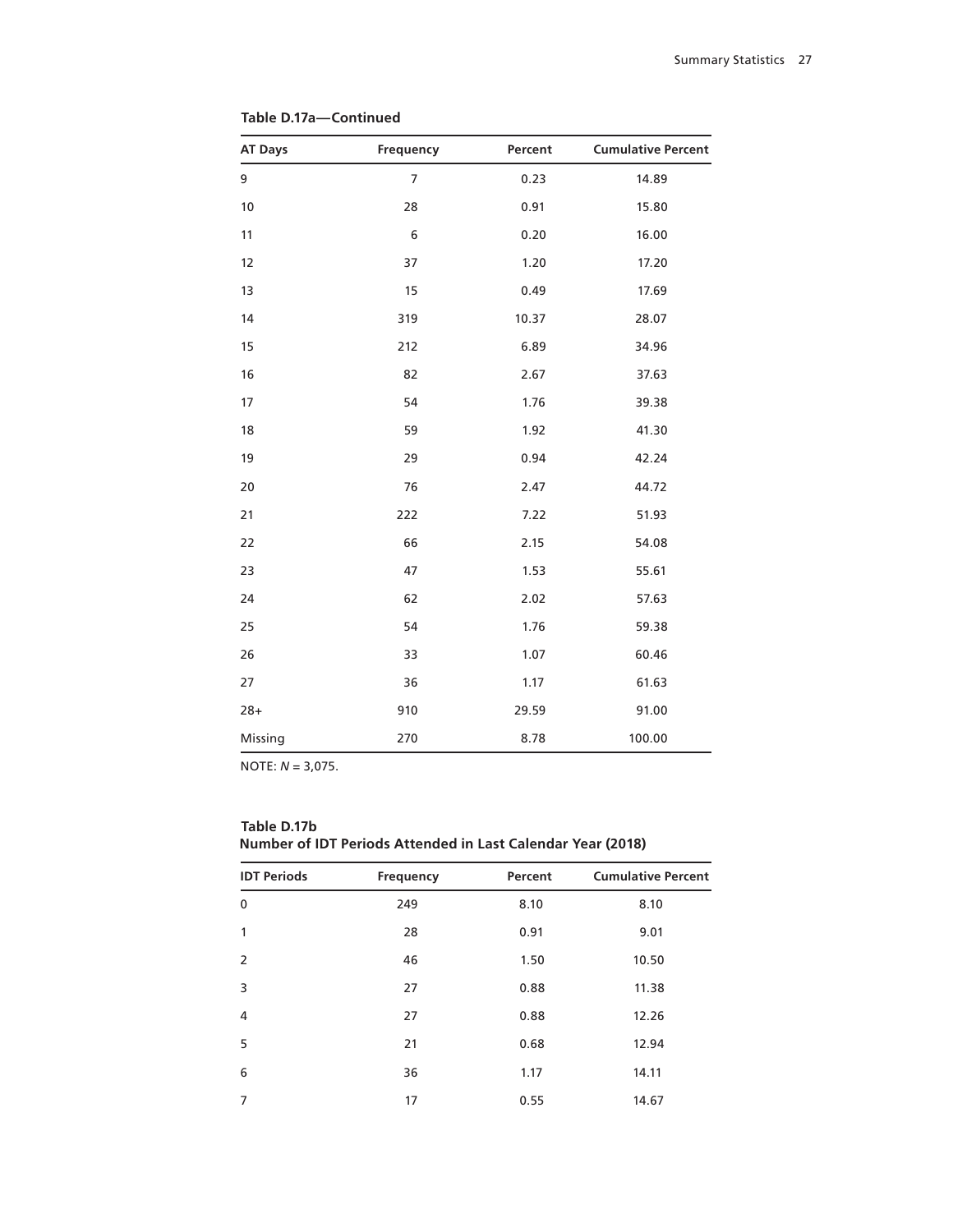**Table D.17a—Continued**

| AT Days | Frequency | Percent | Cumulative Percent |
|---|---|---|---|
| 9 | 7 | 0.23 | 14.89 |
| 10 | 28 | 0.91 | 15.80 |
| 11 | 6 | 0.20 | 16.00 |
| 12 | 37 | 1.20 | 17.20 |
| 13 | 15 | 0.49 | 17.69 |
| 14 | 319 | 10.37 | 28.07 |
| 15 | 212 | 6.89 | 34.96 |
| 16 | 82 | 2.67 | 37.63 |
| 17 | 54 | 1.76 | 39.38 |
| 18 | 59 | 1.92 | 41.30 |
| 19 | 29 | 0.94 | 42.24 |
| 20 | 76 | 2.47 | 44.72 |
| 21 | 222 | 7.22 | 51.93 |
| 22 | 66 | 2.15 | 54.08 |
| 23 | 47 | 1.53 | 55.61 |
| 24 | 62 | 2.02 | 57.63 |
| 25 | 54 | 1.76 | 59.38 |
| 26 | 33 | 1.07 | 60.46 |
| 27 | 36 | 1.17 | 61.63 |
| 28+ | 910 | 29.59 | 91.00 |
| Missing | 270 | 8.78 | 100.00 |

NOTE: *N* = 3,075.

**Table D.17b**
**Number of IDT Periods Attended in Last Calendar Year (2018)**

| IDT Periods | Frequency | Percent | Cumulative Percent |
|---|---|---|---|
| 0 | 249 | 8.10 | 8.10 |
| 1 | 28 | 0.91 | 9.01 |
| 2 | 46 | 1.50 | 10.50 |
| 3 | 27 | 0.88 | 11.38 |
| 4 | 27 | 0.88 | 12.26 |
| 5 | 21 | 0.68 | 12.94 |
| 6 | 36 | 1.17 | 14.11 |
| 7 | 17 | 0.55 | 14.67 |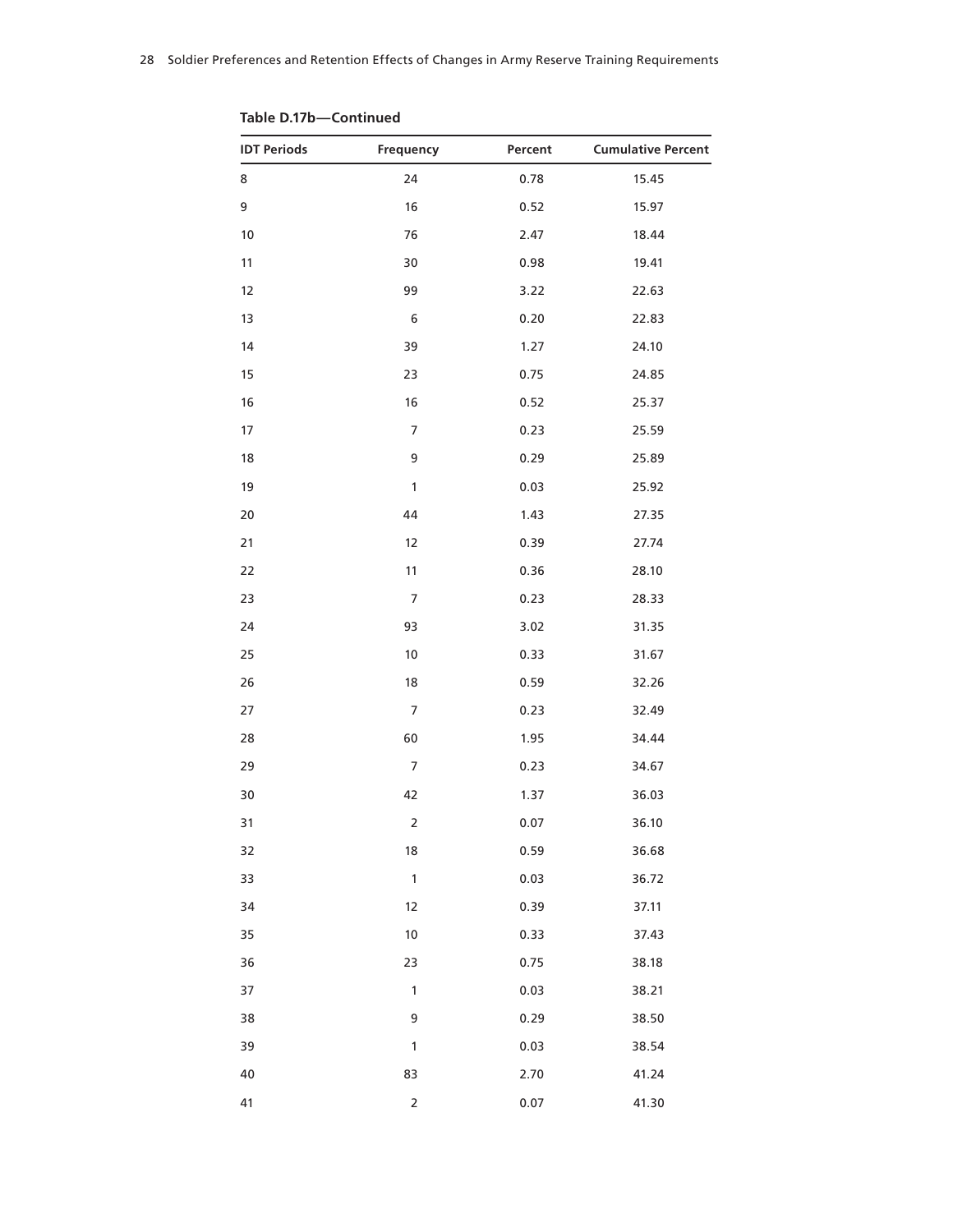**Table D.17b—Continued**

| IDT Periods | Frequency | Percent | Cumulative Percent |
|---|---|---|---|
| 8 | 24 | 0.78 | 15.45 |
| 9 | 16 | 0.52 | 15.97 |
| 10 | 76 | 2.47 | 18.44 |
| 11 | 30 | 0.98 | 19.41 |
| 12 | 99 | 3.22 | 22.63 |
| 13 | 6 | 0.20 | 22.83 |
| 14 | 39 | 1.27 | 24.10 |
| 15 | 23 | 0.75 | 24.85 |
| 16 | 16 | 0.52 | 25.37 |
| 17 | 7 | 0.23 | 25.59 |
| 18 | 9 | 0.29 | 25.89 |
| 19 | 1 | 0.03 | 25.92 |
| 20 | 44 | 1.43 | 27.35 |
| 21 | 12 | 0.39 | 27.74 |
| 22 | 11 | 0.36 | 28.10 |
| 23 | 7 | 0.23 | 28.33 |
| 24 | 93 | 3.02 | 31.35 |
| 25 | 10 | 0.33 | 31.67 |
| 26 | 18 | 0.59 | 32.26 |
| 27 | 7 | 0.23 | 32.49 |
| 28 | 60 | 1.95 | 34.44 |
| 29 | 7 | 0.23 | 34.67 |
| 30 | 42 | 1.37 | 36.03 |
| 31 | 2 | 0.07 | 36.10 |
| 32 | 18 | 0.59 | 36.68 |
| 33 | 1 | 0.03 | 36.72 |
| 34 | 12 | 0.39 | 37.11 |
| 35 | 10 | 0.33 | 37.43 |
| 36 | 23 | 0.75 | 38.18 |
| 37 | 1 | 0.03 | 38.21 |
| 38 | 9 | 0.29 | 38.50 |
| 39 | 1 | 0.03 | 38.54 |
| 40 | 83 | 2.70 | 41.24 |
| 41 | 2 | 0.07 | 41.30 |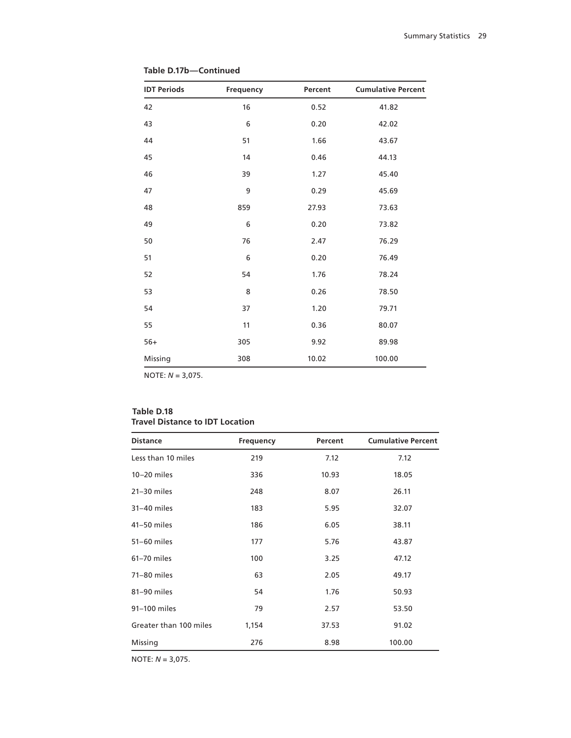**Table D.17b—Continued**

| IDT Periods | Frequency | Percent | Cumulative Percent |
|---|---|---|---|
| 42 | 16 | 0.52 | 41.82 |
| 43 | 6 | 0.20 | 42.02 |
| 44 | 51 | 1.66 | 43.67 |
| 45 | 14 | 0.46 | 44.13 |
| 46 | 39 | 1.27 | 45.40 |
| 47 | 9 | 0.29 | 45.69 |
| 48 | 859 | 27.93 | 73.63 |
| 49 | 6 | 0.20 | 73.82 |
| 50 | 76 | 2.47 | 76.29 |
| 51 | 6 | 0.20 | 76.49 |
| 52 | 54 | 1.76 | 78.24 |
| 53 | 8 | 0.26 | 78.50 |
| 54 | 37 | 1.20 | 79.71 |
| 55 | 11 | 0.36 | 80.07 |
| 56+ | 305 | 9.92 | 89.98 |
| Missing | 308 | 10.02 | 100.00 |

NOTE: *N* = 3,075.

**Table D.18**
**Travel Distance to IDT Location**

| Distance | Frequency | Percent | Cumulative Percent |
|---|---|---|---|
| Less than 10 miles | 219 | 7.12 | 7.12 |
| 10–20 miles | 336 | 10.93 | 18.05 |
| 21–30 miles | 248 | 8.07 | 26.11 |
| 31–40 miles | 183 | 5.95 | 32.07 |
| 41–50 miles | 186 | 6.05 | 38.11 |
| 51–60 miles | 177 | 5.76 | 43.87 |
| 61–70 miles | 100 | 3.25 | 47.12 |
| 71–80 miles | 63 | 2.05 | 49.17 |
| 81–90 miles | 54 | 1.76 | 50.93 |
| 91–100 miles | 79 | 2.57 | 53.50 |
| Greater than 100 miles | 1,154 | 37.53 | 91.02 |
| Missing | 276 | 8.98 | 100.00 |

NOTE: *N* = 3,075.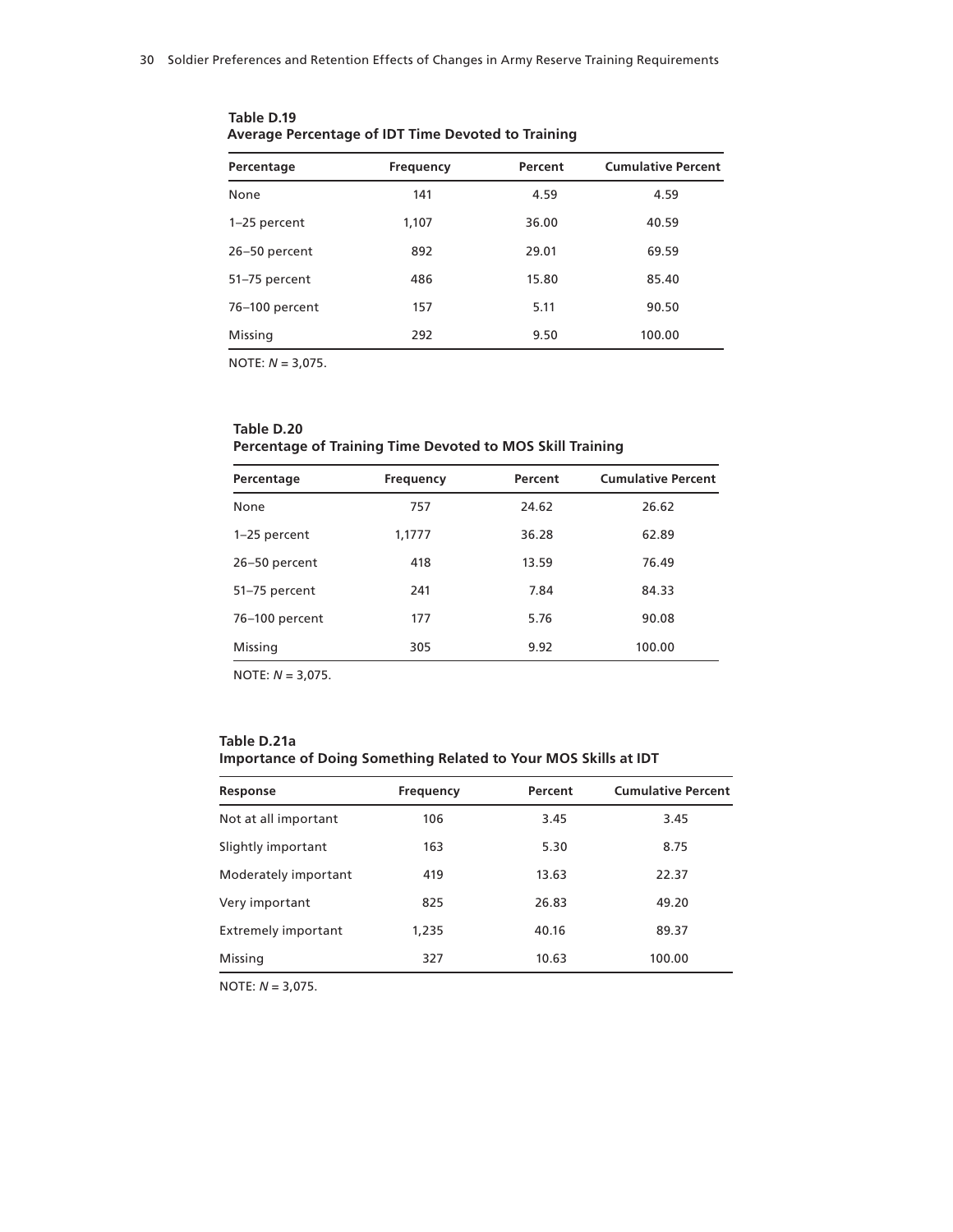**Table D.19**
**Average Percentage of IDT Time Devoted to Training**

| Percentage | Frequency | Percent | Cumulative Percent |
|---|---|---|---|
| None | 141 | 4.59 | 4.59 |
| 1–25 percent | 1,107 | 36.00 | 40.59 |
| 26–50 percent | 892 | 29.01 | 69.59 |
| 51–75 percent | 486 | 15.80 | 85.40 |
| 76–100 percent | 157 | 5.11 | 90.50 |
| Missing | 292 | 9.50 | 100.00 |

NOTE: *N* = 3,075.

**Table D.20**
**Percentage of Training Time Devoted to MOS Skill Training**

| Percentage | Frequency | Percent | Cumulative Percent |
|---|---|---|---|
| None | 757 | 24.62 | 26.62 |
| 1–25 percent | 1,1777 | 36.28 | 62.89 |
| 26–50 percent | 418 | 13.59 | 76.49 |
| 51–75 percent | 241 | 7.84 | 84.33 |
| 76–100 percent | 177 | 5.76 | 90.08 |
| Missing | 305 | 9.92 | 100.00 |

NOTE: *N* = 3,075.

**Table D.21a**
**Importance of Doing Something Related to Your MOS Skills at IDT**

| Response | Frequency | Percent | Cumulative Percent |
|---|---|---|---|
| Not at all important | 106 | 3.45 | 3.45 |
| Slightly important | 163 | 5.30 | 8.75 |
| Moderately important | 419 | 13.63 | 22.37 |
| Very important | 825 | 26.83 | 49.20 |
| Extremely important | 1,235 | 40.16 | 89.37 |
| Missing | 327 | 10.63 | 100.00 |

NOTE: *N* = 3,075.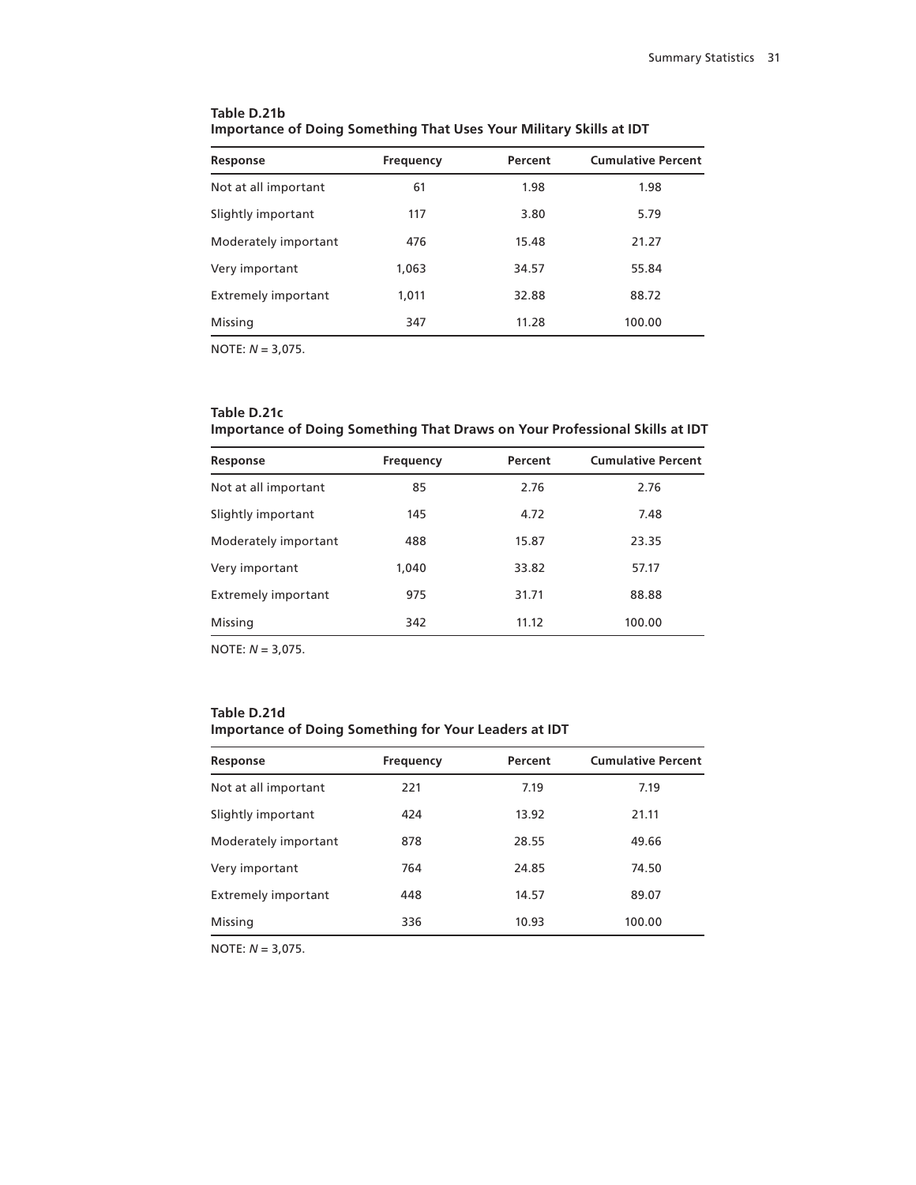**Table D.21b**
**Importance of Doing Something That Uses Your Military Skills at IDT**

| Response | Frequency | Percent | Cumulative Percent |
|---|---|---|---|
| Not at all important | 61 | 1.98 | 1.98 |
| Slightly important | 117 | 3.80 | 5.79 |
| Moderately important | 476 | 15.48 | 21.27 |
| Very important | 1,063 | 34.57 | 55.84 |
| Extremely important | 1,011 | 32.88 | 88.72 |
| Missing | 347 | 11.28 | 100.00 |

NOTE: *N* = 3,075.

**Table D.21c**
**Importance of Doing Something That Draws on Your Professional Skills at IDT**

| Response | Frequency | Percent | Cumulative Percent |
|---|---|---|---|
| Not at all important | 85 | 2.76 | 2.76 |
| Slightly important | 145 | 4.72 | 7.48 |
| Moderately important | 488 | 15.87 | 23.35 |
| Very important | 1,040 | 33.82 | 57.17 |
| Extremely important | 975 | 31.71 | 88.88 |
| Missing | 342 | 11.12 | 100.00 |

NOTE: *N* = 3,075.

**Table D.21d**
**Importance of Doing Something for Your Leaders at IDT**

| Response | Frequency | Percent | Cumulative Percent |
|---|---|---|---|
| Not at all important | 221 | 7.19 | 7.19 |
| Slightly important | 424 | 13.92 | 21.11 |
| Moderately important | 878 | 28.55 | 49.66 |
| Very important | 764 | 24.85 | 74.50 |
| Extremely important | 448 | 14.57 | 89.07 |
| Missing | 336 | 10.93 | 100.00 |

NOTE: *N* = 3,075.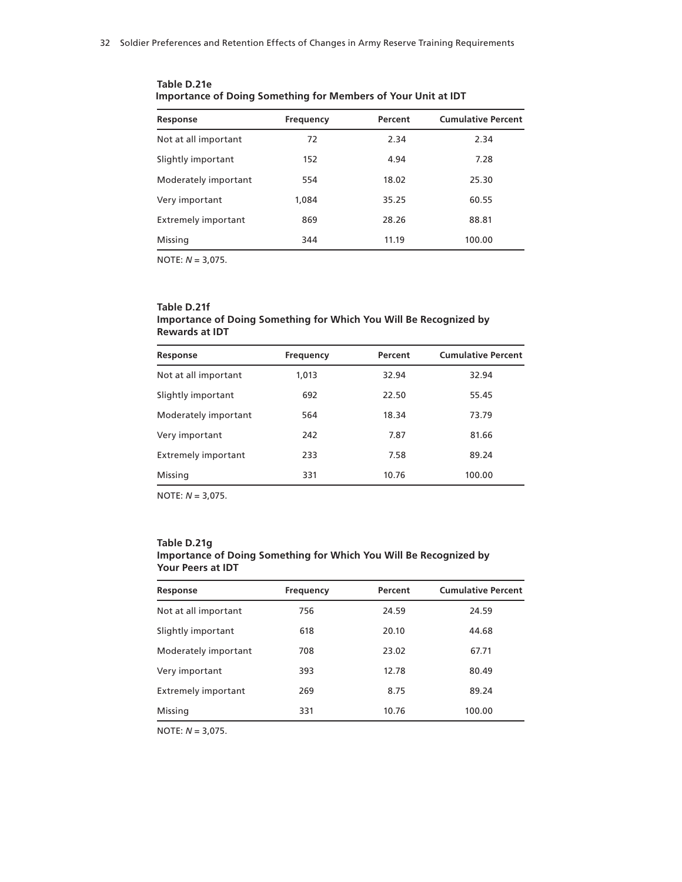**Table D.21e**
**Importance of Doing Something for Members of Your Unit at IDT**

| Response | Frequency | Percent | Cumulative Percent |
|---|---|---|---|
| Not at all important | 72 | 2.34 | 2.34 |
| Slightly important | 152 | 4.94 | 7.28 |
| Moderately important | 554 | 18.02 | 25.30 |
| Very important | 1,084 | 35.25 | 60.55 |
| Extremely important | 869 | 28.26 | 88.81 |
| Missing | 344 | 11.19 | 100.00 |

NOTE: *N* = 3,075.

**Table D.21f**
**Importance of Doing Something for Which You Will Be Recognized by Rewards at IDT**

| Response | Frequency | Percent | Cumulative Percent |
|---|---|---|---|
| Not at all important | 1,013 | 32.94 | 32.94 |
| Slightly important | 692 | 22.50 | 55.45 |
| Moderately important | 564 | 18.34 | 73.79 |
| Very important | 242 | 7.87 | 81.66 |
| Extremely important | 233 | 7.58 | 89.24 |
| Missing | 331 | 10.76 | 100.00 |

NOTE: *N* = 3,075.

**Table D.21g**
**Importance of Doing Something for Which You Will Be Recognized by Your Peers at IDT**

| Response | Frequency | Percent | Cumulative Percent |
|---|---|---|---|
| Not at all important | 756 | 24.59 | 24.59 |
| Slightly important | 618 | 20.10 | 44.68 |
| Moderately important | 708 | 23.02 | 67.71 |
| Very important | 393 | 12.78 | 80.49 |
| Extremely important | 269 | 8.75 | 89.24 |
| Missing | 331 | 10.76 | 100.00 |

NOTE: *N* = 3,075.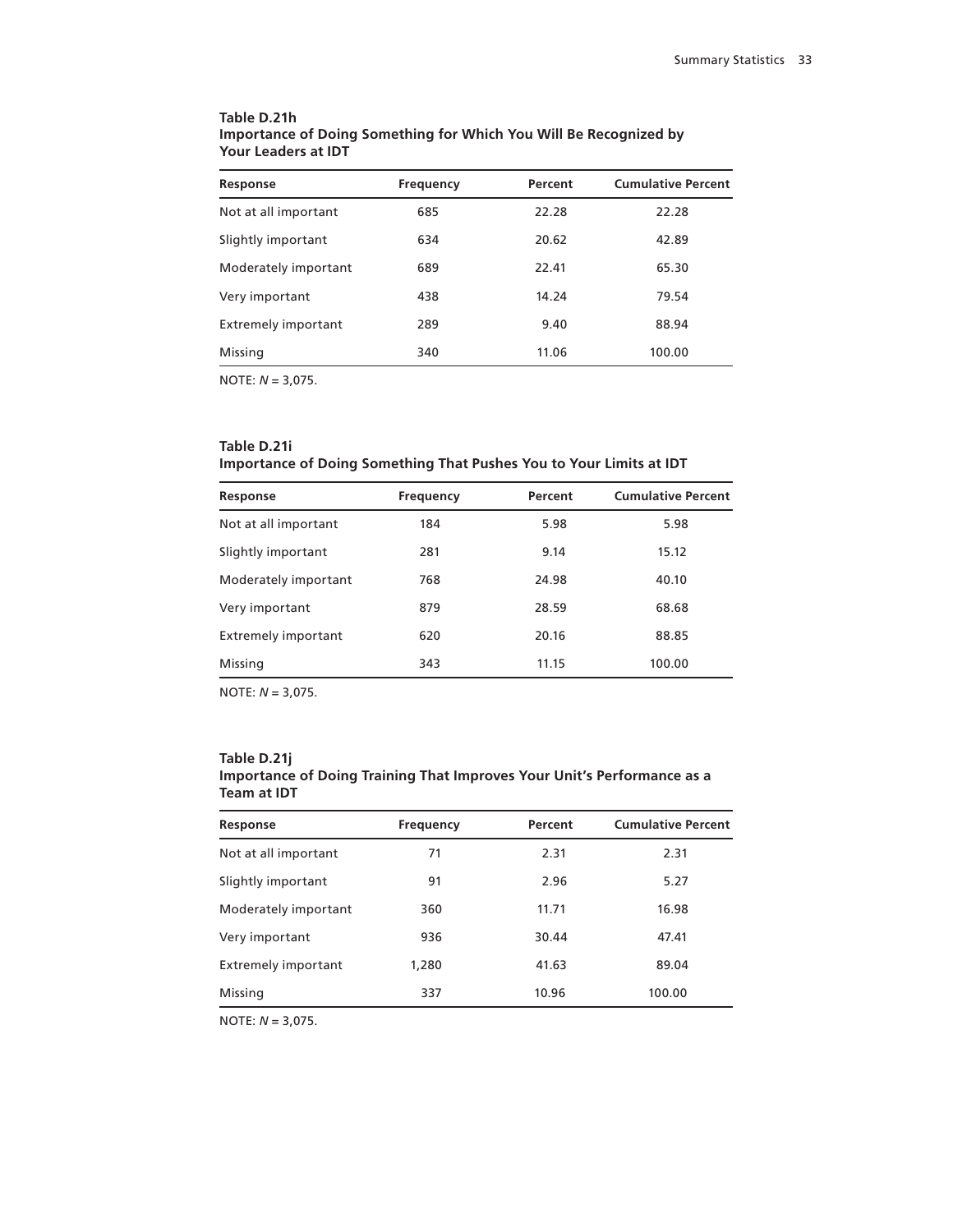**Table D.21h**
**Importance of Doing Something for Which You Will Be Recognized by Your Leaders at IDT**

| Response | Frequency | Percent | Cumulative Percent |
|---|---|---|---|
| Not at all important | 685 | 22.28 | 22.28 |
| Slightly important | 634 | 20.62 | 42.89 |
| Moderately important | 689 | 22.41 | 65.30 |
| Very important | 438 | 14.24 | 79.54 |
| Extremely important | 289 | 9.40 | 88.94 |
| Missing | 340 | 11.06 | 100.00 |

NOTE: *N* = 3,075.

**Table D.21i**
**Importance of Doing Something That Pushes You to Your Limits at IDT**

| Response | Frequency | Percent | Cumulative Percent |
|---|---|---|---|
| Not at all important | 184 | 5.98 | 5.98 |
| Slightly important | 281 | 9.14 | 15.12 |
| Moderately important | 768 | 24.98 | 40.10 |
| Very important | 879 | 28.59 | 68.68 |
| Extremely important | 620 | 20.16 | 88.85 |
| Missing | 343 | 11.15 | 100.00 |

NOTE: *N* = 3,075.

**Table D.21j**
**Importance of Doing Training That Improves Your Unit's Performance as a Team at IDT**

| Response | Frequency | Percent | Cumulative Percent |
|---|---|---|---|
| Not at all important | 71 | 2.31 | 2.31 |
| Slightly important | 91 | 2.96 | 5.27 |
| Moderately important | 360 | 11.71 | 16.98 |
| Very important | 936 | 30.44 | 47.41 |
| Extremely important | 1,280 | 41.63 | 89.04 |
| Missing | 337 | 10.96 | 100.00 |

NOTE: *N* = 3,075.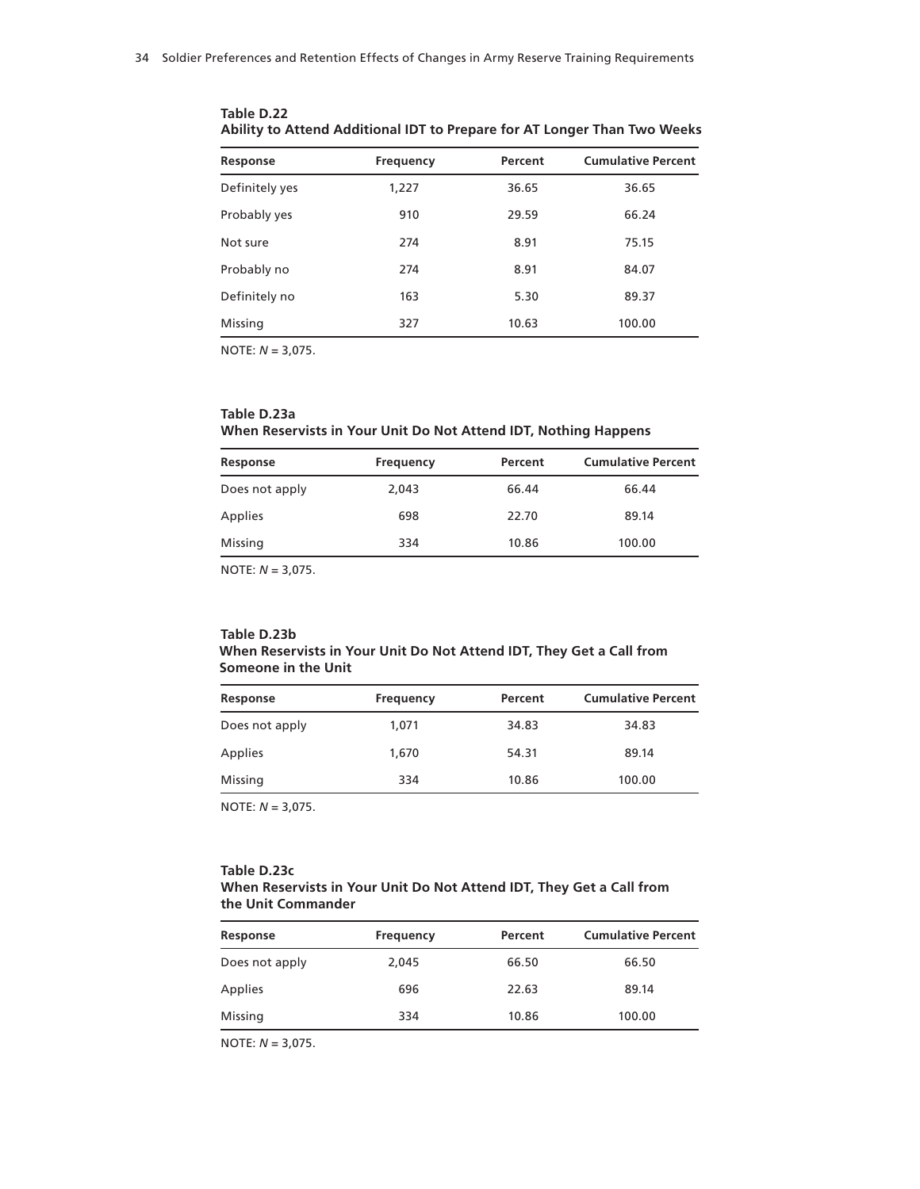**Table D.22**
**Ability to Attend Additional IDT to Prepare for AT Longer Than Two Weeks**

| Response | Frequency | Percent | Cumulative Percent |
|---|---|---|---|
| Definitely yes | 1,227 | 36.65 | 36.65 |
| Probably yes | 910 | 29.59 | 66.24 |
| Not sure | 274 | 8.91 | 75.15 |
| Probably no | 274 | 8.91 | 84.07 |
| Definitely no | 163 | 5.30 | 89.37 |
| Missing | 327 | 10.63 | 100.00 |

NOTE: *N* = 3,075.

**Table D.23a**
**When Reservists in Your Unit Do Not Attend IDT, Nothing Happens**

| Response | Frequency | Percent | Cumulative Percent |
|---|---|---|---|
| Does not apply | 2,043 | 66.44 | 66.44 |
| Applies | 698 | 22.70 | 89.14 |
| Missing | 334 | 10.86 | 100.00 |

NOTE: *N* = 3,075.

**Table D.23b**
**When Reservists in Your Unit Do Not Attend IDT, They Get a Call from Someone in the Unit**

| Response | Frequency | Percent | Cumulative Percent |
|---|---|---|---|
| Does not apply | 1,071 | 34.83 | 34.83 |
| Applies | 1,670 | 54.31 | 89.14 |
| Missing | 334 | 10.86 | 100.00 |

NOTE: *N* = 3,075.

**Table D.23c**
**When Reservists in Your Unit Do Not Attend IDT, They Get a Call from the Unit Commander**

| Response | Frequency | Percent | Cumulative Percent |
|---|---|---|---|
| Does not apply | 2,045 | 66.50 | 66.50 |
| Applies | 696 | 22.63 | 89.14 |
| Missing | 334 | 10.86 | 100.00 |

NOTE: *N* = 3,075.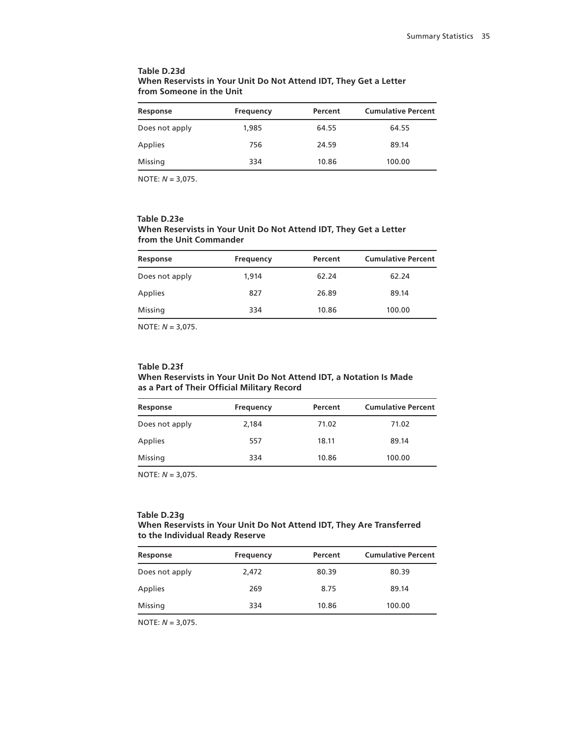**Table D.23d**
**When Reservists in Your Unit Do Not Attend IDT, They Get a Letter from Someone in the Unit**

| Response | Frequency | Percent | Cumulative Percent |
|---|---|---|---|
| Does not apply | 1,985 | 64.55 | 64.55 |
| Applies | 756 | 24.59 | 89.14 |
| Missing | 334 | 10.86 | 100.00 |

NOTE: *N* = 3,075.

**Table D.23e**
**When Reservists in Your Unit Do Not Attend IDT, They Get a Letter from the Unit Commander**

| Response | Frequency | Percent | Cumulative Percent |
|---|---|---|---|
| Does not apply | 1,914 | 62.24 | 62.24 |
| Applies | 827 | 26.89 | 89.14 |
| Missing | 334 | 10.86 | 100.00 |

NOTE: *N* = 3,075.

**Table D.23f**
**When Reservists in Your Unit Do Not Attend IDT, a Notation Is Made as a Part of Their Official Military Record**

| Response | Frequency | Percent | Cumulative Percent |
|---|---|---|---|
| Does not apply | 2,184 | 71.02 | 71.02 |
| Applies | 557 | 18.11 | 89.14 |
| Missing | 334 | 10.86 | 100.00 |

NOTE: *N* = 3,075.

**Table D.23g**
**When Reservists in Your Unit Do Not Attend IDT, They Are Transferred to the Individual Ready Reserve**

| Response | Frequency | Percent | Cumulative Percent |
|---|---|---|---|
| Does not apply | 2,472 | 80.39 | 80.39 |
| Applies | 269 | 8.75 | 89.14 |
| Missing | 334 | 10.86 | 100.00 |

NOTE: *N* = 3,075.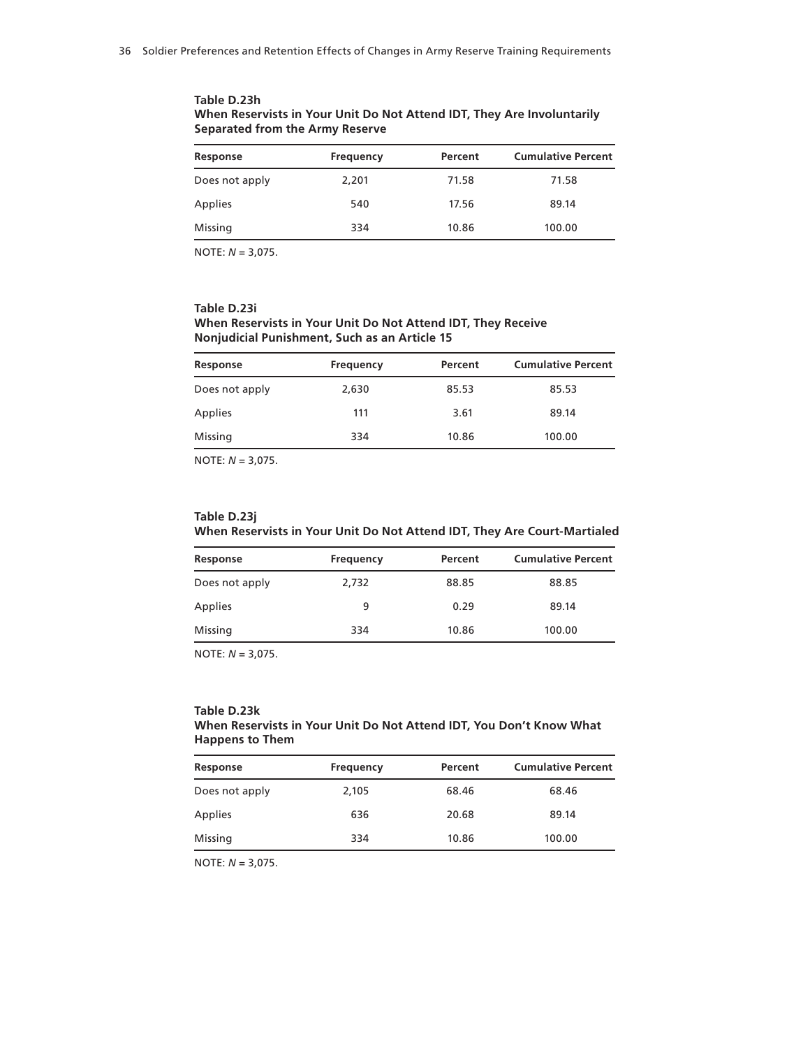**Table D.23h**
**When Reservists in Your Unit Do Not Attend IDT, They Are Involuntarily Separated from the Army Reserve**

| Response | Frequency | Percent | Cumulative Percent |
|---|---|---|---|
| Does not apply | 2,201 | 71.58 | 71.58 |
| Applies | 540 | 17.56 | 89.14 |
| Missing | 334 | 10.86 | 100.00 |

NOTE: *N* = 3,075.

**Table D.23i**
**When Reservists in Your Unit Do Not Attend IDT, They Receive Nonjudicial Punishment, Such as an Article 15**

| Response | Frequency | Percent | Cumulative Percent |
|---|---|---|---|
| Does not apply | 2,630 | 85.53 | 85.53 |
| Applies | 111 | 3.61 | 89.14 |
| Missing | 334 | 10.86 | 100.00 |

NOTE: *N* = 3,075.

**Table D.23j**
**When Reservists in Your Unit Do Not Attend IDT, They Are Court-Martialed**

| Response | Frequency | Percent | Cumulative Percent |
|---|---|---|---|
| Does not apply | 2,732 | 88.85 | 88.85 |
| Applies | 9 | 0.29 | 89.14 |
| Missing | 334 | 10.86 | 100.00 |

NOTE: *N* = 3,075.

**Table D.23k**
**When Reservists in Your Unit Do Not Attend IDT, You Don't Know What Happens to Them**

| Response | Frequency | Percent | Cumulative Percent |
|---|---|---|---|
| Does not apply | 2,105 | 68.46 | 68.46 |
| Applies | 636 | 20.68 | 89.14 |
| Missing | 334 | 10.86 | 100.00 |

NOTE: *N* = 3,075.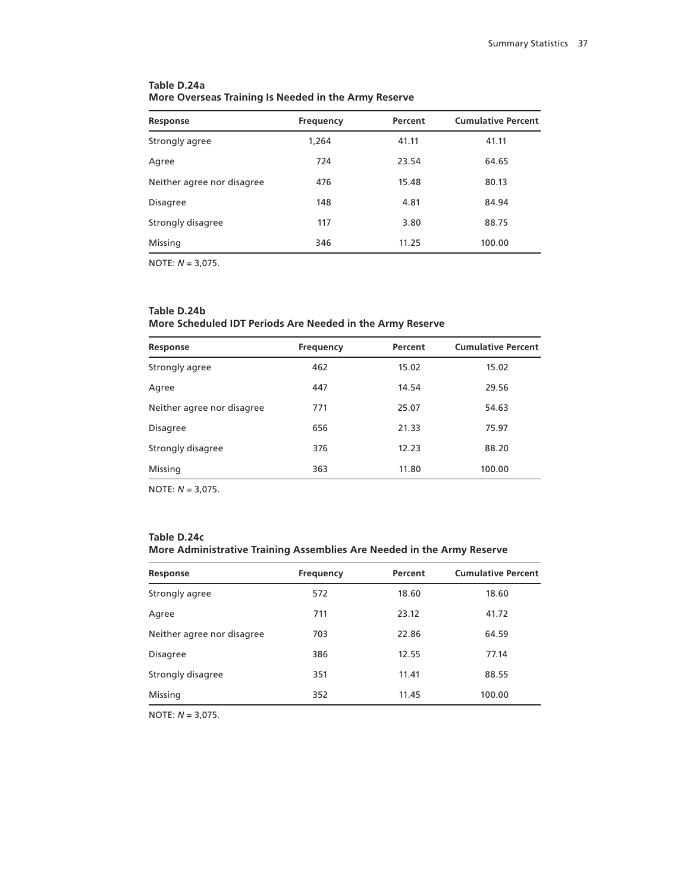**Table D.24a**
**More Overseas Training Is Needed in the Army Reserve**

| Response | Frequency | Percent | Cumulative Percent |
|---|---|---|---|
| Strongly agree | 1,264 | 41.11 | 41.11 |
| Agree | 724 | 23.54 | 64.65 |
| Neither agree nor disagree | 476 | 15.48 | 80.13 |
| Disagree | 148 | 4.81 | 84.94 |
| Strongly disagree | 117 | 3.80 | 88.75 |
| Missing | 346 | 11.25 | 100.00 |

NOTE: *N* = 3,075.

**Table D.24b**
**More Scheduled IDT Periods Are Needed in the Army Reserve**

| Response | Frequency | Percent | Cumulative Percent |
|---|---|---|---|
| Strongly agree | 462 | 15.02 | 15.02 |
| Agree | 447 | 14.54 | 29.56 |
| Neither agree nor disagree | 771 | 25.07 | 54.63 |
| Disagree | 656 | 21.33 | 75.97 |
| Strongly disagree | 376 | 12.23 | 88.20 |
| Missing | 363 | 11.80 | 100.00 |

NOTE: *N* = 3,075.

**Table D.24c**
**More Administrative Training Assemblies Are Needed in the Army Reserve**

| Response | Frequency | Percent | Cumulative Percent |
|---|---|---|---|
| Strongly agree | 572 | 18.60 | 18.60 |
| Agree | 711 | 23.12 | 41.72 |
| Neither agree nor disagree | 703 | 22.86 | 64.59 |
| Disagree | 386 | 12.55 | 77.14 |
| Strongly disagree | 351 | 11.41 | 88.55 |
| Missing | 352 | 11.45 | 100.00 |

NOTE: *N* = 3,075.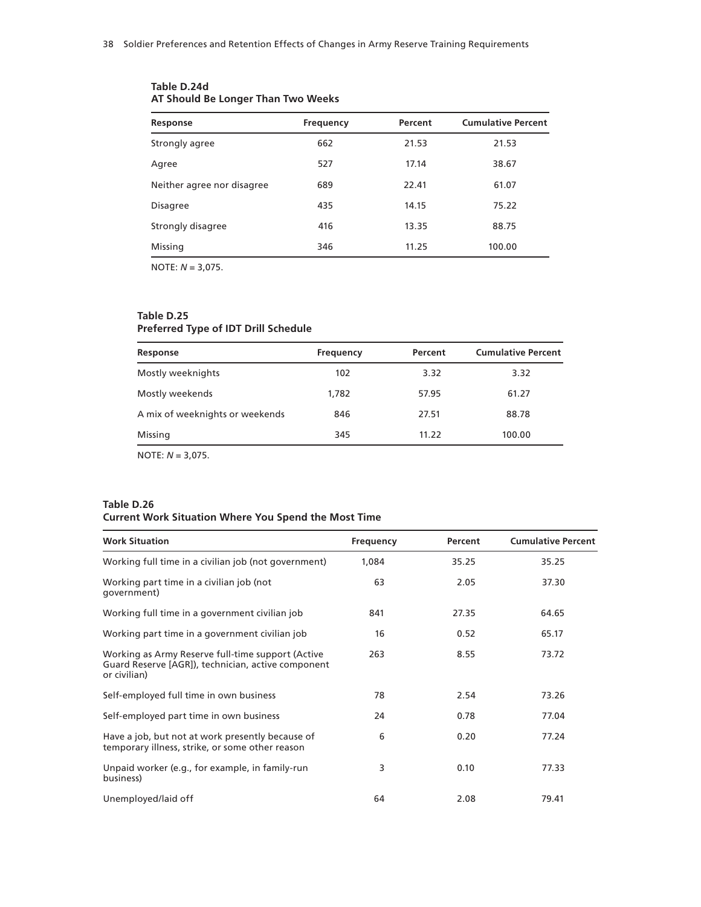**Table D.24d**
**AT Should Be Longer Than Two Weeks**

| Response | Frequency | Percent | Cumulative Percent |
|---|---|---|---|
| Strongly agree | 662 | 21.53 | 21.53 |
| Agree | 527 | 17.14 | 38.67 |
| Neither agree nor disagree | 689 | 22.41 | 61.07 |
| Disagree | 435 | 14.15 | 75.22 |
| Strongly disagree | 416 | 13.35 | 88.75 |
| Missing | 346 | 11.25 | 100.00 |

NOTE: *N* = 3,075.

**Table D.25**
**Preferred Type of IDT Drill Schedule**

| Response | Frequency | Percent | Cumulative Percent |
|---|---|---|---|
| Mostly weeknights | 102 | 3.32 | 3.32 |
| Mostly weekends | 1,782 | 57.95 | 61.27 |
| A mix of weeknights or weekends | 846 | 27.51 | 88.78 |
| Missing | 345 | 11.22 | 100.00 |

NOTE: *N* = 3,075.

**Table D.26**
**Current Work Situation Where You Spend the Most Time**

| Work Situation | Frequency | Percent | Cumulative Percent |
|---|---|---|---|
| Working full time in a civilian job (not government) | 1,084 | 35.25 | 35.25 |
| Working part time in a civilian job (not government) | 63 | 2.05 | 37.30 |
| Working full time in a government civilian job | 841 | 27.35 | 64.65 |
| Working part time in a government civilian job | 16 | 0.52 | 65.17 |
| Working as Army Reserve full-time support (Active Guard Reserve [AGR]), technician, active component or civilian) | 263 | 8.55 | 73.72 |
| Self-employed full time in own business | 78 | 2.54 | 73.26 |
| Self-employed part time in own business | 24 | 0.78 | 77.04 |
| Have a job, but not at work presently because of temporary illness, strike, or some other reason | 6 | 0.20 | 77.24 |
| Unpaid worker (e.g., for example, in family-run business) | 3 | 0.10 | 77.33 |
| Unemployed/laid off | 64 | 2.08 | 79.41 |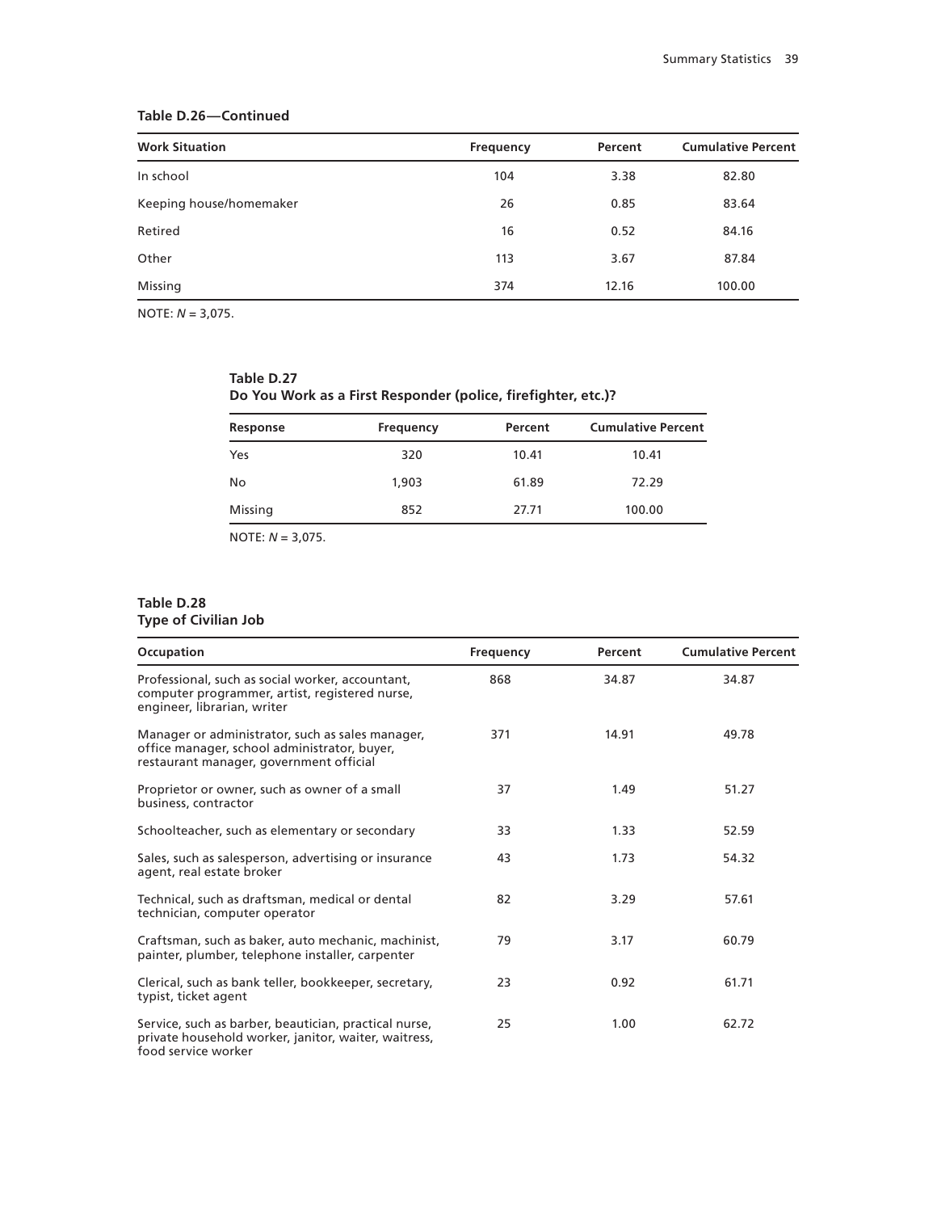**Table D.26—Continued**

| Work Situation | Frequency | Percent | Cumulative Percent |
|---|---|---|---|
| In school | 104 | 3.38 | 82.80 |
| Keeping house/homemaker | 26 | 0.85 | 83.64 |
| Retired | 16 | 0.52 | 84.16 |
| Other | 113 | 3.67 | 87.84 |
| Missing | 374 | 12.16 | 100.00 |

NOTE: $N$ = 3,075.

**Table D.27**
**Do You Work as a First Responder (police, firefighter, etc.)?**

| Response | Frequency | Percent | Cumulative Percent |
|---|---|---|---|
| Yes | 320 | 10.41 | 10.41 |
| No | 1,903 | 61.89 | 72.29 |
| Missing | 852 | 27.71 | 100.00 |

NOTE: $N$ = 3,075.

**Table D.28**
**Type of Civilian Job**

| Occupation | Frequency | Percent | Cumulative Percent |
|---|---|---|---|
| Professional, such as social worker, accountant, computer programmer, artist, registered nurse, engineer, librarian, writer | 868 | 34.87 | 34.87 |
| Manager or administrator, such as sales manager, office manager, school administrator, buyer, restaurant manager, government official | 371 | 14.91 | 49.78 |
| Proprietor or owner, such as owner of a small business, contractor | 37 | 1.49 | 51.27 |
| Schoolteacher, such as elementary or secondary | 33 | 1.33 | 52.59 |
| Sales, such as salesperson, advertising or insurance agent, real estate broker | 43 | 1.73 | 54.32 |
| Technical, such as draftsman, medical or dental technician, computer operator | 82 | 3.29 | 57.61 |
| Craftsman, such as baker, auto mechanic, machinist, painter, plumber, telephone installer, carpenter | 79 | 3.17 | 60.79 |
| Clerical, such as bank teller, bookkeeper, secretary, typist, ticket agent | 23 | 0.92 | 61.71 |
| Service, such as barber, beautician, practical nurse, private household worker, janitor, waiter, waitress, food service worker | 25 | 1.00 | 62.72 |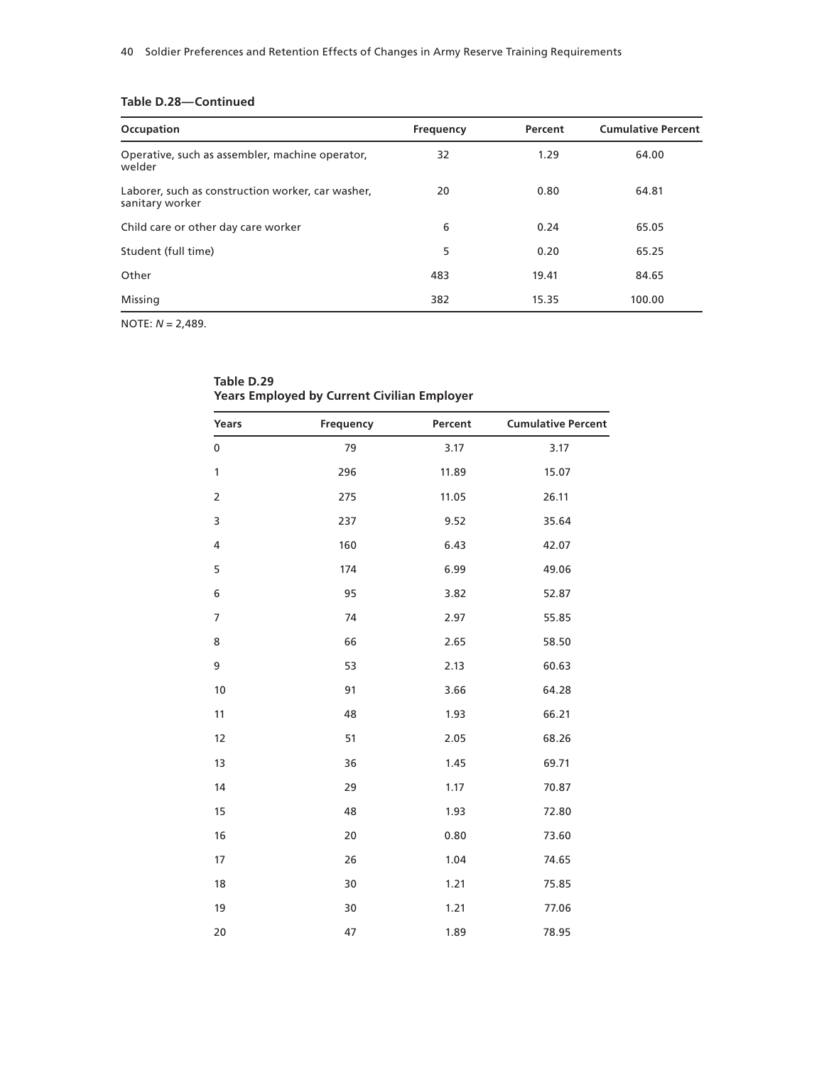**Table D.28—Continued**

| Occupation | Frequency | Percent | Cumulative Percent |
|---|---|---|---|
| Operative, such as assembler, machine operator, welder | 32 | 1.29 | 64.00 |
| Laborer, such as construction worker, car washer, sanitary worker | 20 | 0.80 | 64.81 |
| Child care or other day care worker | 6 | 0.24 | 65.05 |
| Student (full time) | 5 | 0.20 | 65.25 |
| Other | 483 | 19.41 | 84.65 |
| Missing | 382 | 15.35 | 100.00 |

NOTE: *N* = 2,489.

**Table D.29**
**Years Employed by Current Civilian Employer**

| Years | Frequency | Percent | Cumulative Percent |
|---|---|---|---|
| 0 | 79 | 3.17 | 3.17 |
| 1 | 296 | 11.89 | 15.07 |
| 2 | 275 | 11.05 | 26.11 |
| 3 | 237 | 9.52 | 35.64 |
| 4 | 160 | 6.43 | 42.07 |
| 5 | 174 | 6.99 | 49.06 |
| 6 | 95 | 3.82 | 52.87 |
| 7 | 74 | 2.97 | 55.85 |
| 8 | 66 | 2.65 | 58.50 |
| 9 | 53 | 2.13 | 60.63 |
| 10 | 91 | 3.66 | 64.28 |
| 11 | 48 | 1.93 | 66.21 |
| 12 | 51 | 2.05 | 68.26 |
| 13 | 36 | 1.45 | 69.71 |
| 14 | 29 | 1.17 | 70.87 |
| 15 | 48 | 1.93 | 72.80 |
| 16 | 20 | 0.80 | 73.60 |
| 17 | 26 | 1.04 | 74.65 |
| 18 | 30 | 1.21 | 75.85 |
| 19 | 30 | 1.21 | 77.06 |
| 20 | 47 | 1.89 | 78.95 |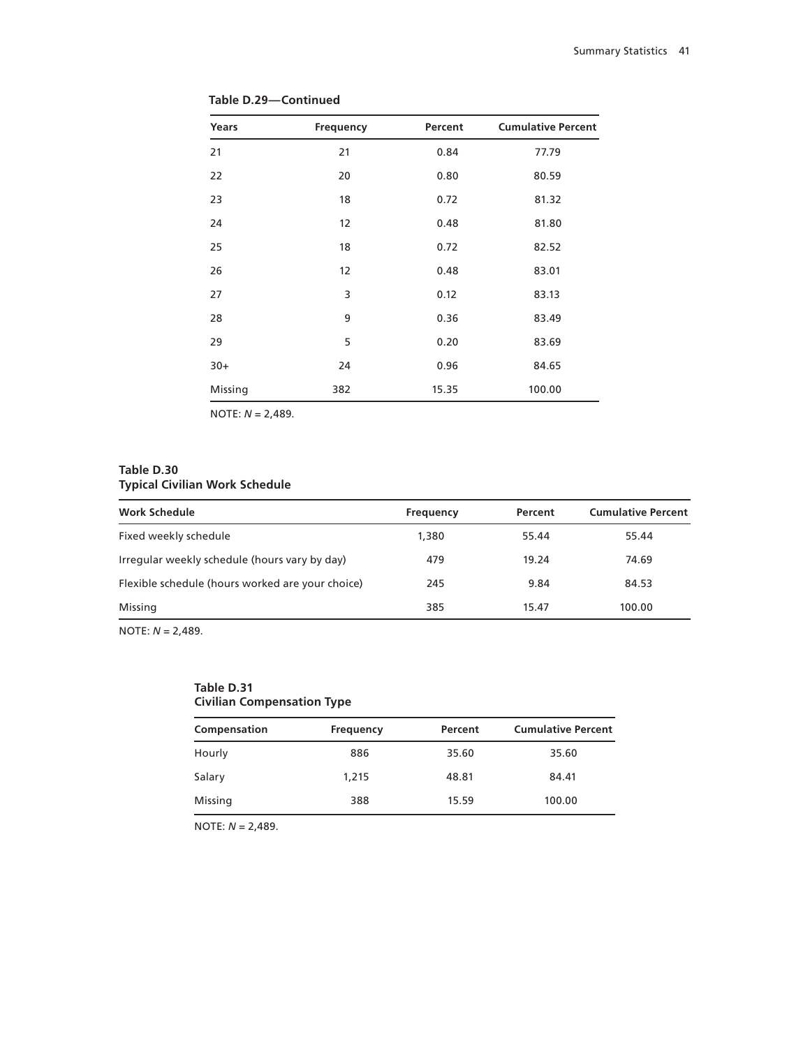**Table D.29—Continued**

| Years | Frequency | Percent | Cumulative Percent |
|---|---|---|---|
| 21 | 21 | 0.84 | 77.79 |
| 22 | 20 | 0.80 | 80.59 |
| 23 | 18 | 0.72 | 81.32 |
| 24 | 12 | 0.48 | 81.80 |
| 25 | 18 | 0.72 | 82.52 |
| 26 | 12 | 0.48 | 83.01 |
| 27 | 3 | 0.12 | 83.13 |
| 28 | 9 | 0.36 | 83.49 |
| 29 | 5 | 0.20 | 83.69 |
| 30+ | 24 | 0.96 | 84.65 |
| Missing | 382 | 15.35 | 100.00 |

NOTE: *N* = 2,489.

**Table D.30**
**Typical Civilian Work Schedule**

| Work Schedule | Frequency | Percent | Cumulative Percent |
|---|---|---|---|
| Fixed weekly schedule | 1,380 | 55.44 | 55.44 |
| Irregular weekly schedule (hours vary by day) | 479 | 19.24 | 74.69 |
| Flexible schedule (hours worked are your choice) | 245 | 9.84 | 84.53 |
| Missing | 385 | 15.47 | 100.00 |

NOTE: *N* = 2,489.

**Table D.31**
**Civilian Compensation Type**

| Compensation | Frequency | Percent | Cumulative Percent |
|---|---|---|---|
| Hourly | 886 | 35.60 | 35.60 |
| Salary | 1,215 | 48.81 | 84.41 |
| Missing | 388 | 15.59 | 100.00 |

NOTE: *N* = 2,489.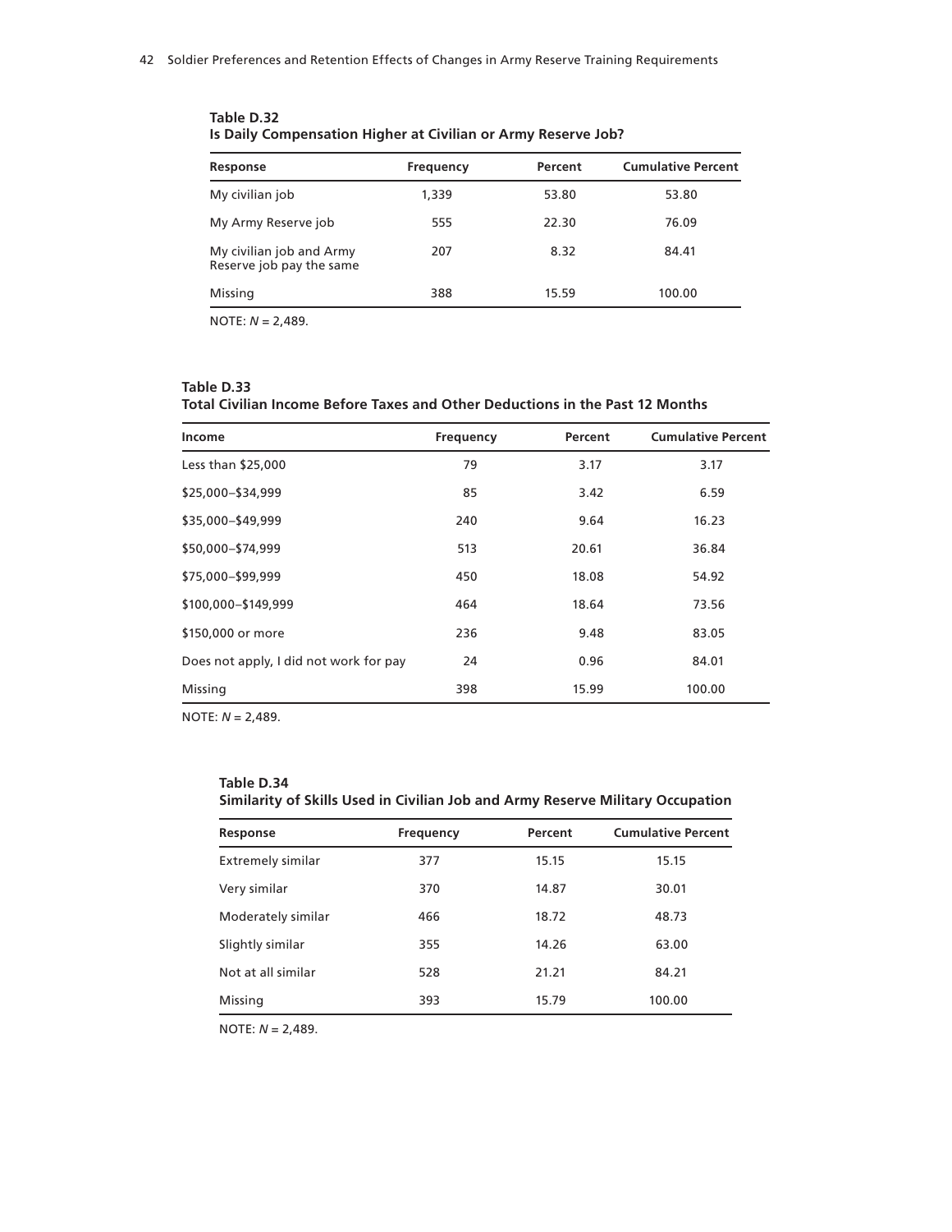**Table D.32**
**Is Daily Compensation Higher at Civilian or Army Reserve Job?**

| Response | Frequency | Percent | Cumulative Percent |
|---|---|---|---|
| My civilian job | 1,339 | 53.80 | 53.80 |
| My Army Reserve job | 555 | 22.30 | 76.09 |
| My civilian job and Army Reserve job pay the same | 207 | 8.32 | 84.41 |
| Missing | 388 | 15.59 | 100.00 |

NOTE: *N* = 2,489.

**Table D.33**
**Total Civilian Income Before Taxes and Other Deductions in the Past 12 Months**

| Income | Frequency | Percent | Cumulative Percent |
|---|---|---|---|
| Less than $25,000 | 79 | 3.17 | 3.17 |
| $25,000–$34,999 | 85 | 3.42 | 6.59 |
| $35,000–$49,999 | 240 | 9.64 | 16.23 |
| $50,000–$74,999 | 513 | 20.61 | 36.84 |
| $75,000–$99,999 | 450 | 18.08 | 54.92 |
| $100,000–$149,999 | 464 | 18.64 | 73.56 |
| $150,000 or more | 236 | 9.48 | 83.05 |
| Does not apply, I did not work for pay | 24 | 0.96 | 84.01 |
| Missing | 398 | 15.99 | 100.00 |

NOTE: *N* = 2,489.

**Table D.34**
**Similarity of Skills Used in Civilian Job and Army Reserve Military Occupation**

| Response | Frequency | Percent | Cumulative Percent |
|---|---|---|---|
| Extremely similar | 377 | 15.15 | 15.15 |
| Very similar | 370 | 14.87 | 30.01 |
| Moderately similar | 466 | 18.72 | 48.73 |
| Slightly similar | 355 | 14.26 | 63.00 |
| Not at all similar | 528 | 21.21 | 84.21 |
| Missing | 393 | 15.79 | 100.00 |

NOTE: *N* = 2,489.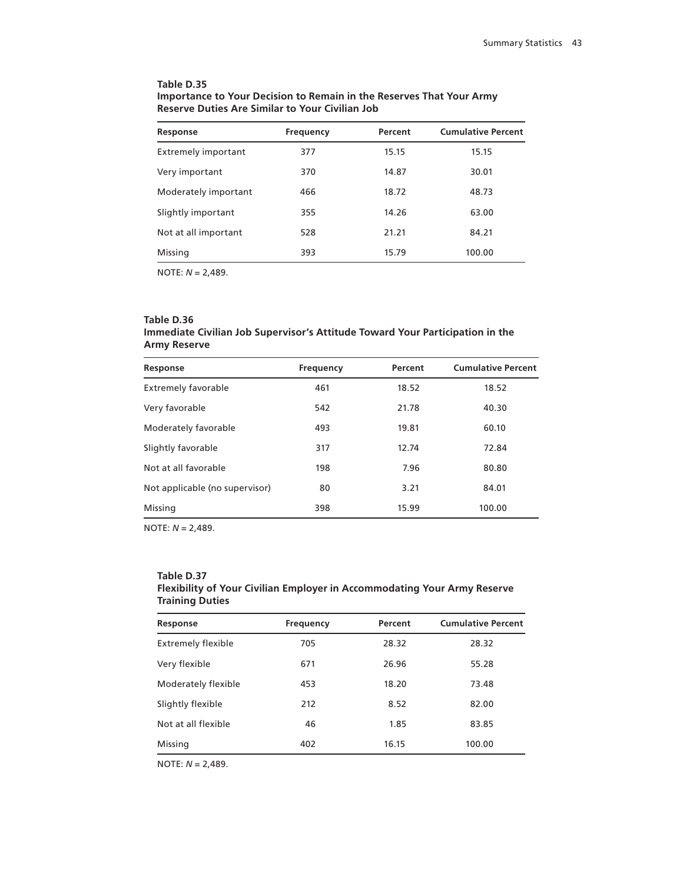**Table D.35**
**Importance to Your Decision to Remain in the Reserves That Your Army Reserve Duties Are Similar to Your Civilian Job**

| Response | Frequency | Percent | Cumulative Percent |
|---|---|---|---|
| Extremely important | 377 | 15.15 | 15.15 |
| Very important | 370 | 14.87 | 30.01 |
| Moderately important | 466 | 18.72 | 48.73 |
| Slightly important | 355 | 14.26 | 63.00 |
| Not at all important | 528 | 21.21 | 84.21 |
| Missing | 393 | 15.79 | 100.00 |

NOTE: *N* = 2,489.

**Table D.36**
**Immediate Civilian Job Supervisor's Attitude Toward Your Participation in the Army Reserve**

| Response | Frequency | Percent | Cumulative Percent |
|---|---|---|---|
| Extremely favorable | 461 | 18.52 | 18.52 |
| Very favorable | 542 | 21.78 | 40.30 |
| Moderately favorable | 493 | 19.81 | 60.10 |
| Slightly favorable | 317 | 12.74 | 72.84 |
| Not at all favorable | 198 | 7.96 | 80.80 |
| Not applicable (no supervisor) | 80 | 3.21 | 84.01 |
| Missing | 398 | 15.99 | 100.00 |

NOTE: *N* = 2,489.

**Table D.37**
**Flexibility of Your Civilian Employer in Accommodating Your Army Reserve Training Duties**

| Response | Frequency | Percent | Cumulative Percent |
|---|---|---|---|
| Extremely flexible | 705 | 28.32 | 28.32 |
| Very flexible | 671 | 26.96 | 55.28 |
| Moderately flexible | 453 | 18.20 | 73.48 |
| Slightly flexible | 212 | 8.52 | 82.00 |
| Not at all flexible | 46 | 1.85 | 83.85 |
| Missing | 402 | 16.15 | 100.00 |

NOTE: *N* = 2,489.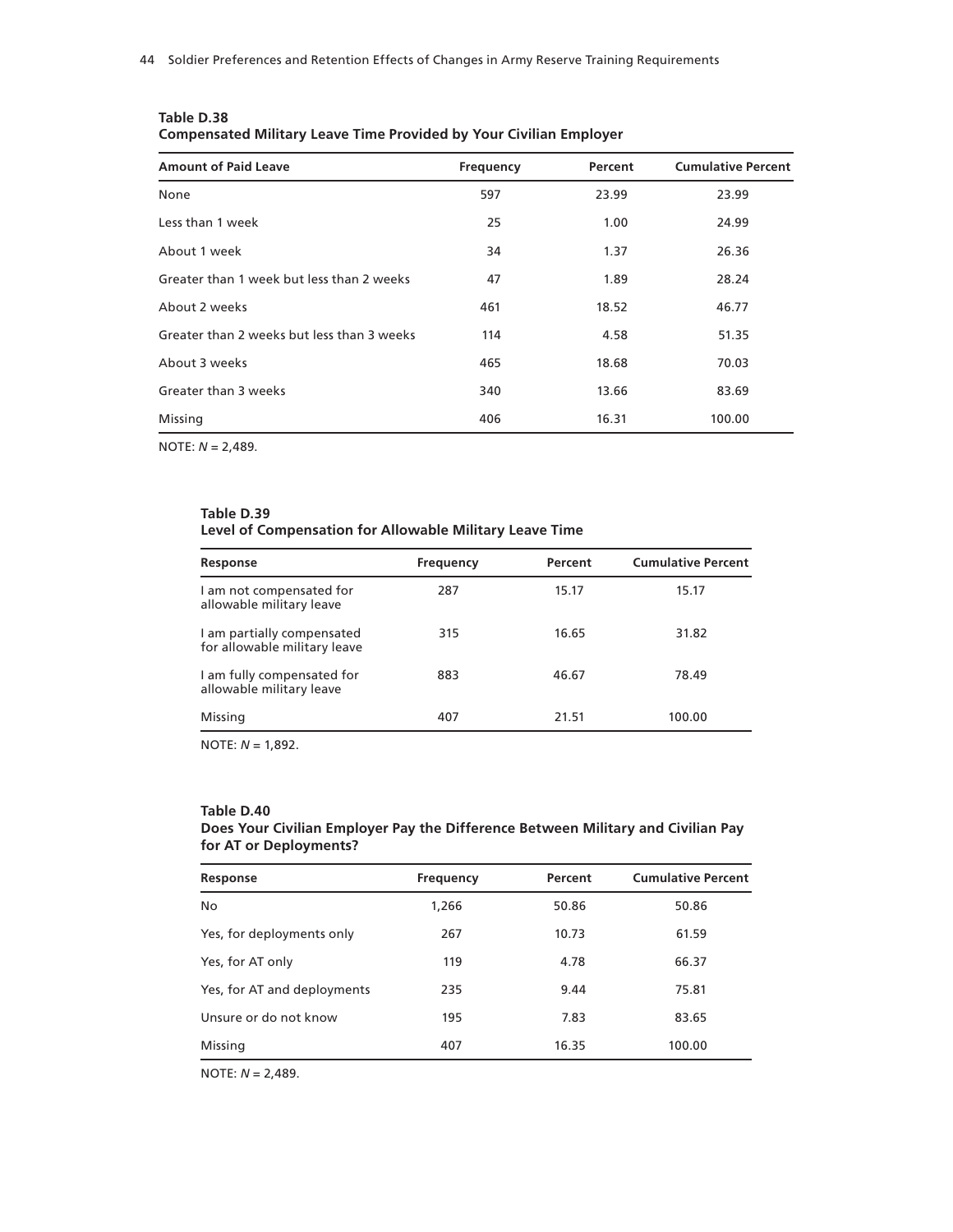**Table D.38**
**Compensated Military Leave Time Provided by Your Civilian Employer**

| Amount of Paid Leave | Frequency | Percent | Cumulative Percent |
|---|---|---|---|
| None | 597 | 23.99 | 23.99 |
| Less than 1 week | 25 | 1.00 | 24.99 |
| About 1 week | 34 | 1.37 | 26.36 |
| Greater than 1 week but less than 2 weeks | 47 | 1.89 | 28.24 |
| About 2 weeks | 461 | 18.52 | 46.77 |
| Greater than 2 weeks but less than 3 weeks | 114 | 4.58 | 51.35 |
| About 3 weeks | 465 | 18.68 | 70.03 |
| Greater than 3 weeks | 340 | 13.66 | 83.69 |
| Missing | 406 | 16.31 | 100.00 |

NOTE: *N* = 2,489.

**Table D.39**
**Level of Compensation for Allowable Military Leave Time**

| Response | Frequency | Percent | Cumulative Percent |
|---|---|---|---|
| I am not compensated for allowable military leave | 287 | 15.17 | 15.17 |
| I am partially compensated for allowable military leave | 315 | 16.65 | 31.82 |
| I am fully compensated for allowable military leave | 883 | 46.67 | 78.49 |
| Missing | 407 | 21.51 | 100.00 |

NOTE: *N* = 1,892.

**Table D.40**
**Does Your Civilian Employer Pay the Difference Between Military and Civilian Pay for AT or Deployments?**

| Response | Frequency | Percent | Cumulative Percent |
|---|---|---|---|
| No | 1,266 | 50.86 | 50.86 |
| Yes, for deployments only | 267 | 10.73 | 61.59 |
| Yes, for AT only | 119 | 4.78 | 66.37 |
| Yes, for AT and deployments | 235 | 9.44 | 75.81 |
| Unsure or do not know | 195 | 7.83 | 83.65 |
| Missing | 407 | 16.35 | 100.00 |

NOTE: *N* = 2,489.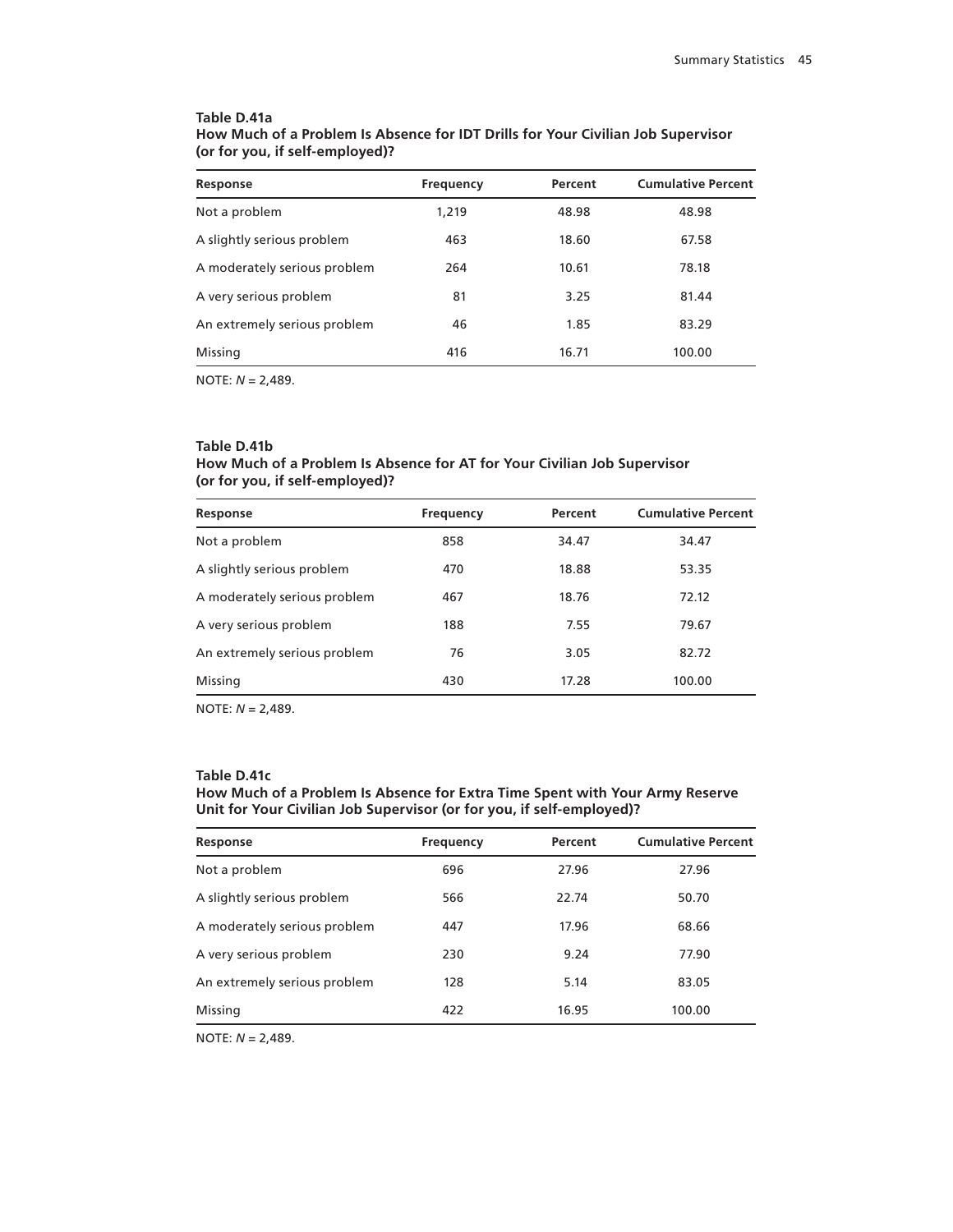**Table D.41a**
**How Much of a Problem Is Absence for IDT Drills for Your Civilian Job Supervisor (or for you, if self-employed)?**

| Response | Frequency | Percent | Cumulative Percent |
|---|---|---|---|
| Not a problem | 1,219 | 48.98 | 48.98 |
| A slightly serious problem | 463 | 18.60 | 67.58 |
| A moderately serious problem | 264 | 10.61 | 78.18 |
| A very serious problem | 81 | 3.25 | 81.44 |
| An extremely serious problem | 46 | 1.85 | 83.29 |
| Missing | 416 | 16.71 | 100.00 |

NOTE: *N* = 2,489.

**Table D.41b**
**How Much of a Problem Is Absence for AT for Your Civilian Job Supervisor (or for you, if self-employed)?**

| Response | Frequency | Percent | Cumulative Percent |
|---|---|---|---|
| Not a problem | 858 | 34.47 | 34.47 |
| A slightly serious problem | 470 | 18.88 | 53.35 |
| A moderately serious problem | 467 | 18.76 | 72.12 |
| A very serious problem | 188 | 7.55 | 79.67 |
| An extremely serious problem | 76 | 3.05 | 82.72 |
| Missing | 430 | 17.28 | 100.00 |

NOTE: *N* = 2,489.

**Table D.41c**
**How Much of a Problem Is Absence for Extra Time Spent with Your Army Reserve Unit for Your Civilian Job Supervisor (or for you, if self-employed)?**

| Response | Frequency | Percent | Cumulative Percent |
|---|---|---|---|
| Not a problem | 696 | 27.96 | 27.96 |
| A slightly serious problem | 566 | 22.74 | 50.70 |
| A moderately serious problem | 447 | 17.96 | 68.66 |
| A very serious problem | 230 | 9.24 | 77.90 |
| An extremely serious problem | 128 | 5.14 | 83.05 |
| Missing | 422 | 16.95 | 100.00 |

NOTE: *N* = 2,489.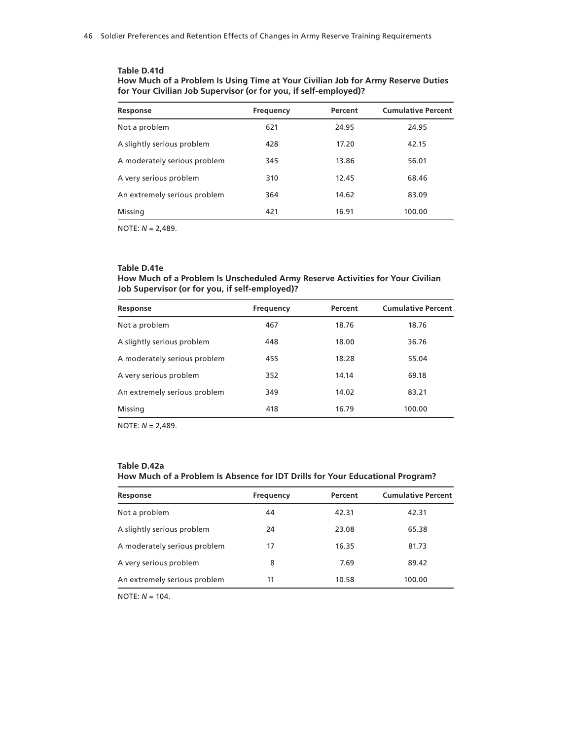**Table D.41d**
**How Much of a Problem Is Using Time at Your Civilian Job for Army Reserve Duties for Your Civilian Job Supervisor (or for you, if self-employed)?**

| Response | Frequency | Percent | Cumulative Percent |
|---|---|---|---|
| Not a problem | 621 | 24.95 | 24.95 |
| A slightly serious problem | 428 | 17.20 | 42.15 |
| A moderately serious problem | 345 | 13.86 | 56.01 |
| A very serious problem | 310 | 12.45 | 68.46 |
| An extremely serious problem | 364 | 14.62 | 83.09 |
| Missing | 421 | 16.91 | 100.00 |

NOTE: *N* = 2,489.

**Table D.41e**
**How Much of a Problem Is Unscheduled Army Reserve Activities for Your Civilian Job Supervisor (or for you, if self-employed)?**

| Response | Frequency | Percent | Cumulative Percent |
|---|---|---|---|
| Not a problem | 467 | 18.76 | 18.76 |
| A slightly serious problem | 448 | 18.00 | 36.76 |
| A moderately serious problem | 455 | 18.28 | 55.04 |
| A very serious problem | 352 | 14.14 | 69.18 |
| An extremely serious problem | 349 | 14.02 | 83.21 |
| Missing | 418 | 16.79 | 100.00 |

NOTE: *N* = 2,489.

**Table D.42a**
**How Much of a Problem Is Absence for IDT Drills for Your Educational Program?**

| Response | Frequency | Percent | Cumulative Percent |
|---|---|---|---|
| Not a problem | 44 | 42.31 | 42.31 |
| A slightly serious problem | 24 | 23.08 | 65.38 |
| A moderately serious problem | 17 | 16.35 | 81.73 |
| A very serious problem | 8 | 7.69 | 89.42 |
| An extremely serious problem | 11 | 10.58 | 100.00 |

NOTE: *N* = 104.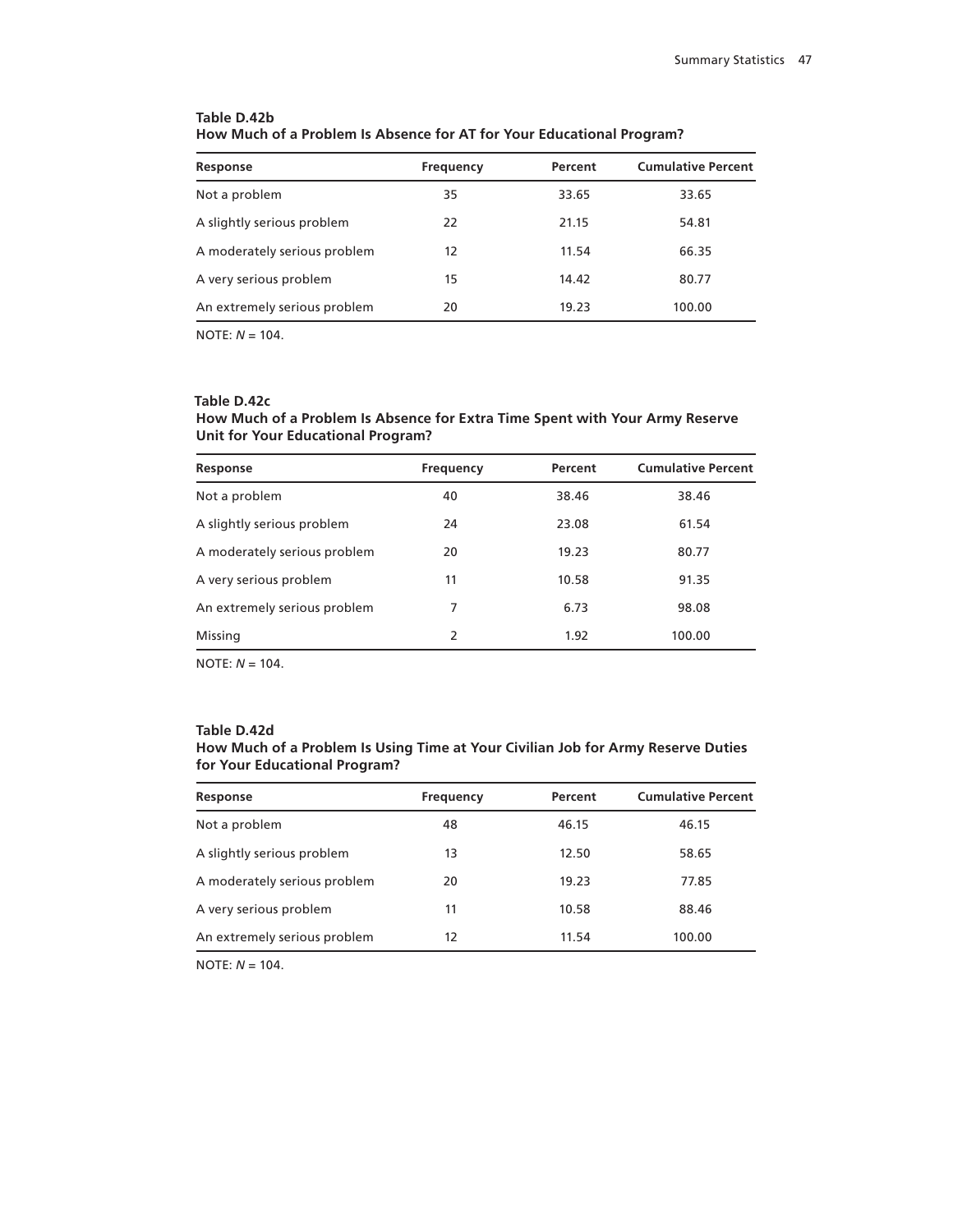**Table D.42b**
**How Much of a Problem Is Absence for AT for Your Educational Program?**

| Response | Frequency | Percent | Cumulative Percent |
|---|---|---|---|
| Not a problem | 35 | 33.65 | 33.65 |
| A slightly serious problem | 22 | 21.15 | 54.81 |
| A moderately serious problem | 12 | 11.54 | 66.35 |
| A very serious problem | 15 | 14.42 | 80.77 |
| An extremely serious problem | 20 | 19.23 | 100.00 |

NOTE: *N* = 104.

**Table D.42c**
**How Much of a Problem Is Absence for Extra Time Spent with Your Army Reserve Unit for Your Educational Program?**

| Response | Frequency | Percent | Cumulative Percent |
|---|---|---|---|
| Not a problem | 40 | 38.46 | 38.46 |
| A slightly serious problem | 24 | 23.08 | 61.54 |
| A moderately serious problem | 20 | 19.23 | 80.77 |
| A very serious problem | 11 | 10.58 | 91.35 |
| An extremely serious problem | 7 | 6.73 | 98.08 |
| Missing | 2 | 1.92 | 100.00 |

NOTE: *N* = 104.

**Table D.42d**
**How Much of a Problem Is Using Time at Your Civilian Job for Army Reserve Duties for Your Educational Program?**

| Response | Frequency | Percent | Cumulative Percent |
|---|---|---|---|
| Not a problem | 48 | 46.15 | 46.15 |
| A slightly serious problem | 13 | 12.50 | 58.65 |
| A moderately serious problem | 20 | 19.23 | 77.85 |
| A very serious problem | 11 | 10.58 | 88.46 |
| An extremely serious problem | 12 | 11.54 | 100.00 |

NOTE: *N* = 104.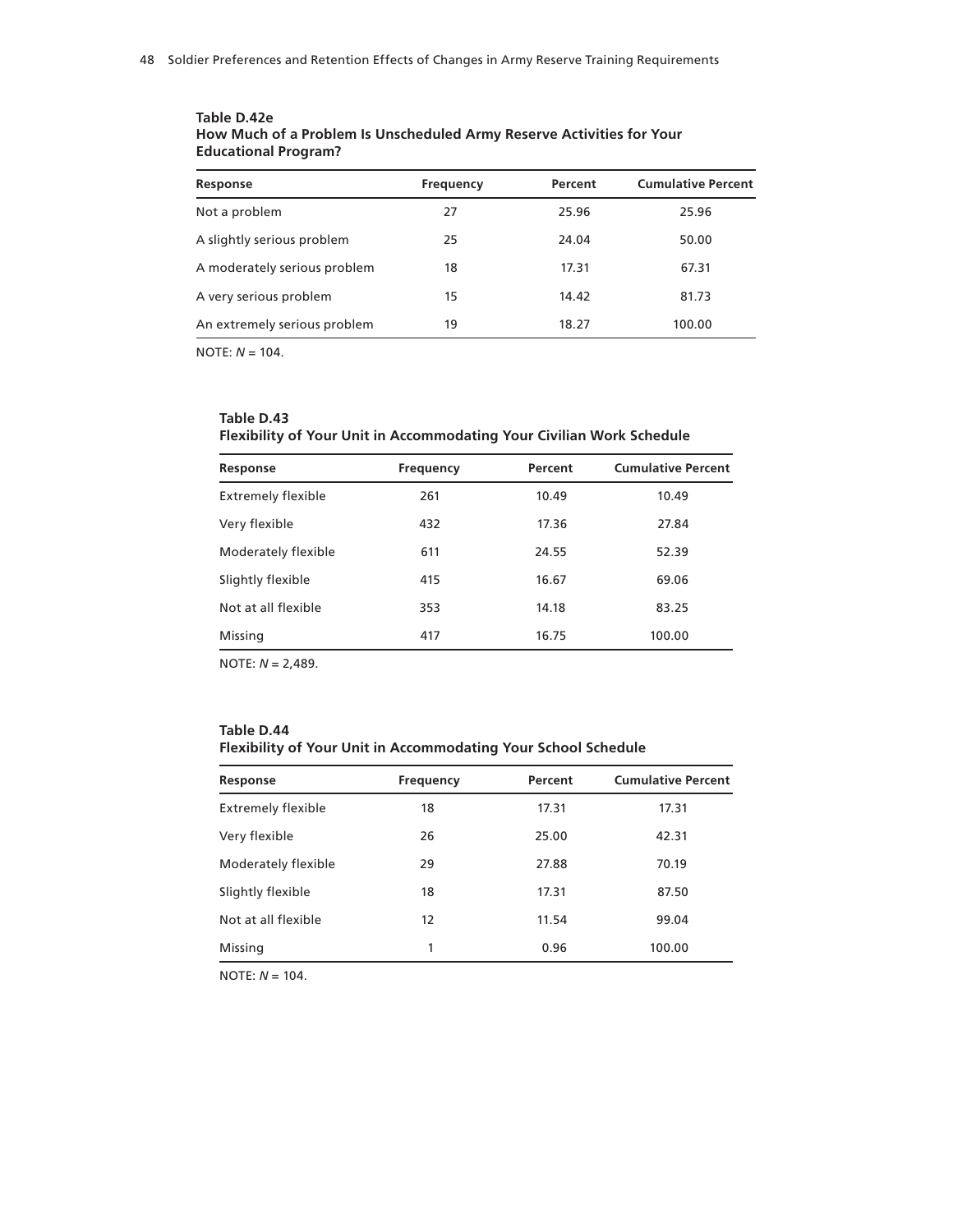**Table D.42e**
**How Much of a Problem Is Unscheduled Army Reserve Activities for Your Educational Program?**

| Response | Frequency | Percent | Cumulative Percent |
|---|---|---|---|
| Not a problem | 27 | 25.96 | 25.96 |
| A slightly serious problem | 25 | 24.04 | 50.00 |
| A moderately serious problem | 18 | 17.31 | 67.31 |
| A very serious problem | 15 | 14.42 | 81.73 |
| An extremely serious problem | 19 | 18.27 | 100.00 |

NOTE: *N* = 104.

**Table D.43**
**Flexibility of Your Unit in Accommodating Your Civilian Work Schedule**

| Response | Frequency | Percent | Cumulative Percent |
|---|---|---|---|
| Extremely flexible | 261 | 10.49 | 10.49 |
| Very flexible | 432 | 17.36 | 27.84 |
| Moderately flexible | 611 | 24.55 | 52.39 |
| Slightly flexible | 415 | 16.67 | 69.06 |
| Not at all flexible | 353 | 14.18 | 83.25 |
| Missing | 417 | 16.75 | 100.00 |

NOTE: *N* = 2,489.

**Table D.44**
**Flexibility of Your Unit in Accommodating Your School Schedule**

| Response | Frequency | Percent | Cumulative Percent |
|---|---|---|---|
| Extremely flexible | 18 | 17.31 | 17.31 |
| Very flexible | 26 | 25.00 | 42.31 |
| Moderately flexible | 29 | 27.88 | 70.19 |
| Slightly flexible | 18 | 17.31 | 87.50 |
| Not at all flexible | 12 | 11.54 | 99.04 |
| Missing | 1 | 0.96 | 100.00 |

NOTE: *N* = 104.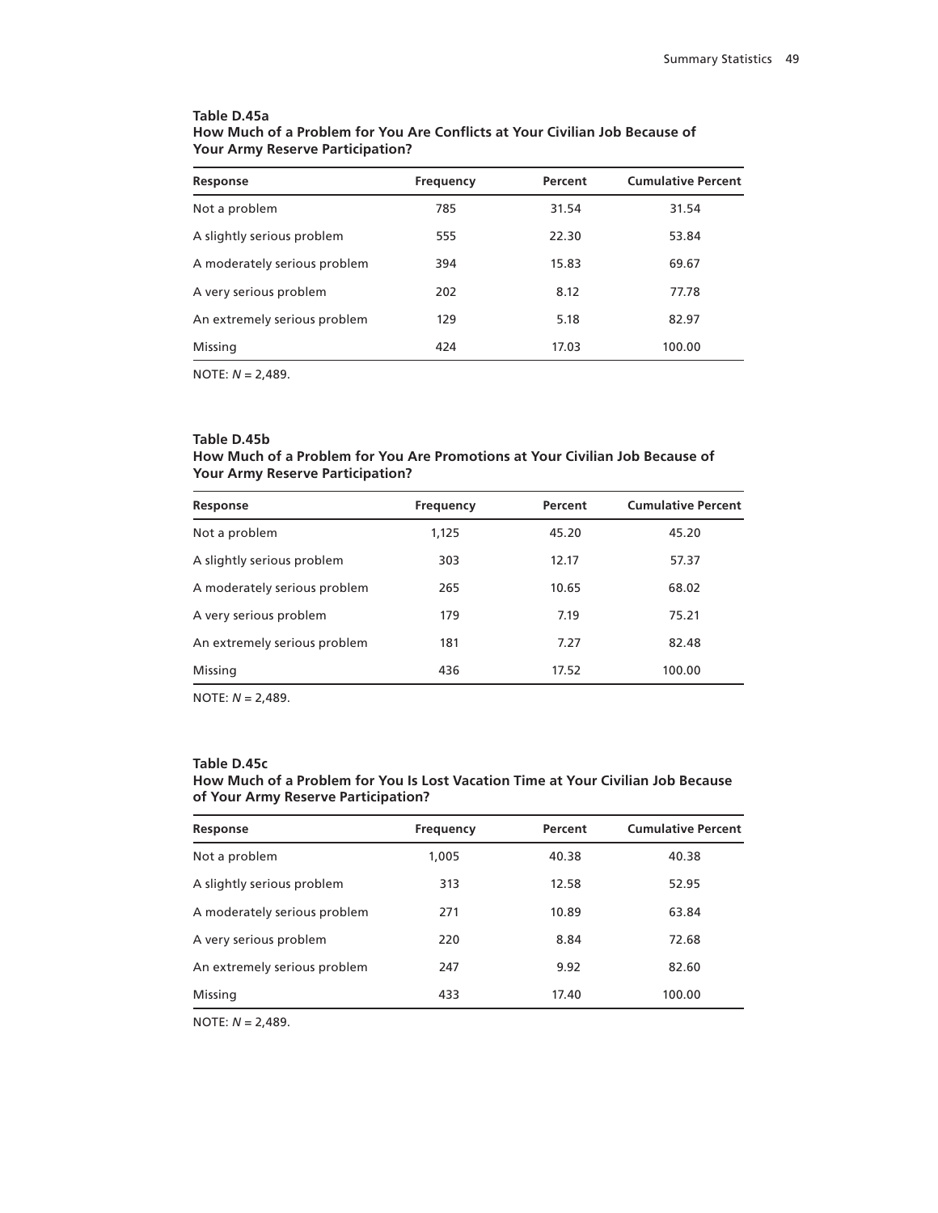**Table D.45a**
**How Much of a Problem for You Are Conflicts at Your Civilian Job Because of Your Army Reserve Participation?**

| Response | Frequency | Percent | Cumulative Percent |
|---|---|---|---|
| Not a problem | 785 | 31.54 | 31.54 |
| A slightly serious problem | 555 | 22.30 | 53.84 |
| A moderately serious problem | 394 | 15.83 | 69.67 |
| A very serious problem | 202 | 8.12 | 77.78 |
| An extremely serious problem | 129 | 5.18 | 82.97 |
| Missing | 424 | 17.03 | 100.00 |

NOTE: *N* = 2,489.

**Table D.45b**
**How Much of a Problem for You Are Promotions at Your Civilian Job Because of Your Army Reserve Participation?**

| Response | Frequency | Percent | Cumulative Percent |
|---|---|---|---|
| Not a problem | 1,125 | 45.20 | 45.20 |
| A slightly serious problem | 303 | 12.17 | 57.37 |
| A moderately serious problem | 265 | 10.65 | 68.02 |
| A very serious problem | 179 | 7.19 | 75.21 |
| An extremely serious problem | 181 | 7.27 | 82.48 |
| Missing | 436 | 17.52 | 100.00 |

NOTE: *N* = 2,489.

**Table D.45c**
**How Much of a Problem for You Is Lost Vacation Time at Your Civilian Job Because of Your Army Reserve Participation?**

| Response | Frequency | Percent | Cumulative Percent |
|---|---|---|---|
| Not a problem | 1,005 | 40.38 | 40.38 |
| A slightly serious problem | 313 | 12.58 | 52.95 |
| A moderately serious problem | 271 | 10.89 | 63.84 |
| A very serious problem | 220 | 8.84 | 72.68 |
| An extremely serious problem | 247 | 9.92 | 82.60 |
| Missing | 433 | 17.40 | 100.00 |

NOTE: *N* = 2,489.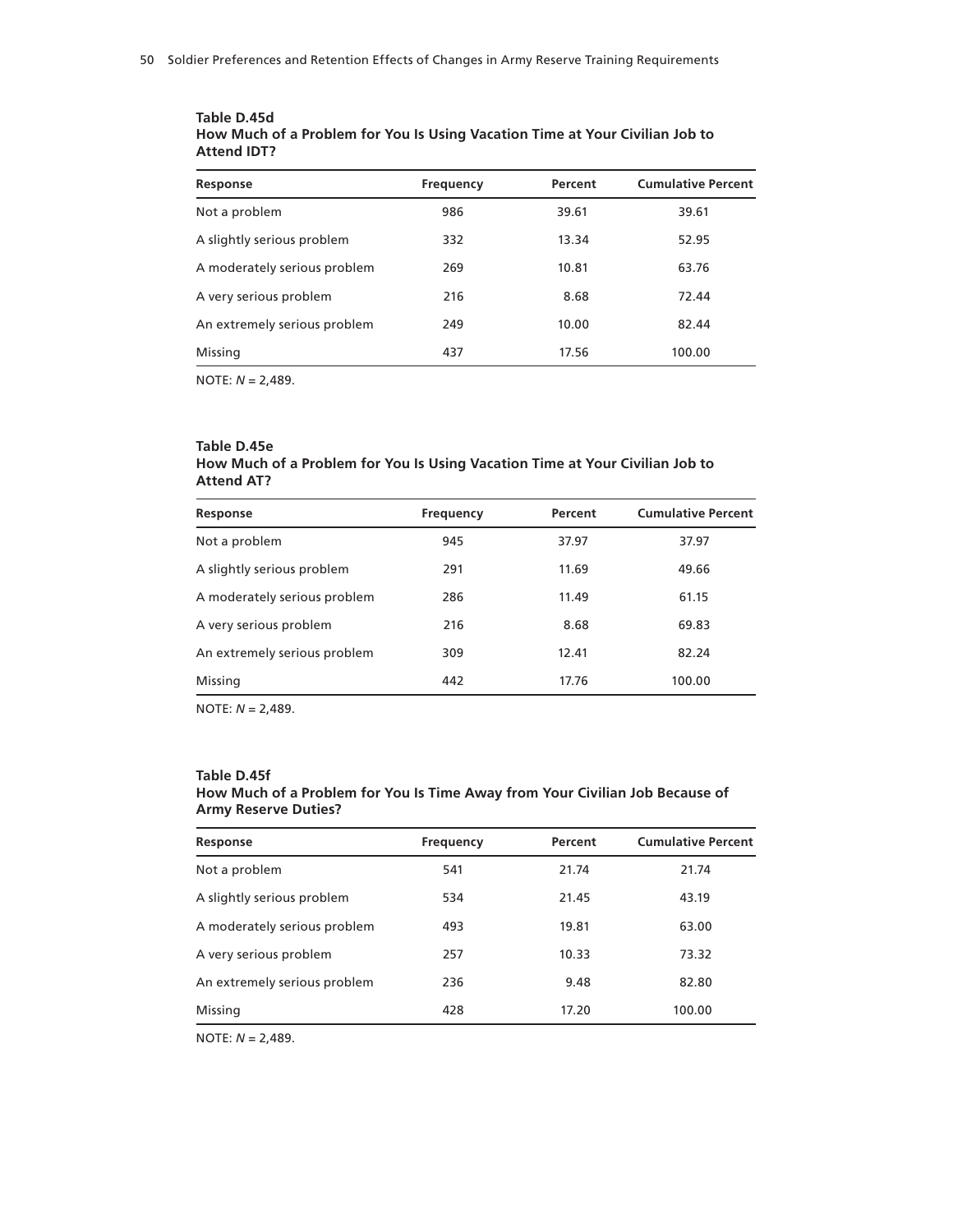**Table D.45d**
**How Much of a Problem for You Is Using Vacation Time at Your Civilian Job to Attend IDT?**

| Response | Frequency | Percent | Cumulative Percent |
|---|---|---|---|
| Not a problem | 986 | 39.61 | 39.61 |
| A slightly serious problem | 332 | 13.34 | 52.95 |
| A moderately serious problem | 269 | 10.81 | 63.76 |
| A very serious problem | 216 | 8.68 | 72.44 |
| An extremely serious problem | 249 | 10.00 | 82.44 |
| Missing | 437 | 17.56 | 100.00 |

NOTE: *N* = 2,489.

**Table D.45e**
**How Much of a Problem for You Is Using Vacation Time at Your Civilian Job to Attend AT?**

| Response | Frequency | Percent | Cumulative Percent |
|---|---|---|---|
| Not a problem | 945 | 37.97 | 37.97 |
| A slightly serious problem | 291 | 11.69 | 49.66 |
| A moderately serious problem | 286 | 11.49 | 61.15 |
| A very serious problem | 216 | 8.68 | 69.83 |
| An extremely serious problem | 309 | 12.41 | 82.24 |
| Missing | 442 | 17.76 | 100.00 |

NOTE: *N* = 2,489.

**Table D.45f**
**How Much of a Problem for You Is Time Away from Your Civilian Job Because of Army Reserve Duties?**

| Response | Frequency | Percent | Cumulative Percent |
|---|---|---|---|
| Not a problem | 541 | 21.74 | 21.74 |
| A slightly serious problem | 534 | 21.45 | 43.19 |
| A moderately serious problem | 493 | 19.81 | 63.00 |
| A very serious problem | 257 | 10.33 | 73.32 |
| An extremely serious problem | 236 | 9.48 | 82.80 |
| Missing | 428 | 17.20 | 100.00 |

NOTE: *N* = 2,489.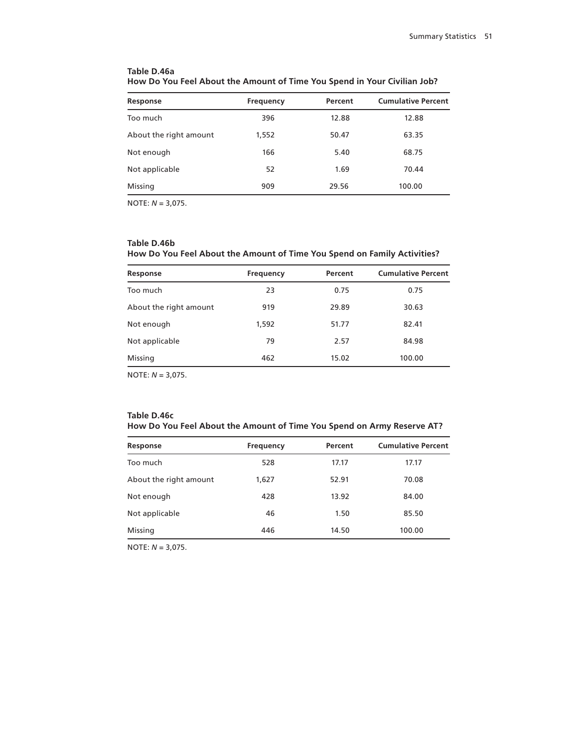**Table D.46a**
**How Do You Feel About the Amount of Time You Spend in Your Civilian Job?**

| Response | Frequency | Percent | Cumulative Percent |
| --- | --- | --- | --- |
| Too much | 396 | 12.88 | 12.88 |
| About the right amount | 1,552 | 50.47 | 63.35 |
| Not enough | 166 | 5.40 | 68.75 |
| Not applicable | 52 | 1.69 | 70.44 |
| Missing | 909 | 29.56 | 100.00 |

NOTE: *N* = 3,075.

**Table D.46b**
**How Do You Feel About the Amount of Time You Spend on Family Activities?**

| Response | Frequency | Percent | Cumulative Percent |
| --- | --- | --- | --- |
| Too much | 23 | 0.75 | 0.75 |
| About the right amount | 919 | 29.89 | 30.63 |
| Not enough | 1,592 | 51.77 | 82.41 |
| Not applicable | 79 | 2.57 | 84.98 |
| Missing | 462 | 15.02 | 100.00 |

NOTE: *N* = 3,075.

**Table D.46c**
**How Do You Feel About the Amount of Time You Spend on Army Reserve AT?**

| Response | Frequency | Percent | Cumulative Percent |
| --- | --- | --- | --- |
| Too much | 528 | 17.17 | 17.17 |
| About the right amount | 1,627 | 52.91 | 70.08 |
| Not enough | 428 | 13.92 | 84.00 |
| Not applicable | 46 | 1.50 | 85.50 |
| Missing | 446 | 14.50 | 100.00 |

NOTE: *N* = 3,075.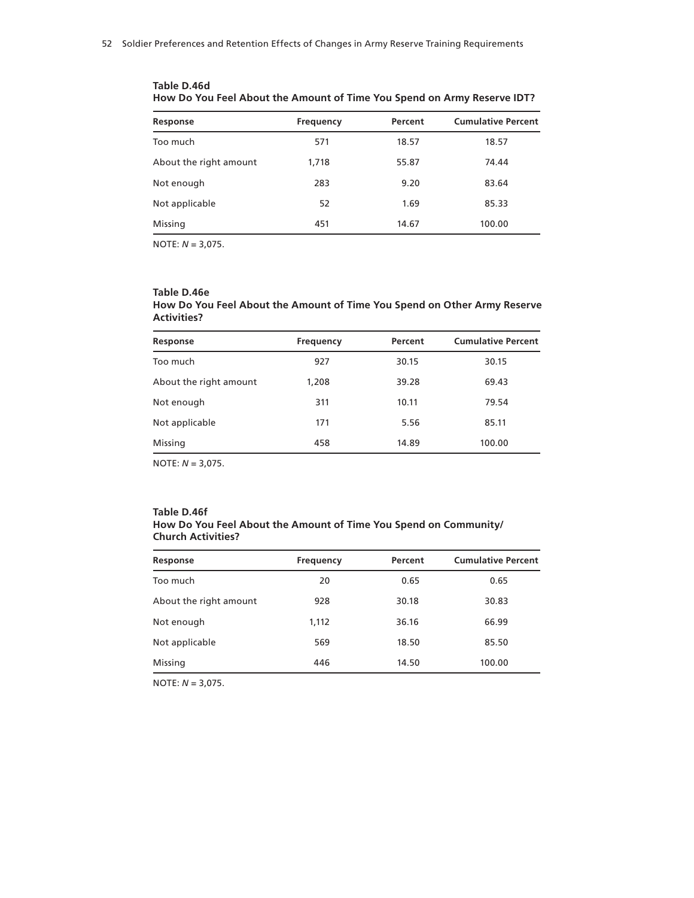**Table D.46d**
**How Do You Feel About the Amount of Time You Spend on Army Reserve IDT?**

| Response | Frequency | Percent | Cumulative Percent |
|---|---|---|---|
| Too much | 571 | 18.57 | 18.57 |
| About the right amount | 1,718 | 55.87 | 74.44 |
| Not enough | 283 | 9.20 | 83.64 |
| Not applicable | 52 | 1.69 | 85.33 |
| Missing | 451 | 14.67 | 100.00 |

NOTE: *N* = 3,075.

**Table D.46e**
**How Do You Feel About the Amount of Time You Spend on Other Army Reserve Activities?**

| Response | Frequency | Percent | Cumulative Percent |
|---|---|---|---|
| Too much | 927 | 30.15 | 30.15 |
| About the right amount | 1,208 | 39.28 | 69.43 |
| Not enough | 311 | 10.11 | 79.54 |
| Not applicable | 171 | 5.56 | 85.11 |
| Missing | 458 | 14.89 | 100.00 |

NOTE: *N* = 3,075.

**Table D.46f**
**How Do You Feel About the Amount of Time You Spend on Community/ Church Activities?**

| Response | Frequency | Percent | Cumulative Percent |
|---|---|---|---|
| Too much | 20 | 0.65 | 0.65 |
| About the right amount | 928 | 30.18 | 30.83 |
| Not enough | 1,112 | 36.16 | 66.99 |
| Not applicable | 569 | 18.50 | 85.50 |
| Missing | 446 | 14.50 | 100.00 |

NOTE: *N* = 3,075.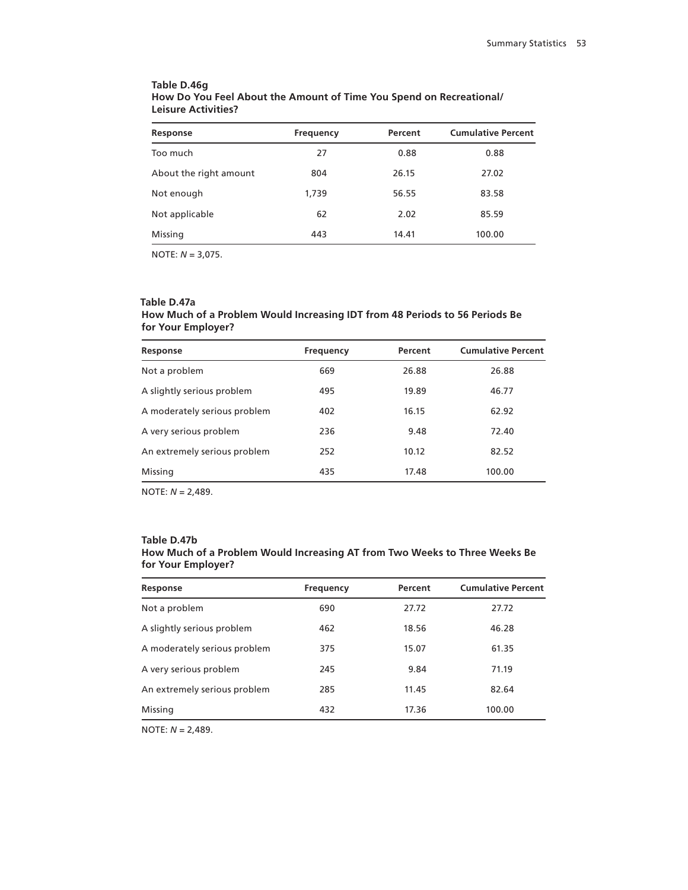**Table D.46g**
**How Do You Feel About the Amount of Time You Spend on Recreational/ Leisure Activities?**

| Response | Frequency | Percent | Cumulative Percent |
|---|---|---|---|
| Too much | 27 | 0.88 | 0.88 |
| About the right amount | 804 | 26.15 | 27.02 |
| Not enough | 1,739 | 56.55 | 83.58 |
| Not applicable | 62 | 2.02 | 85.59 |
| Missing | 443 | 14.41 | 100.00 |

NOTE: *N* = 3,075.

**Table D.47a**
**How Much of a Problem Would Increasing IDT from 48 Periods to 56 Periods Be for Your Employer?**

| Response | Frequency | Percent | Cumulative Percent |
|---|---|---|---|
| Not a problem | 669 | 26.88 | 26.88 |
| A slightly serious problem | 495 | 19.89 | 46.77 |
| A moderately serious problem | 402 | 16.15 | 62.92 |
| A very serious problem | 236 | 9.48 | 72.40 |
| An extremely serious problem | 252 | 10.12 | 82.52 |
| Missing | 435 | 17.48 | 100.00 |

NOTE: *N* = 2,489.

**Table D.47b**
**How Much of a Problem Would Increasing AT from Two Weeks to Three Weeks Be for Your Employer?**

| Response | Frequency | Percent | Cumulative Percent |
|---|---|---|---|
| Not a problem | 690 | 27.72 | 27.72 |
| A slightly serious problem | 462 | 18.56 | 46.28 |
| A moderately serious problem | 375 | 15.07 | 61.35 |
| A very serious problem | 245 | 9.84 | 71.19 |
| An extremely serious problem | 285 | 11.45 | 82.64 |
| Missing | 432 | 17.36 | 100.00 |

NOTE: *N* = 2,489.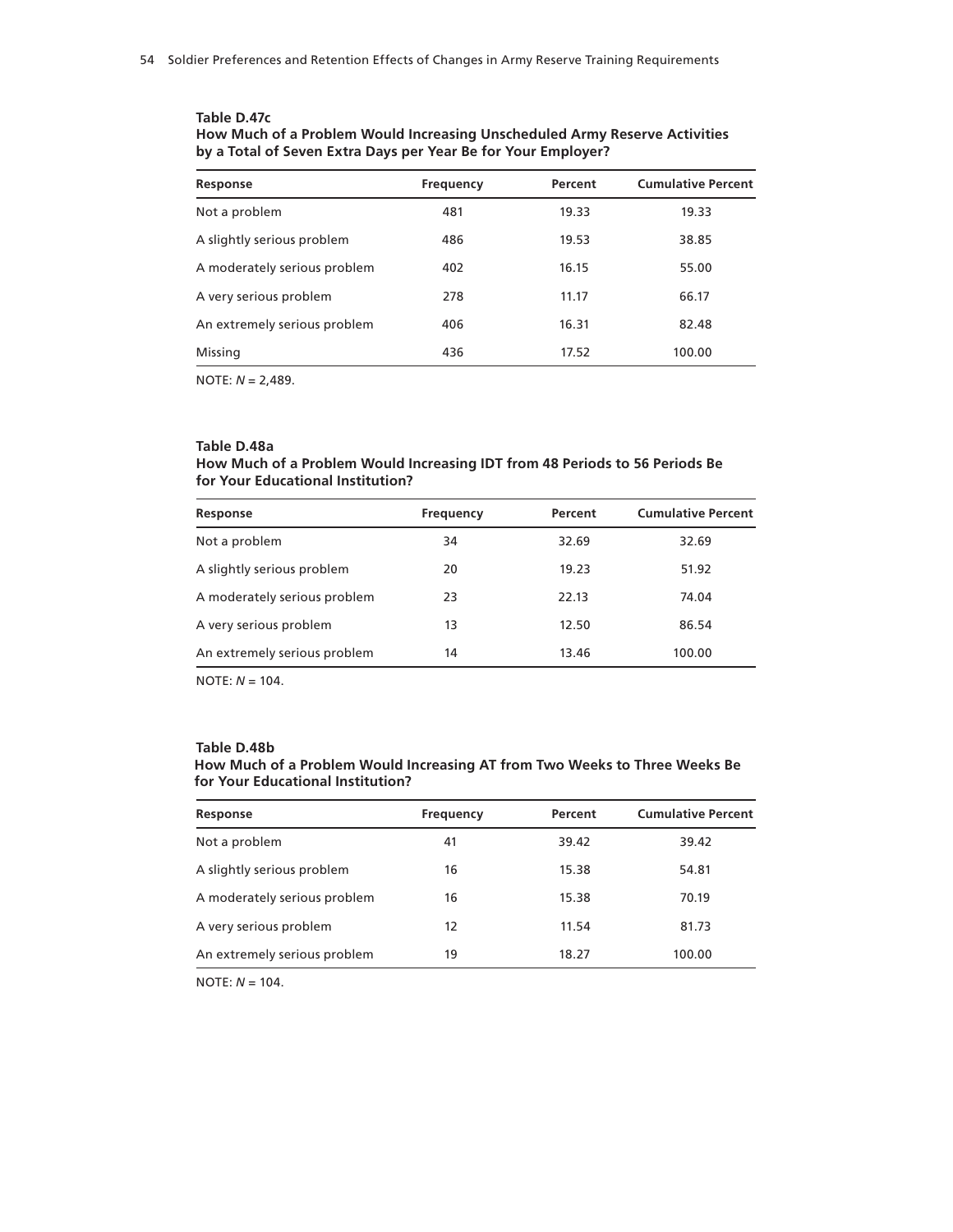**Table D.47c**
**How Much of a Problem Would Increasing Unscheduled Army Reserve Activities by a Total of Seven Extra Days per Year Be for Your Employer?**

| Response | Frequency | Percent | Cumulative Percent |
|---|---|---|---|
| Not a problem | 481 | 19.33 | 19.33 |
| A slightly serious problem | 486 | 19.53 | 38.85 |
| A moderately serious problem | 402 | 16.15 | 55.00 |
| A very serious problem | 278 | 11.17 | 66.17 |
| An extremely serious problem | 406 | 16.31 | 82.48 |
| Missing | 436 | 17.52 | 100.00 |

NOTE: *N* = 2,489.

**Table D.48a**
**How Much of a Problem Would Increasing IDT from 48 Periods to 56 Periods Be for Your Educational Institution?**

| Response | Frequency | Percent | Cumulative Percent |
|---|---|---|---|
| Not a problem | 34 | 32.69 | 32.69 |
| A slightly serious problem | 20 | 19.23 | 51.92 |
| A moderately serious problem | 23 | 22.13 | 74.04 |
| A very serious problem | 13 | 12.50 | 86.54 |
| An extremely serious problem | 14 | 13.46 | 100.00 |

NOTE: *N* = 104.

**Table D.48b**
**How Much of a Problem Would Increasing AT from Two Weeks to Three Weeks Be for Your Educational Institution?**

| Response | Frequency | Percent | Cumulative Percent |
|---|---|---|---|
| Not a problem | 41 | 39.42 | 39.42 |
| A slightly serious problem | 16 | 15.38 | 54.81 |
| A moderately serious problem | 16 | 15.38 | 70.19 |
| A very serious problem | 12 | 11.54 | 81.73 |
| An extremely serious problem | 19 | 18.27 | 100.00 |

NOTE: *N* = 104.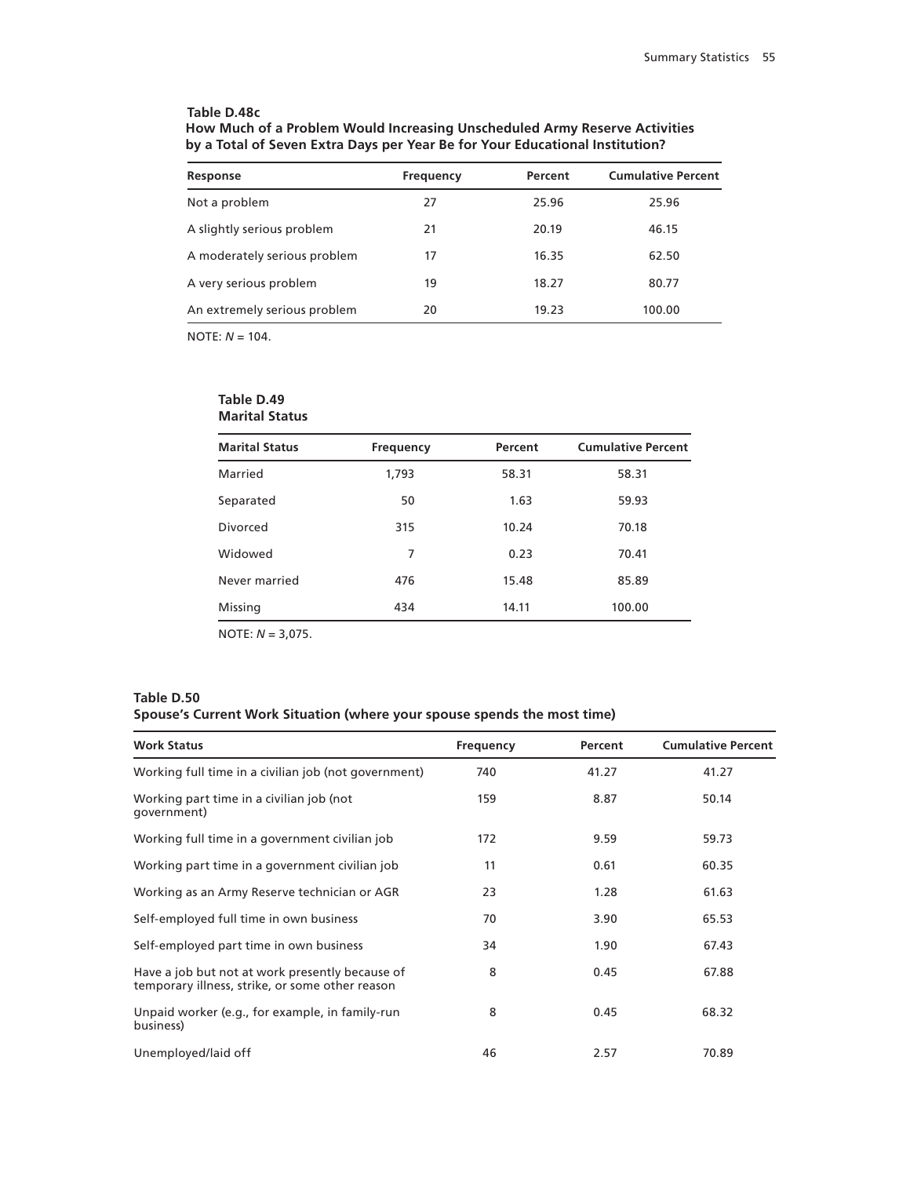**Table D.48c**
**How Much of a Problem Would Increasing Unscheduled Army Reserve Activities by a Total of Seven Extra Days per Year Be for Your Educational Institution?**

| Response | Frequency | Percent | Cumulative Percent |
|---|---|---|---|
| Not a problem | 27 | 25.96 | 25.96 |
| A slightly serious problem | 21 | 20.19 | 46.15 |
| A moderately serious problem | 17 | 16.35 | 62.50 |
| A very serious problem | 19 | 18.27 | 80.77 |
| An extremely serious problem | 20 | 19.23 | 100.00 |

NOTE: *N* = 104.

**Table D.49**
**Marital Status**

| Marital Status | Frequency | Percent | Cumulative Percent |
|---|---|---|---|
| Married | 1,793 | 58.31 | 58.31 |
| Separated | 50 | 1.63 | 59.93 |
| Divorced | 315 | 10.24 | 70.18 |
| Widowed | 7 | 0.23 | 70.41 |
| Never married | 476 | 15.48 | 85.89 |
| Missing | 434 | 14.11 | 100.00 |

NOTE: *N* = 3,075.

**Table D.50**
**Spouse's Current Work Situation (where your spouse spends the most time)**

| Work Status | Frequency | Percent | Cumulative Percent |
|---|---|---|---|
| Working full time in a civilian job (not government) | 740 | 41.27 | 41.27 |
| Working part time in a civilian job (not government) | 159 | 8.87 | 50.14 |
| Working full time in a government civilian job | 172 | 9.59 | 59.73 |
| Working part time in a government civilian job | 11 | 0.61 | 60.35 |
| Working as an Army Reserve technician or AGR | 23 | 1.28 | 61.63 |
| Self-employed full time in own business | 70 | 3.90 | 65.53 |
| Self-employed part time in own business | 34 | 1.90 | 67.43 |
| Have a job but not at work presently because of temporary illness, strike, or some other reason | 8 | 0.45 | 67.88 |
| Unpaid worker (e.g., for example, in family-run business) | 8 | 0.45 | 68.32 |
| Unemployed/laid off | 46 | 2.57 | 70.89 |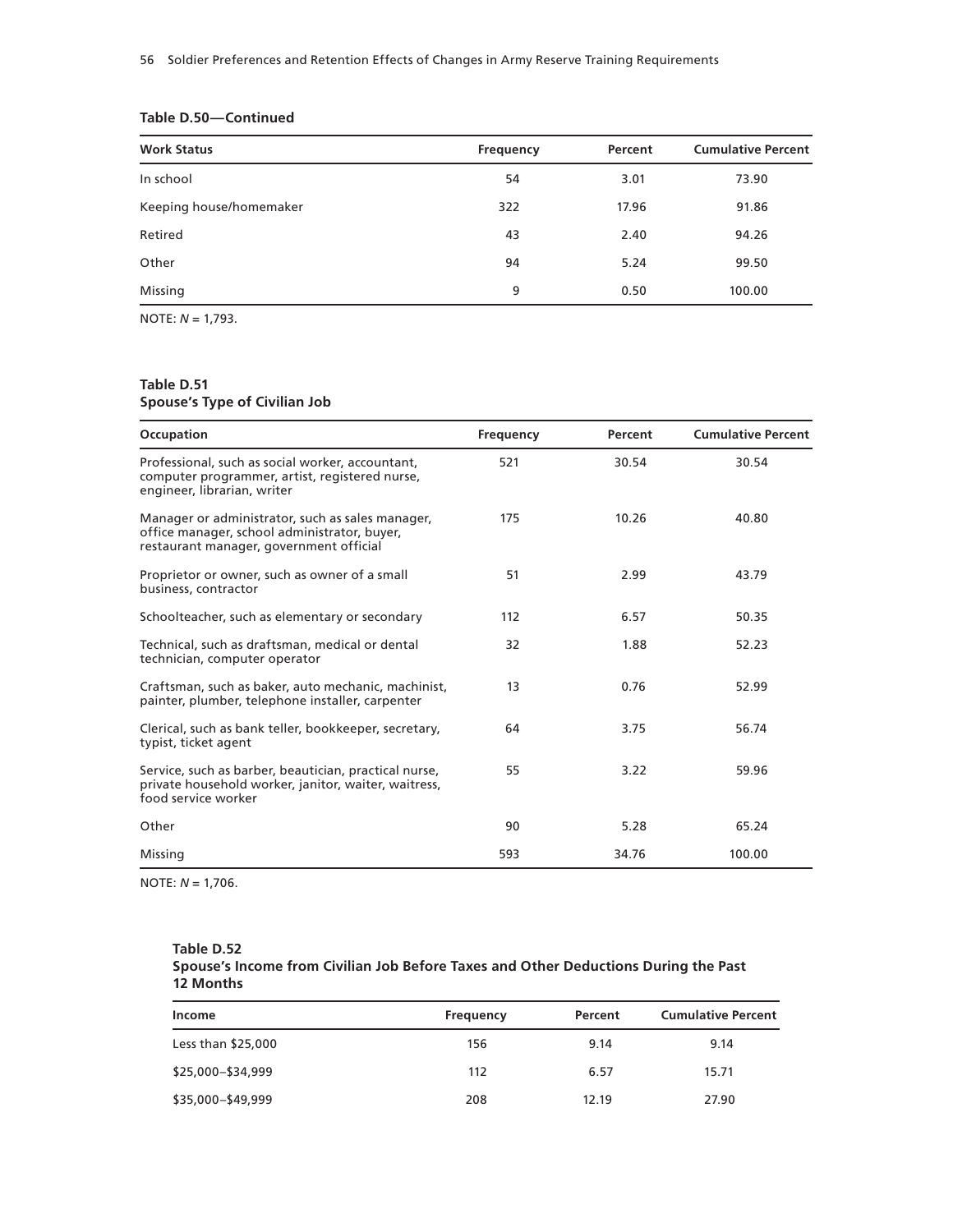**Table D.50—Continued**

| Work Status | Frequency | Percent | Cumulative Percent |
|---|---|---|---|
| In school | 54 | 3.01 | 73.90 |
| Keeping house/homemaker | 322 | 17.96 | 91.86 |
| Retired | 43 | 2.40 | 94.26 |
| Other | 94 | 5.24 | 99.50 |
| Missing | 9 | 0.50 | 100.00 |

NOTE: *N* = 1,793.

**Table D.51**
**Spouse's Type of Civilian Job**

| Occupation | Frequency | Percent | Cumulative Percent |
|---|---|---|---|
| Professional, such as social worker, accountant, computer programmer, artist, registered nurse, engineer, librarian, writer | 521 | 30.54 | 30.54 |
| Manager or administrator, such as sales manager, office manager, school administrator, buyer, restaurant manager, government official | 175 | 10.26 | 40.80 |
| Proprietor or owner, such as owner of a small business, contractor | 51 | 2.99 | 43.79 |
| Schoolteacher, such as elementary or secondary | 112 | 6.57 | 50.35 |
| Technical, such as draftsman, medical or dental technician, computer operator | 32 | 1.88 | 52.23 |
| Craftsman, such as baker, auto mechanic, machinist, painter, plumber, telephone installer, carpenter | 13 | 0.76 | 52.99 |
| Clerical, such as bank teller, bookkeeper, secretary, typist, ticket agent | 64 | 3.75 | 56.74 |
| Service, such as barber, beautician, practical nurse, private household worker, janitor, waiter, waitress, food service worker | 55 | 3.22 | 59.96 |
| Other | 90 | 5.28 | 65.24 |
| Missing | 593 | 34.76 | 100.00 |

NOTE: *N* = 1,706.

**Table D.52**
**Spouse's Income from Civilian Job Before Taxes and Other Deductions During the Past 12 Months**

| Income | Frequency | Percent | Cumulative Percent |
|---|---|---|---|
| Less than $25,000 | 156 | 9.14 | 9.14 |
| $25,000–$34,999 | 112 | 6.57 | 15.71 |
| $35,000–$49,999 | 208 | 12.19 | 27.90 |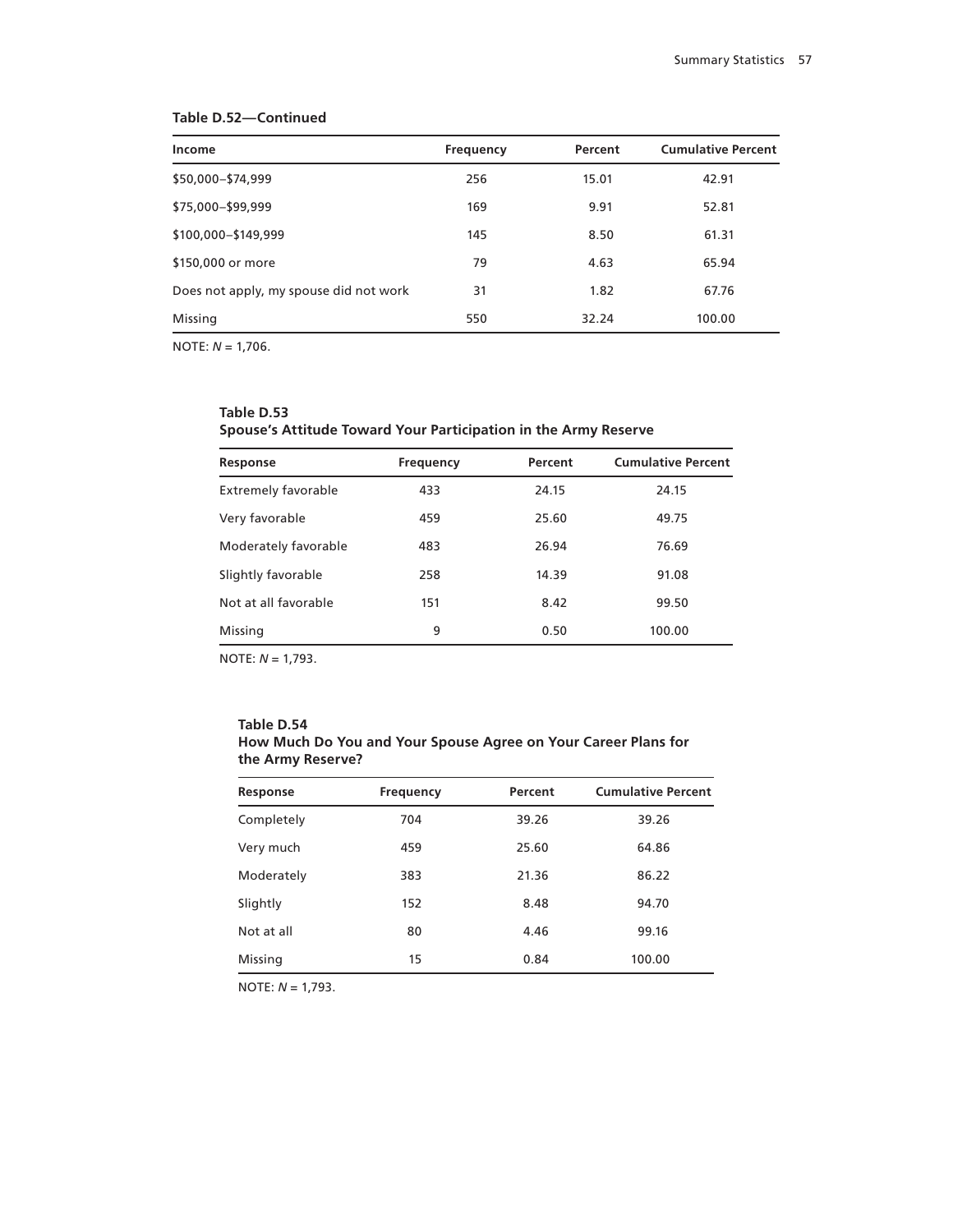**Table D.52—Continued**

| Income | Frequency | Percent | Cumulative Percent |
|---|---|---|---|
| $50,000–$74,999 | 256 | 15.01 | 42.91 |
| $75,000–$99,999 | 169 | 9.91 | 52.81 |
| $100,000–$149,999 | 145 | 8.50 | 61.31 |
| $150,000 or more | 79 | 4.63 | 65.94 |
| Does not apply, my spouse did not work | 31 | 1.82 | 67.76 |
| Missing | 550 | 32.24 | 100.00 |

NOTE: *N* = 1,706.

**Table D.53**
**Spouse's Attitude Toward Your Participation in the Army Reserve**

| Response | Frequency | Percent | Cumulative Percent |
|---|---|---|---|
| Extremely favorable | 433 | 24.15 | 24.15 |
| Very favorable | 459 | 25.60 | 49.75 |
| Moderately favorable | 483 | 26.94 | 76.69 |
| Slightly favorable | 258 | 14.39 | 91.08 |
| Not at all favorable | 151 | 8.42 | 99.50 |
| Missing | 9 | 0.50 | 100.00 |

NOTE: *N* = 1,793.

**Table D.54**
**How Much Do You and Your Spouse Agree on Your Career Plans for the Army Reserve?**

| Response | Frequency | Percent | Cumulative Percent |
|---|---|---|---|
| Completely | 704 | 39.26 | 39.26 |
| Very much | 459 | 25.60 | 64.86 |
| Moderately | 383 | 21.36 | 86.22 |
| Slightly | 152 | 8.48 | 94.70 |
| Not at all | 80 | 4.46 | 99.16 |
| Missing | 15 | 0.84 | 100.00 |

NOTE: *N* = 1,793.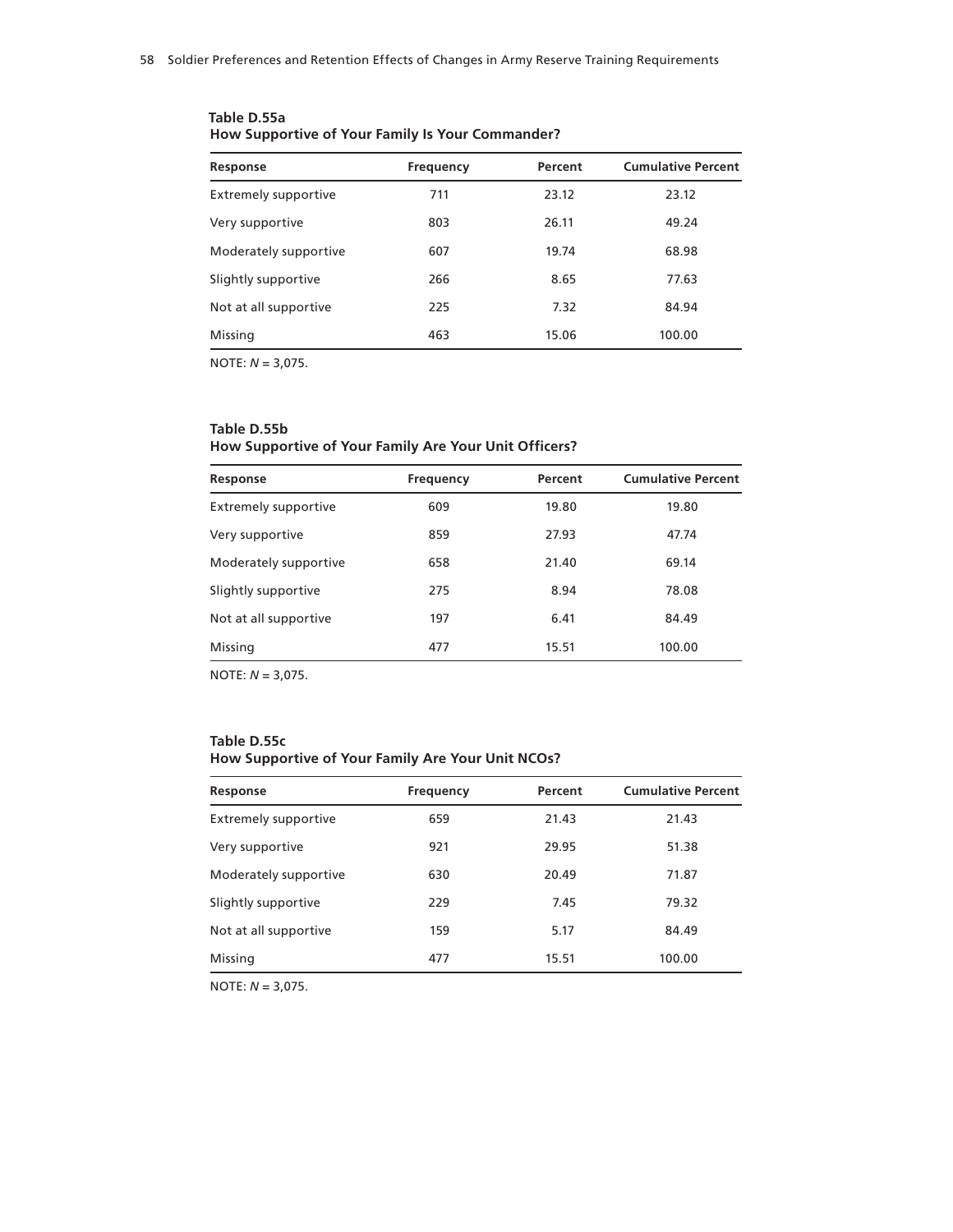**Table D.55a**
**How Supportive of Your Family Is Your Commander?**

| Response | Frequency | Percent | Cumulative Percent |
|---|---|---|---|
| Extremely supportive | 711 | 23.12 | 23.12 |
| Very supportive | 803 | 26.11 | 49.24 |
| Moderately supportive | 607 | 19.74 | 68.98 |
| Slightly supportive | 266 | 8.65 | 77.63 |
| Not at all supportive | 225 | 7.32 | 84.94 |
| Missing | 463 | 15.06 | 100.00 |

NOTE: *N* = 3,075.

**Table D.55b**
**How Supportive of Your Family Are Your Unit Officers?**

| Response | Frequency | Percent | Cumulative Percent |
|---|---|---|---|
| Extremely supportive | 609 | 19.80 | 19.80 |
| Very supportive | 859 | 27.93 | 47.74 |
| Moderately supportive | 658 | 21.40 | 69.14 |
| Slightly supportive | 275 | 8.94 | 78.08 |
| Not at all supportive | 197 | 6.41 | 84.49 |
| Missing | 477 | 15.51 | 100.00 |

NOTE: *N* = 3,075.

**Table D.55c**
**How Supportive of Your Family Are Your Unit NCOs?**

| Response | Frequency | Percent | Cumulative Percent |
|---|---|---|---|
| Extremely supportive | 659 | 21.43 | 21.43 |
| Very supportive | 921 | 29.95 | 51.38 |
| Moderately supportive | 630 | 20.49 | 71.87 |
| Slightly supportive | 229 | 7.45 | 79.32 |
| Not at all supportive | 159 | 5.17 | 84.49 |
| Missing | 477 | 15.51 | 100.00 |

NOTE: *N* = 3,075.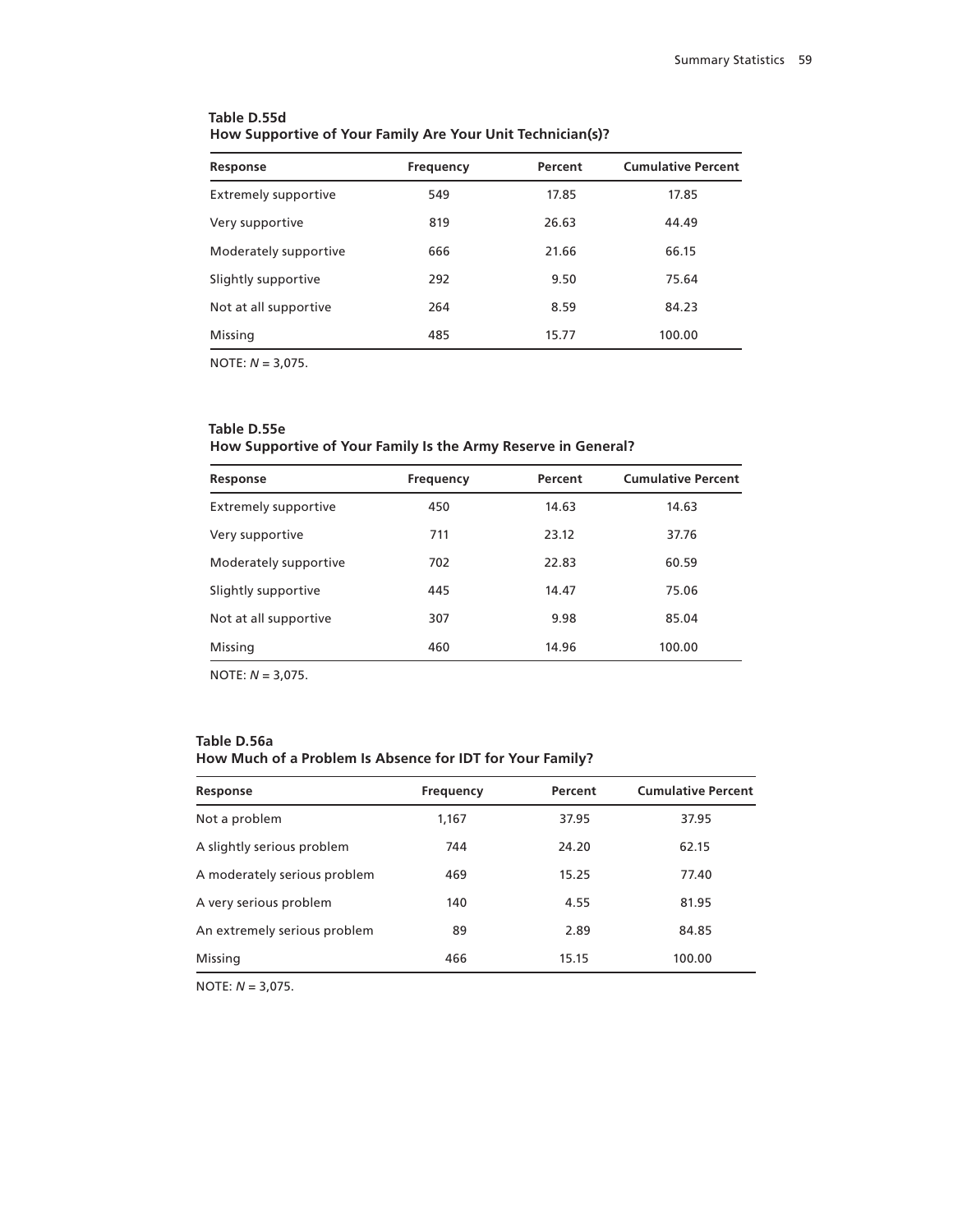**Table D.55d**
**How Supportive of Your Family Are Your Unit Technician(s)?**

| Response | Frequency | Percent | Cumulative Percent |
|---|---|---|---|
| Extremely supportive | 549 | 17.85 | 17.85 |
| Very supportive | 819 | 26.63 | 44.49 |
| Moderately supportive | 666 | 21.66 | 66.15 |
| Slightly supportive | 292 | 9.50 | 75.64 |
| Not at all supportive | 264 | 8.59 | 84.23 |
| Missing | 485 | 15.77 | 100.00 |

NOTE: *N* = 3,075.

**Table D.55e**
**How Supportive of Your Family Is the Army Reserve in General?**

| Response | Frequency | Percent | Cumulative Percent |
|---|---|---|---|
| Extremely supportive | 450 | 14.63 | 14.63 |
| Very supportive | 711 | 23.12 | 37.76 |
| Moderately supportive | 702 | 22.83 | 60.59 |
| Slightly supportive | 445 | 14.47 | 75.06 |
| Not at all supportive | 307 | 9.98 | 85.04 |
| Missing | 460 | 14.96 | 100.00 |

NOTE: *N* = 3,075.

**Table D.56a**
**How Much of a Problem Is Absence for IDT for Your Family?**

| Response | Frequency | Percent | Cumulative Percent |
|---|---|---|---|
| Not a problem | 1,167 | 37.95 | 37.95 |
| A slightly serious problem | 744 | 24.20 | 62.15 |
| A moderately serious problem | 469 | 15.25 | 77.40 |
| A very serious problem | 140 | 4.55 | 81.95 |
| An extremely serious problem | 89 | 2.89 | 84.85 |
| Missing | 466 | 15.15 | 100.00 |

NOTE: *N* = 3,075.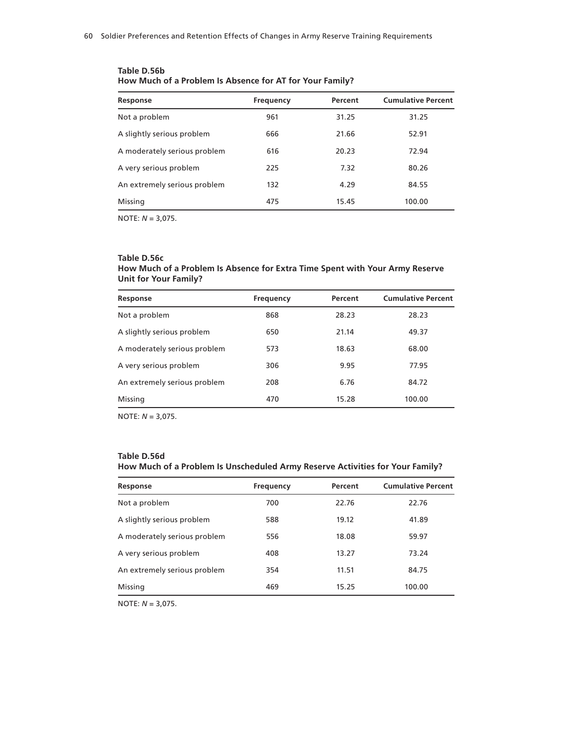**Table D.56b**
**How Much of a Problem Is Absence for AT for Your Family?**

| Response | Frequency | Percent | Cumulative Percent |
|---|---|---|---|
| Not a problem | 961 | 31.25 | 31.25 |
| A slightly serious problem | 666 | 21.66 | 52.91 |
| A moderately serious problem | 616 | 20.23 | 72.94 |
| A very serious problem | 225 | 7.32 | 80.26 |
| An extremely serious problem | 132 | 4.29 | 84.55 |
| Missing | 475 | 15.45 | 100.00 |

NOTE: *N* = 3,075.

**Table D.56c**
**How Much of a Problem Is Absence for Extra Time Spent with Your Army Reserve Unit for Your Family?**

| Response | Frequency | Percent | Cumulative Percent |
|---|---|---|---|
| Not a problem | 868 | 28.23 | 28.23 |
| A slightly serious problem | 650 | 21.14 | 49.37 |
| A moderately serious problem | 573 | 18.63 | 68.00 |
| A very serious problem | 306 | 9.95 | 77.95 |
| An extremely serious problem | 208 | 6.76 | 84.72 |
| Missing | 470 | 15.28 | 100.00 |

NOTE: *N* = 3,075.

**Table D.56d**
**How Much of a Problem Is Unscheduled Army Reserve Activities for Your Family?**

| Response | Frequency | Percent | Cumulative Percent |
|---|---|---|---|
| Not a problem | 700 | 22.76 | 22.76 |
| A slightly serious problem | 588 | 19.12 | 41.89 |
| A moderately serious problem | 556 | 18.08 | 59.97 |
| A very serious problem | 408 | 13.27 | 73.24 |
| An extremely serious problem | 354 | 11.51 | 84.75 |
| Missing | 469 | 15.25 | 100.00 |

NOTE: *N* = 3,075.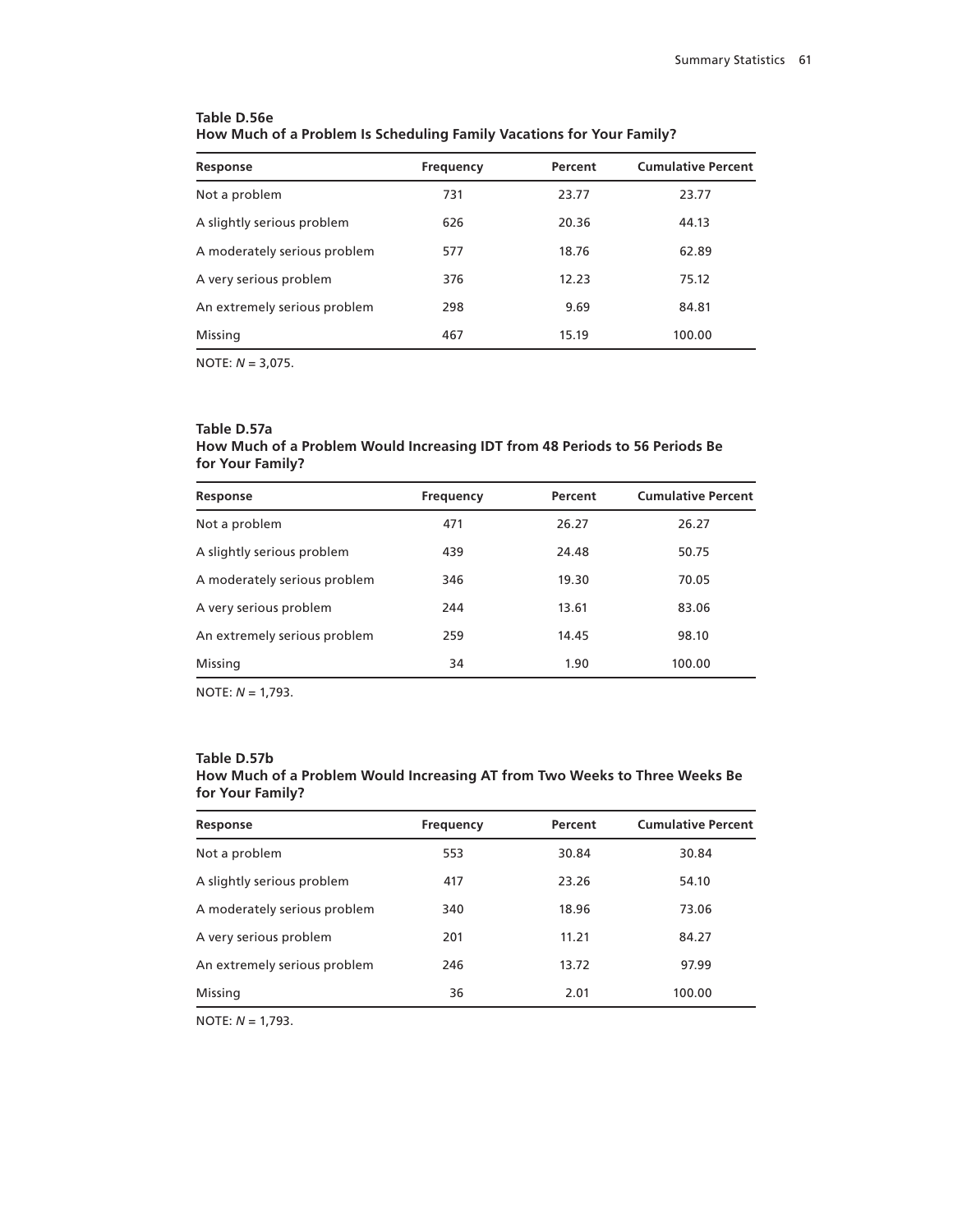**Table D.56e**
**How Much of a Problem Is Scheduling Family Vacations for Your Family?**

| Response | Frequency | Percent | Cumulative Percent |
|---|---|---|---|
| Not a problem | 731 | 23.77 | 23.77 |
| A slightly serious problem | 626 | 20.36 | 44.13 |
| A moderately serious problem | 577 | 18.76 | 62.89 |
| A very serious problem | 376 | 12.23 | 75.12 |
| An extremely serious problem | 298 | 9.69 | 84.81 |
| Missing | 467 | 15.19 | 100.00 |

NOTE: *N* = 3,075.

**Table D.57a**
**How Much of a Problem Would Increasing IDT from 48 Periods to 56 Periods Be for Your Family?**

| Response | Frequency | Percent | Cumulative Percent |
|---|---|---|---|
| Not a problem | 471 | 26.27 | 26.27 |
| A slightly serious problem | 439 | 24.48 | 50.75 |
| A moderately serious problem | 346 | 19.30 | 70.05 |
| A very serious problem | 244 | 13.61 | 83.06 |
| An extremely serious problem | 259 | 14.45 | 98.10 |
| Missing | 34 | 1.90 | 100.00 |

NOTE: *N* = 1,793.

**Table D.57b**
**How Much of a Problem Would Increasing AT from Two Weeks to Three Weeks Be for Your Family?**

| Response | Frequency | Percent | Cumulative Percent |
|---|---|---|---|
| Not a problem | 553 | 30.84 | 30.84 |
| A slightly serious problem | 417 | 23.26 | 54.10 |
| A moderately serious problem | 340 | 18.96 | 73.06 |
| A very serious problem | 201 | 11.21 | 84.27 |
| An extremely serious problem | 246 | 13.72 | 97.99 |
| Missing | 36 | 2.01 | 100.00 |

NOTE: *N* = 1,793.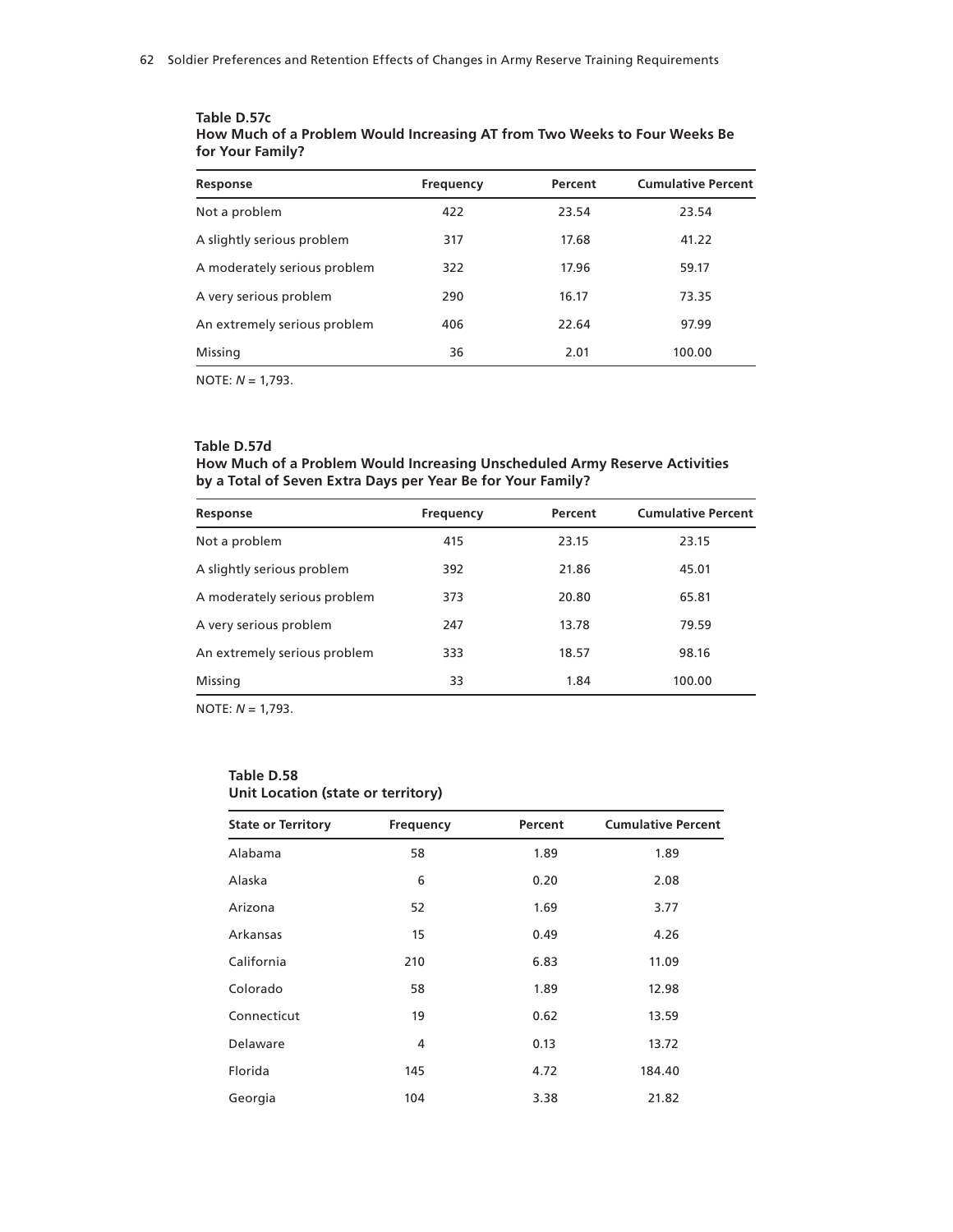**Table D.57c**
**How Much of a Problem Would Increasing AT from Two Weeks to Four Weeks Be for Your Family?**

| Response | Frequency | Percent | Cumulative Percent |
|---|---|---|---|
| Not a problem | 422 | 23.54 | 23.54 |
| A slightly serious problem | 317 | 17.68 | 41.22 |
| A moderately serious problem | 322 | 17.96 | 59.17 |
| A very serious problem | 290 | 16.17 | 73.35 |
| An extremely serious problem | 406 | 22.64 | 97.99 |
| Missing | 36 | 2.01 | 100.00 |

NOTE: *N* = 1,793.

**Table D.57d**
**How Much of a Problem Would Increasing Unscheduled Army Reserve Activities by a Total of Seven Extra Days per Year Be for Your Family?**

| Response | Frequency | Percent | Cumulative Percent |
|---|---|---|---|
| Not a problem | 415 | 23.15 | 23.15 |
| A slightly serious problem | 392 | 21.86 | 45.01 |
| A moderately serious problem | 373 | 20.80 | 65.81 |
| A very serious problem | 247 | 13.78 | 79.59 |
| An extremely serious problem | 333 | 18.57 | 98.16 |
| Missing | 33 | 1.84 | 100.00 |

NOTE: *N* = 1,793.

**Table D.58**
**Unit Location (state or territory)**

| State or Territory | Frequency | Percent | Cumulative Percent |
|---|---|---|---|
| Alabama | 58 | 1.89 | 1.89 |
| Alaska | 6 | 0.20 | 2.08 |
| Arizona | 52 | 1.69 | 3.77 |
| Arkansas | 15 | 0.49 | 4.26 |
| California | 210 | 6.83 | 11.09 |
| Colorado | 58 | 1.89 | 12.98 |
| Connecticut | 19 | 0.62 | 13.59 |
| Delaware | 4 | 0.13 | 13.72 |
| Florida | 145 | 4.72 | 184.40 |
| Georgia | 104 | 3.38 | 21.82 |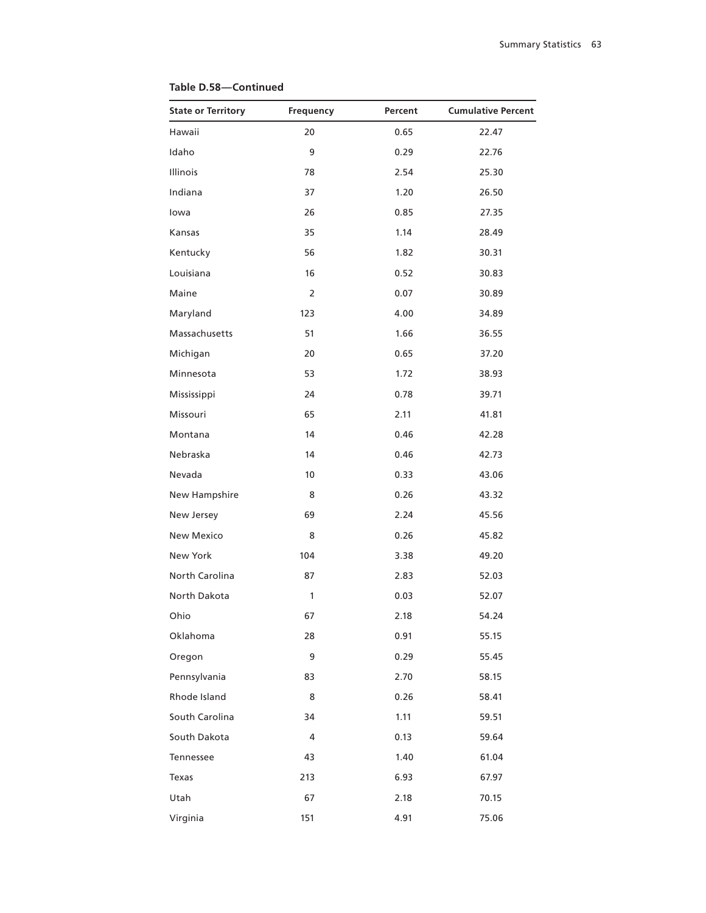**Table D.58—Continued**

| State or Territory | Frequency | Percent | Cumulative Percent |
|---|---|---|---|
| Hawaii | 20 | 0.65 | 22.47 |
| Idaho | 9 | 0.29 | 22.76 |
| Illinois | 78 | 2.54 | 25.30 |
| Indiana | 37 | 1.20 | 26.50 |
| Iowa | 26 | 0.85 | 27.35 |
| Kansas | 35 | 1.14 | 28.49 |
| Kentucky | 56 | 1.82 | 30.31 |
| Louisiana | 16 | 0.52 | 30.83 |
| Maine | 2 | 0.07 | 30.89 |
| Maryland | 123 | 4.00 | 34.89 |
| Massachusetts | 51 | 1.66 | 36.55 |
| Michigan | 20 | 0.65 | 37.20 |
| Minnesota | 53 | 1.72 | 38.93 |
| Mississippi | 24 | 0.78 | 39.71 |
| Missouri | 65 | 2.11 | 41.81 |
| Montana | 14 | 0.46 | 42.28 |
| Nebraska | 14 | 0.46 | 42.73 |
| Nevada | 10 | 0.33 | 43.06 |
| New Hampshire | 8 | 0.26 | 43.32 |
| New Jersey | 69 | 2.24 | 45.56 |
| New Mexico | 8 | 0.26 | 45.82 |
| New York | 104 | 3.38 | 49.20 |
| North Carolina | 87 | 2.83 | 52.03 |
| North Dakota | 1 | 0.03 | 52.07 |
| Ohio | 67 | 2.18 | 54.24 |
| Oklahoma | 28 | 0.91 | 55.15 |
| Oregon | 9 | 0.29 | 55.45 |
| Pennsylvania | 83 | 2.70 | 58.15 |
| Rhode Island | 8 | 0.26 | 58.41 |
| South Carolina | 34 | 1.11 | 59.51 |
| South Dakota | 4 | 0.13 | 59.64 |
| Tennessee | 43 | 1.40 | 61.04 |
| Texas | 213 | 6.93 | 67.97 |
| Utah | 67 | 2.18 | 70.15 |
| Virginia | 151 | 4.91 | 75.06 |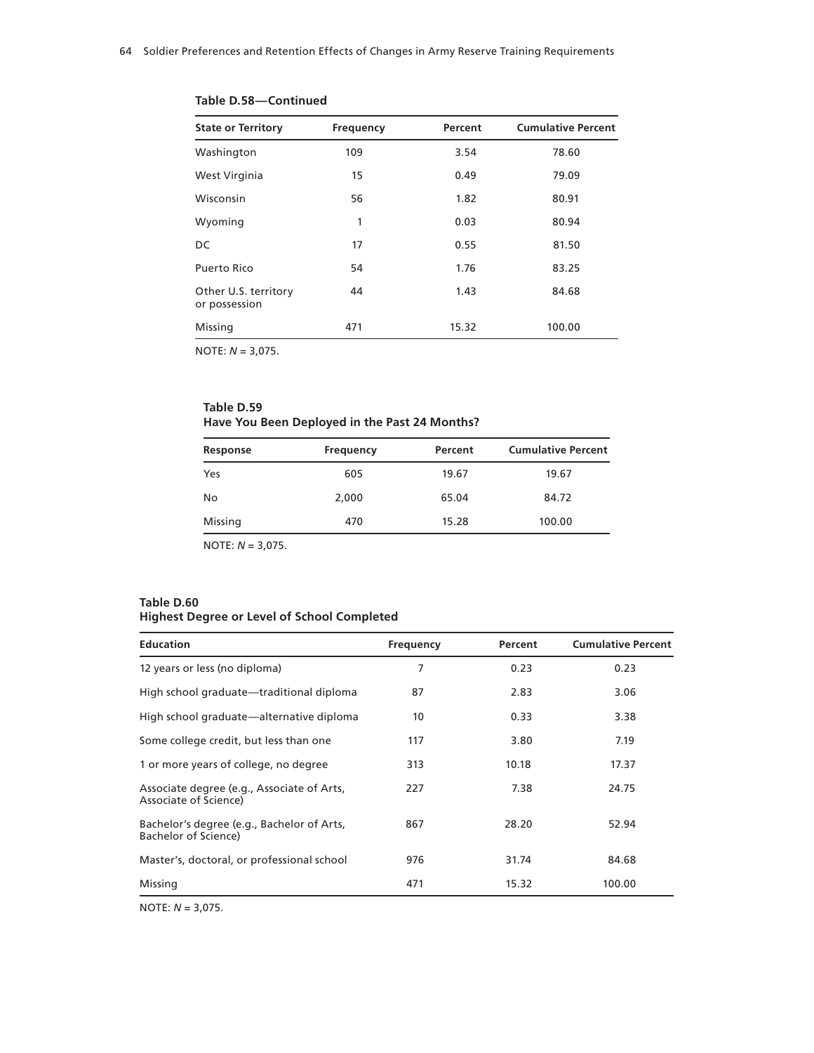**Table D.58—Continued**

| State or Territory | Frequency | Percent | Cumulative Percent |
|---|---|---|---|
| Washington | 109 | 3.54 | 78.60 |
| West Virginia | 15 | 0.49 | 79.09 |
| Wisconsin | 56 | 1.82 | 80.91 |
| Wyoming | 1 | 0.03 | 80.94 |
| DC | 17 | 0.55 | 81.50 |
| Puerto Rico | 54 | 1.76 | 83.25 |
| Other U.S. territory or possession | 44 | 1.43 | 84.68 |
| Missing | 471 | 15.32 | 100.00 |

NOTE: *N* = 3,075.

**Table D.59**
**Have You Been Deployed in the Past 24 Months?**

| Response | Frequency | Percent | Cumulative Percent |
|---|---|---|---|
| Yes | 605 | 19.67 | 19.67 |
| No | 2,000 | 65.04 | 84.72 |
| Missing | 470 | 15.28 | 100.00 |

NOTE: *N* = 3,075.

**Table D.60**
**Highest Degree or Level of School Completed**

| Education | Frequency | Percent | Cumulative Percent |
|---|---|---|---|
| 12 years or less (no diploma) | 7 | 0.23 | 0.23 |
| High school graduate—traditional diploma | 87 | 2.83 | 3.06 |
| High school graduate—alternative diploma | 10 | 0.33 | 3.38 |
| Some college credit, but less than one | 117 | 3.80 | 7.19 |
| 1 or more years of college, no degree | 313 | 10.18 | 17.37 |
| Associate degree (e.g., Associate of Arts, Associate of Science) | 227 | 7.38 | 24.75 |
| Bachelor's degree (e.g., Bachelor of Arts, Bachelor of Science) | 867 | 28.20 | 52.94 |
| Master's, doctoral, or professional school | 976 | 31.74 | 84.68 |
| Missing | 471 | 15.32 | 100.00 |

NOTE: *N* = 3,075.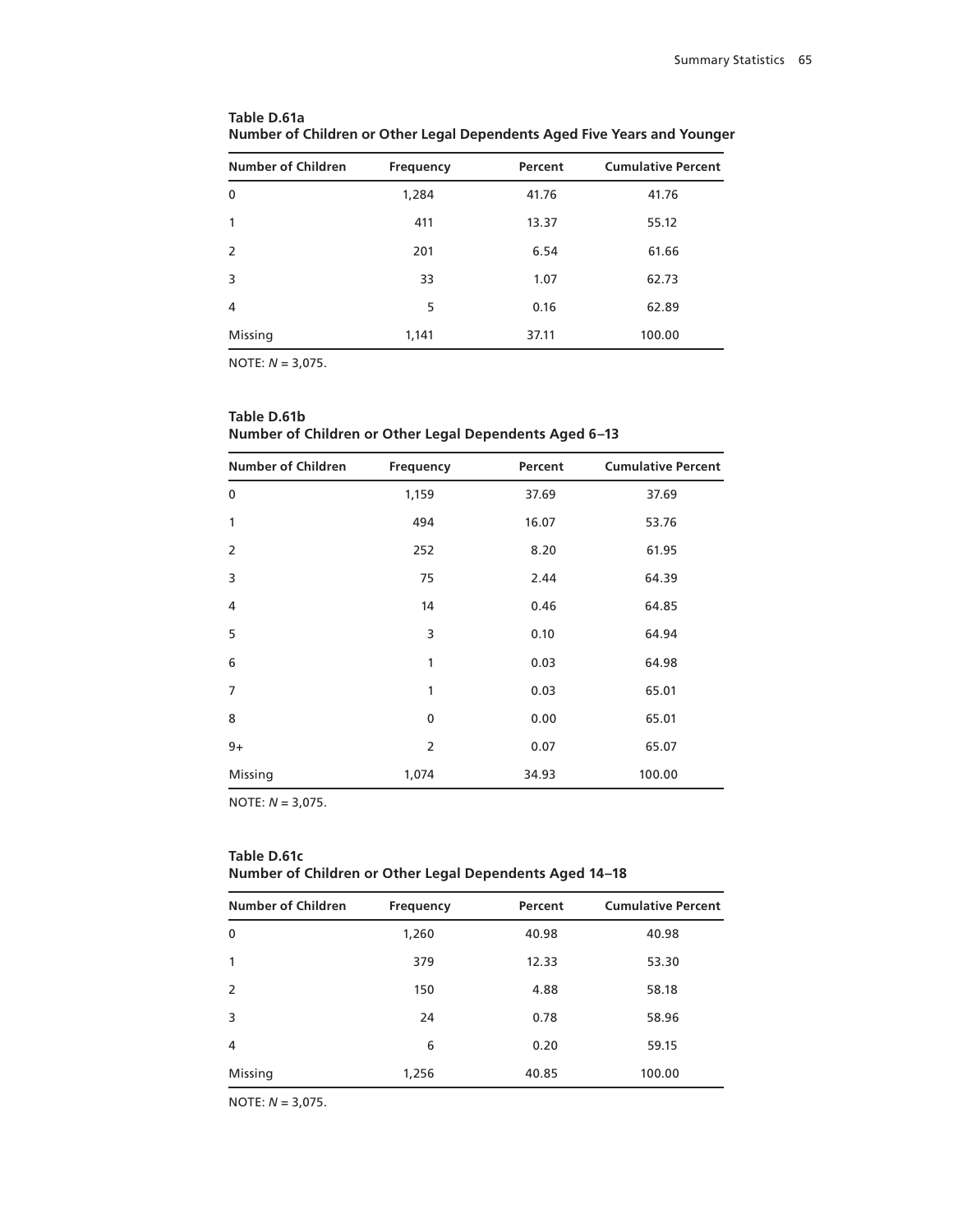**Table D.61a**
**Number of Children or Other Legal Dependents Aged Five Years and Younger**

| Number of Children | Frequency | Percent | Cumulative Percent |
|---|---|---|---|
| 0 | 1,284 | 41.76 | 41.76 |
| 1 | 411 | 13.37 | 55.12 |
| 2 | 201 | 6.54 | 61.66 |
| 3 | 33 | 1.07 | 62.73 |
| 4 | 5 | 0.16 | 62.89 |
| Missing | 1,141 | 37.11 | 100.00 |

NOTE: *N* = 3,075.

**Table D.61b**
**Number of Children or Other Legal Dependents Aged 6–13**

| Number of Children | Frequency | Percent | Cumulative Percent |
|---|---|---|---|
| 0 | 1,159 | 37.69 | 37.69 |
| 1 | 494 | 16.07 | 53.76 |
| 2 | 252 | 8.20 | 61.95 |
| 3 | 75 | 2.44 | 64.39 |
| 4 | 14 | 0.46 | 64.85 |
| 5 | 3 | 0.10 | 64.94 |
| 6 | 1 | 0.03 | 64.98 |
| 7 | 1 | 0.03 | 65.01 |
| 8 | 0 | 0.00 | 65.01 |
| 9+ | 2 | 0.07 | 65.07 |
| Missing | 1,074 | 34.93 | 100.00 |

NOTE: *N* = 3,075.

**Table D.61c**
**Number of Children or Other Legal Dependents Aged 14–18**

| Number of Children | Frequency | Percent | Cumulative Percent |
|---|---|---|---|
| 0 | 1,260 | 40.98 | 40.98 |
| 1 | 379 | 12.33 | 53.30 |
| 2 | 150 | 4.88 | 58.18 |
| 3 | 24 | 0.78 | 58.96 |
| 4 | 6 | 0.20 | 59.15 |
| Missing | 1,256 | 40.85 | 100.00 |

NOTE: *N* = 3,075.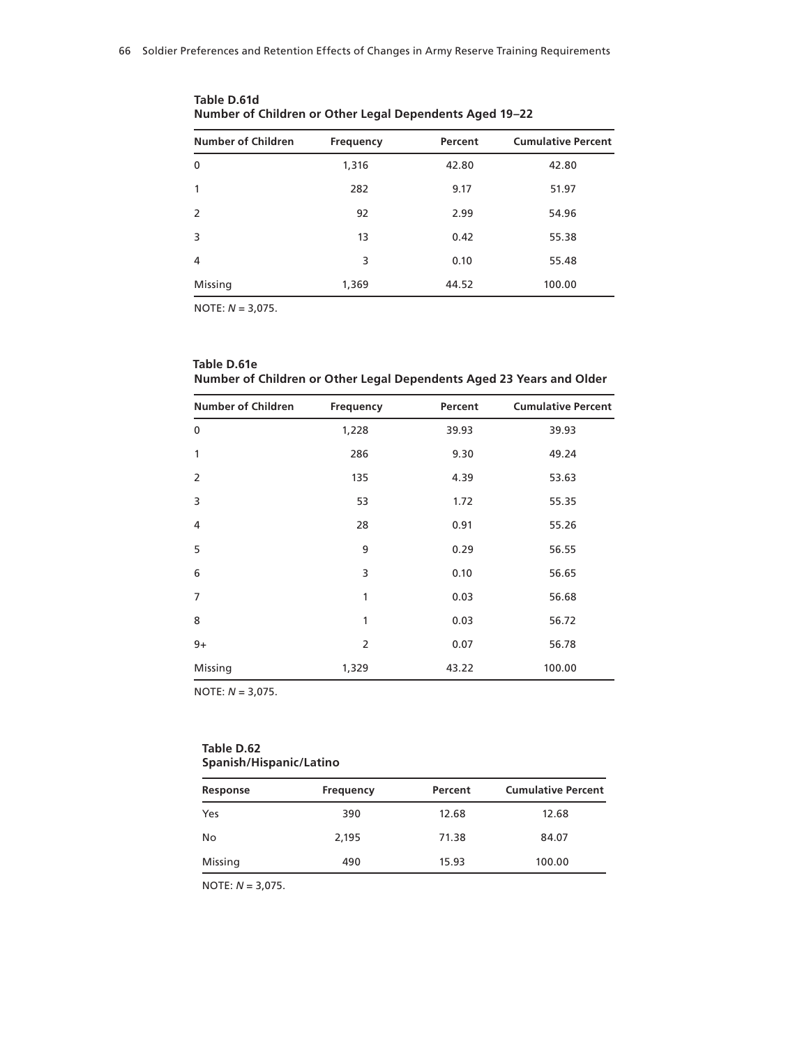**Table D.61d**
**Number of Children or Other Legal Dependents Aged 19–22**

| Number of Children | Frequency | Percent | Cumulative Percent |
|---|---|---|---|
| 0 | 1,316 | 42.80 | 42.80 |
| 1 | 282 | 9.17 | 51.97 |
| 2 | 92 | 2.99 | 54.96 |
| 3 | 13 | 0.42 | 55.38 |
| 4 | 3 | 0.10 | 55.48 |
| Missing | 1,369 | 44.52 | 100.00 |

NOTE: *N* = 3,075.

**Table D.61e**
**Number of Children or Other Legal Dependents Aged 23 Years and Older**

| Number of Children | Frequency | Percent | Cumulative Percent |
|---|---|---|---|
| 0 | 1,228 | 39.93 | 39.93 |
| 1 | 286 | 9.30 | 49.24 |
| 2 | 135 | 4.39 | 53.63 |
| 3 | 53 | 1.72 | 55.35 |
| 4 | 28 | 0.91 | 55.26 |
| 5 | 9 | 0.29 | 56.55 |
| 6 | 3 | 0.10 | 56.65 |
| 7 | 1 | 0.03 | 56.68 |
| 8 | 1 | 0.03 | 56.72 |
| 9+ | 2 | 0.07 | 56.78 |
| Missing | 1,329 | 43.22 | 100.00 |

NOTE: *N* = 3,075.

**Table D.62**
**Spanish/Hispanic/Latino**

| Response | Frequency | Percent | Cumulative Percent |
|---|---|---|---|
| Yes | 390 | 12.68 | 12.68 |
| No | 2,195 | 71.38 | 84.07 |
| Missing | 490 | 15.93 | 100.00 |

NOTE: *N* = 3,075.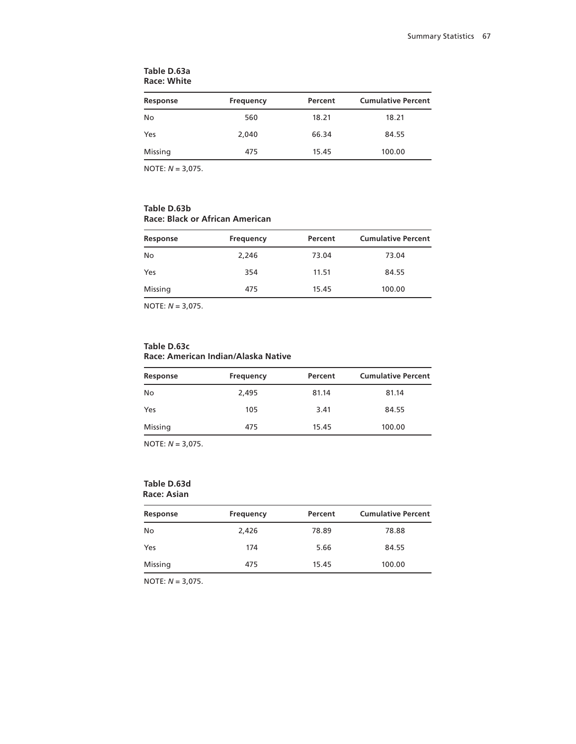**Table D.63a**
**Race: White**

| Response | Frequency | Percent | Cumulative Percent |
|---|---|---|---|
| No | 560 | 18.21 | 18.21 |
| Yes | 2,040 | 66.34 | 84.55 |
| Missing | 475 | 15.45 | 100.00 |

NOTE: *N* = 3,075.

**Table D.63b**
**Race: Black or African American**

| Response | Frequency | Percent | Cumulative Percent |
|---|---|---|---|
| No | 2,246 | 73.04 | 73.04 |
| Yes | 354 | 11.51 | 84.55 |
| Missing | 475 | 15.45 | 100.00 |

NOTE: *N* = 3,075.

**Table D.63c**
**Race: American Indian/Alaska Native**

| Response | Frequency | Percent | Cumulative Percent |
|---|---|---|---|
| No | 2,495 | 81.14 | 81.14 |
| Yes | 105 | 3.41 | 84.55 |
| Missing | 475 | 15.45 | 100.00 |

NOTE: *N* = 3,075.

**Table D.63d**
**Race: Asian**

| Response | Frequency | Percent | Cumulative Percent |
|---|---|---|---|
| No | 2,426 | 78.89 | 78.88 |
| Yes | 174 | 5.66 | 84.55 |
| Missing | 475 | 15.45 | 100.00 |

NOTE: *N* = 3,075.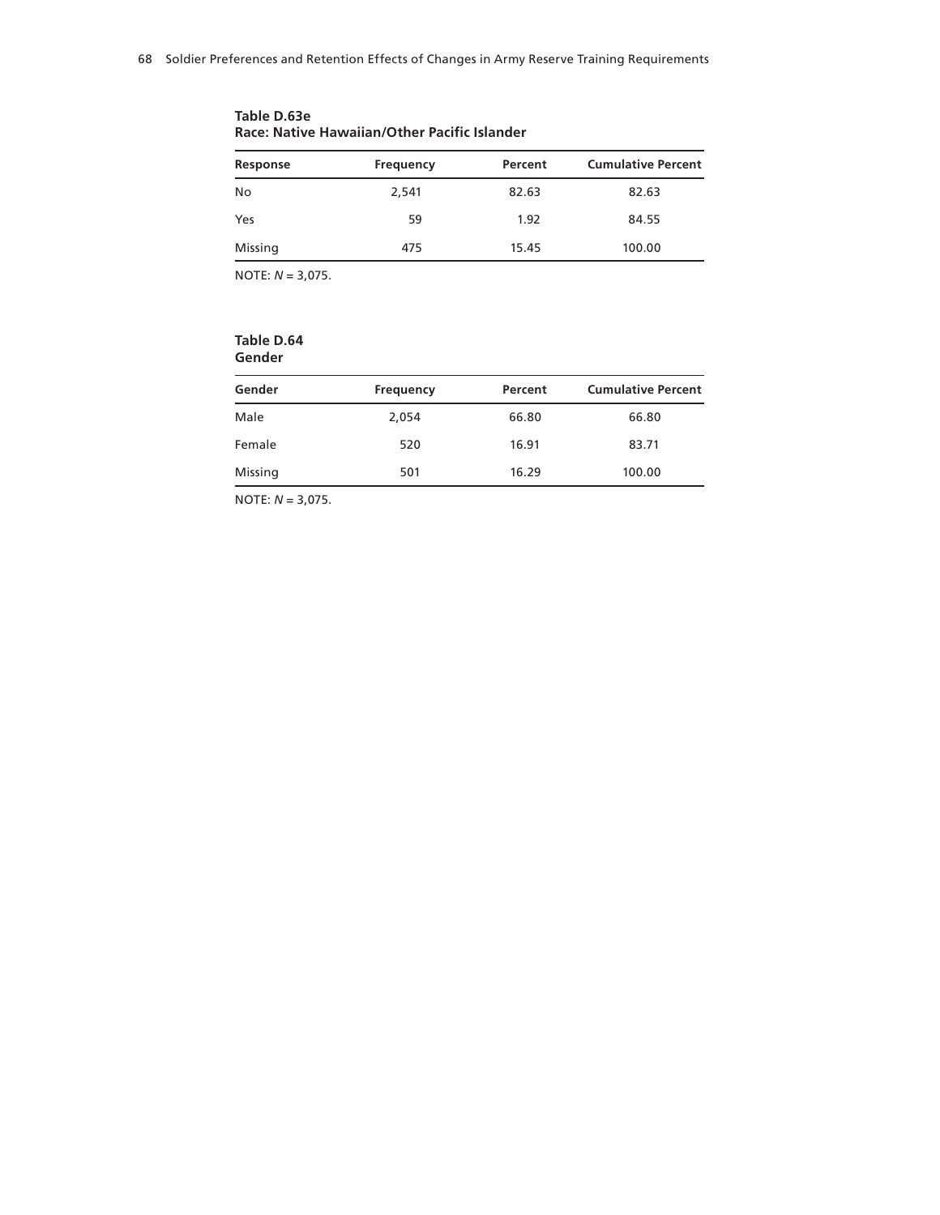**Table D.63e**
**Race: Native Hawaiian/Other Pacific Islander**

| Response | Frequency | Percent | Cumulative Percent |
|---|---|---|---|
| No | 2,541 | 82.63 | 82.63 |
| Yes | 59 | 1.92 | 84.55 |
| Missing | 475 | 15.45 | 100.00 |

NOTE: *N* = 3,075.

**Table D.64**
**Gender**

| Gender | Frequency | Percent | Cumulative Percent |
|---|---|---|---|
| Male | 2,054 | 66.80 | 66.80 |
| Female | 520 | 16.91 | 83.71 |
| Missing | 501 | 16.29 | 100.00 |

NOTE: *N* = 3,075.